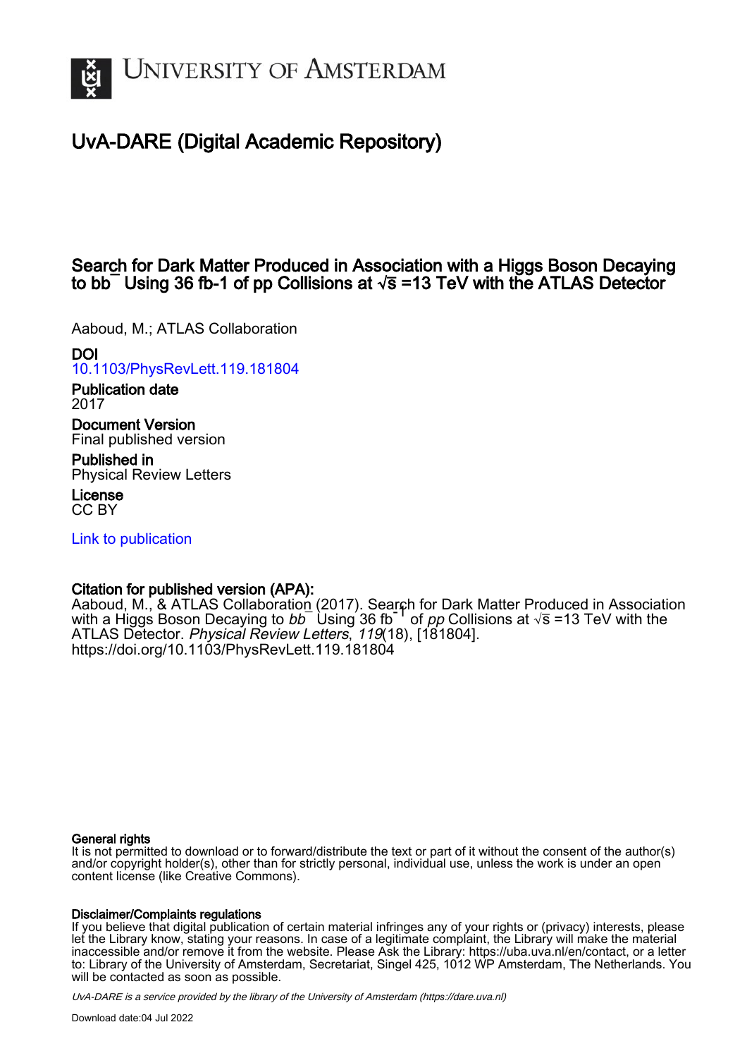UNIVERSITY OF AMSTERDAM

# UvA-DARE (Digital Academic Repository)

## Search for Dark Matter Produced in Association with a Higgs Boson Decaying to $b\bar{b}$ Using 36 fb-1 of pp Collisions at $\sqrt{s}$ =13 TeV with the ATLAS Detector

Aaboud, M.; ATLAS Collaboration

**DOI**
10.1103/PhysRevLett.119.181804

**Publication date**
2017

**Document Version**
Final published version

**Published in**
Physical Review Letters

**License**
CC BY

Link to publication

**Citation for published version (APA):**
Aaboud, M., & ATLAS Collaboration (2017). Search for Dark Matter Produced in Association with a Higgs Boson Decaying to $b\bar{b}$ Using 36 fb$^{-1}$ of *pp* Collisions at $\sqrt{s}$ =13 TeV with the ATLAS Detector. *Physical Review Letters*, *119*(18), [181804]. https://doi.org/10.1103/PhysRevLett.119.181804

**General rights**
It is not permitted to download or to forward/distribute the text or part of it without the consent of the author(s) and/or copyright holder(s), other than for strictly personal, individual use, unless the work is under an open content license (like Creative Commons).

**Disclaimer/Complaints regulations**
If you believe that digital publication of certain material infringes any of your rights or (privacy) interests, please let the Library know, stating your reasons. In case of a legitimate complaint, the Library will make the material inaccessible and/or remove it from the website. Please Ask the Library: https://uba.uva.nl/en/contact, or a letter to: Library of the University of Amsterdam, Secretariat, Singel 425, 1012 WP Amsterdam, The Netherlands. You will be contacted as soon as possible.

UvA-DARE is a service provided by the library of the University of Amsterdam (https://dare.uva.nl)

Download date:04 Jul 2022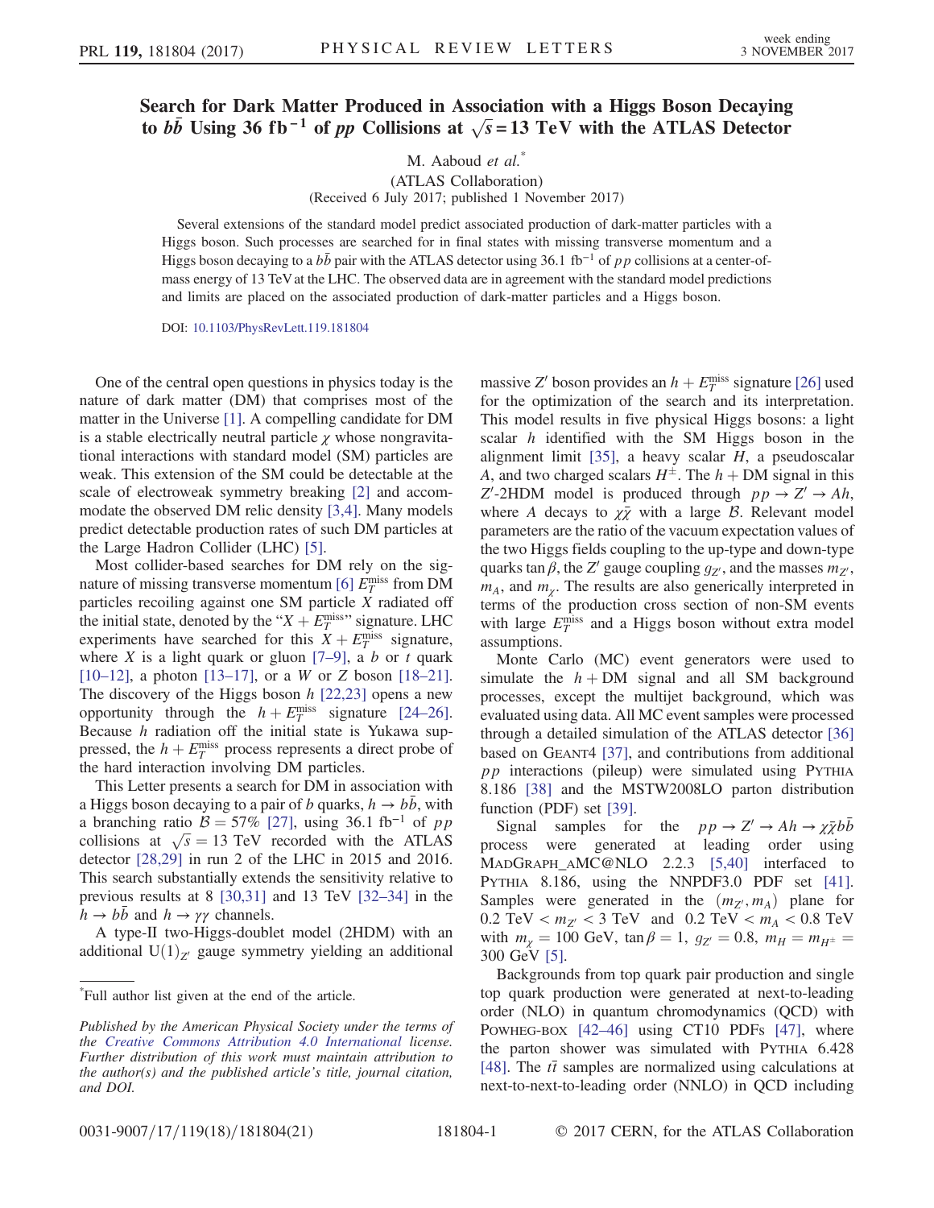# Search for Dark Matter Produced in Association with a Higgs Boson Decaying to $b\bar{b}$ Using 36 fb$^{-1}$ of $pp$ Collisions at $\sqrt{s} = 13$ TeV with the ATLAS Detector

M. Aaboud *et al.**

(ATLAS Collaboration)

(Received 6 July 2017; published 1 November 2017)

Several extensions of the standard model predict associated production of dark-matter particles with a Higgs boson. Such processes are searched for in final states with missing transverse momentum and a Higgs boson decaying to a $b\bar{b}$ pair with the ATLAS detector using 36.1 fb$^{-1}$ of $pp$ collisions at a center-of-mass energy of 13 TeV at the LHC. The observed data are in agreement with the standard model predictions and limits are placed on the associated production of dark-matter particles and a Higgs boson.

DOI: 10.1103/PhysRevLett.119.181804

One of the central open questions in physics today is the nature of dark matter (DM) that comprises most of the matter in the Universe [1]. A compelling candidate for DM is a stable electrically neutral particle $\chi$ whose nongravitational interactions with standard model (SM) particles are weak. This extension of the SM could be detectable at the scale of electroweak symmetry breaking [2] and accommodate the observed DM relic density [3,4]. Many models predict detectable production rates of such DM particles at the Large Hadron Collider (LHC) [5].

Most collider-based searches for DM rely on the signature of missing transverse momentum [6] $E_T^{\text{miss}}$ from DM particles recoiling against one SM particle $X$ radiated off the initial state, denoted by the "$X + E_T^{\text{miss}}$" signature. LHC experiments have searched for this $X + E_T^{\text{miss}}$ signature, where $X$ is a light quark or gluon [7–9], a $b$ or $t$ quark [10–12], a photon [13–17], or a $W$ or $Z$ boson [18–21]. The discovery of the Higgs boson $h$ [22,23] opens a new opportunity through the $h + E_T^{\text{miss}}$ signature [24–26]. Because $h$ radiation off the initial state is Yukawa suppressed, the $h + E_T^{\text{miss}}$ process represents a direct probe of the hard interaction involving DM particles.

This Letter presents a search for DM in association with a Higgs boson decaying to a pair of $b$ quarks, $h \to b\bar{b}$, with a branching ratio $\mathcal{B} = 57\%$ [27], using 36.1 fb$^{-1}$ of $pp$ collisions at $\sqrt{s} = 13$ TeV recorded with the ATLAS detector [28,29] in run 2 of the LHC in 2015 and 2016. This search substantially extends the sensitivity relative to previous results at 8 [30,31] and 13 TeV [32–34] in the $h \to b\bar{b}$ and $h \to \gamma\gamma$ channels.

A type-II two-Higgs-doublet model (2HDM) with an additional $\mathrm{U}(1)_{Z'}$ gauge symmetry yielding an additional massive $Z'$ boson provides an $h + E_T^{\text{miss}}$ signature [26] used for the optimization of the search and its interpretation. This model results in five physical Higgs bosons: a light scalar $h$ identified with the SM Higgs boson in the alignment limit [35], a heavy scalar $H$, a pseudoscalar $A$, and two charged scalars $H^{\pm}$. The $h$ + DM signal in this $Z'$-2HDM model is produced through $pp \to Z' \to Ah$, where $A$ decays to $\chi\bar{\chi}$ with a large $\mathcal{B}$. Relevant model parameters are the ratio of the vacuum expectation values of the two Higgs fields coupling to the up-type and down-type quarks $\tan\beta$, the $Z'$ gauge coupling $g_{Z'}$, and the masses $m_{Z'}$, $m_A$, and $m_\chi$. The results are also generically interpreted in terms of the production cross section of non-SM events with large $E_T^{\text{miss}}$ and a Higgs boson without extra model assumptions.

Monte Carlo (MC) event generators were used to simulate the $h$ + DM signal and all SM background processes, except the multijet background, which was evaluated using data. All MC event samples were processed through a detailed simulation of the ATLAS detector [36] based on GEANT4 [37], and contributions from additional $pp$ interactions (pileup) were simulated using PYTHIA 8.186 [38] and the MSTW2008LO parton distribution function (PDF) set [39].

Signal samples for the $pp \to Z' \to Ah \to \chi\bar{\chi}b\bar{b}$ process were generated at leading order using MADGRAPH_AMC@NLO 2.2.3 [5,40] interfaced to PYTHIA 8.186, using the NNPDF3.0 PDF set [41]. Samples were generated in the $(m_{Z'}, m_A)$ plane for $0.2\ \text{TeV} < m_{Z'} < 3\ \text{TeV}$ and $0.2\ \text{TeV} < m_A < 0.8\ \text{TeV}$ with $m_\chi = 100$ GeV, $\tan\beta = 1$, $g_{Z'} = 0.8$, $m_H = m_{H^\pm} = 300$ GeV [5].

Backgrounds from top quark pair production and single top quark production were generated at next-to-leading order (NLO) in quantum chromodynamics (QCD) with POWHEG-BOX [42–46] using CT10 PDFs [47], where the parton shower was simulated with PYTHIA 6.428 [48]. The $t\bar{t}$ samples are normalized using calculations at next-to-next-to-leading order (NNLO) in QCD including

*Full author list given at the end of the article.

*Published by the American Physical Society under the terms of the Creative Commons Attribution 4.0 International license. Further distribution of this work must maintain attribution to the author(s) and the published article's title, journal citation, and DOI.*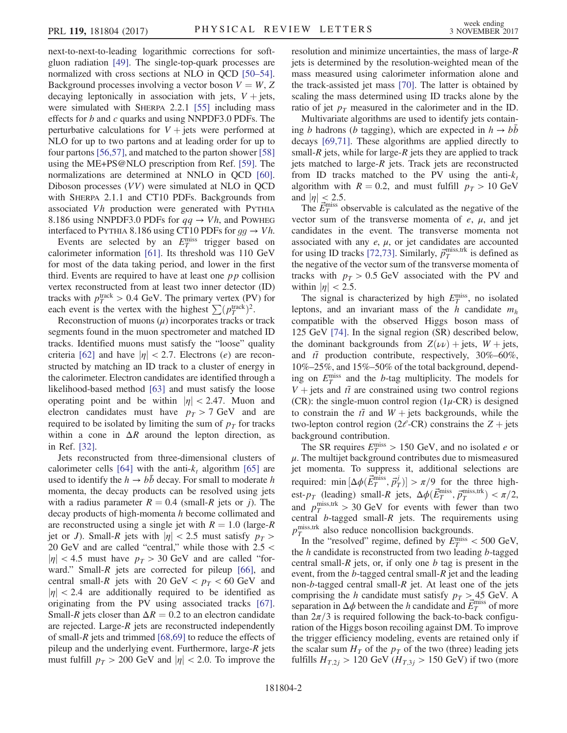next-to-next-to-leading logarithmic corrections for soft-gluon radiation [49]. The single-top-quark processes are normalized with cross sections at NLO in QCD [50–54]. Background processes involving a vector boson $V = W, Z$ decaying leptonically in association with jets, $V +$ jets, were simulated with SHERPA 2.2.1 [55] including mass effects for $b$ and $c$ quarks and using NNPDF3.0 PDFs. The perturbative calculations for $V +$ jets were performed at NLO for up to two partons and at leading order for up to four partons [56,57], and matched to the parton shower [58] using the ME+PS@NLO prescription from Ref. [59]. The normalizations are determined at NNLO in QCD [60]. Diboson processes ($VV$) were simulated at NLO in QCD with SHERPA 2.1.1 and CT10 PDFs. Backgrounds from associated $Vh$ production were generated with PYTHIA 8.186 using NNPDF3.0 PDFs for $qq \to Vh$, and POWHEG interfaced to PYTHIA 8.186 using CT10 PDFs for $gg \to Vh$.

Events are selected by an $E_T^{\mathrm{miss}}$ trigger based on calorimeter information [61]. Its threshold was 110 GeV for most of the data taking period, and lower in the first third. Events are required to have at least one $pp$ collision vertex reconstructed from at least two inner detector (ID) tracks with $p_T^{\mathrm{track}} > 0.4$ GeV. The primary vertex (PV) for each event is the vertex with the highest $\sum (p_T^{\mathrm{track}})^2$.

Reconstruction of muons ($\mu$) incorporates tracks or track segments found in the muon spectrometer and matched ID tracks. Identified muons must satisfy the "loose" quality criteria [62] and have $|\eta| < 2.7$. Electrons ($e$) are reconstructed by matching an ID track to a cluster of energy in the calorimeter. Electron candidates are identified through a likelihood-based method [63] and must satisfy the loose operating point and be within $|\eta| < 2.47$. Muon and electron candidates must have $p_T > 7$ GeV and are required to be isolated by limiting the sum of $p_T$ for tracks within a cone in $\Delta R$ around the lepton direction, as in Ref. [32].

Jets reconstructed from three-dimensional clusters of calorimeter cells [64] with the anti-$k_t$ algorithm [65] are used to identify the $h \to b\bar{b}$ decay. For small to moderate $h$ momenta, the decay products can be resolved using jets with a radius parameter $R = 0.4$ (small-$R$ jets or $j$). The decay products of high-momenta $h$ become collimated and are reconstructed using a single jet with $R = 1.0$ (large-$R$ jet or $J$). Small-$R$ jets with $|\eta| < 2.5$ must satisfy $p_T > 20$ GeV and are called "central," while those with $2.5 < |\eta| < 4.5$ must have $p_T > 30$ GeV and are called "forward." Small-$R$ jets are corrected for pileup [66], and central small-$R$ jets with 20 GeV $< p_T <$ 60 GeV and $|\eta| < 2.4$ are additionally required to be identified as originating from the PV using associated tracks [67]. Small-$R$ jets closer than $\Delta R = 0.2$ to an electron candidate are rejected. Large-$R$ jets are reconstructed independently of small-$R$ jets and trimmed [68,69] to reduce the effects of pileup and the underlying event. Furthermore, large-$R$ jets must fulfill $p_T > 200$ GeV and $|\eta| < 2.0$. To improve the resolution and minimize uncertainties, the mass of large-$R$ jets is determined by the resolution-weighted mean of the mass measured using calorimeter information alone and the track-assisted jet mass [70]. The latter is obtained by scaling the mass determined using ID tracks alone by the ratio of jet $p_T$ measured in the calorimeter and in the ID.

Multivariate algorithms are used to identify jets containing $b$ hadrons ($b$ tagging), which are expected in $h \to b\bar{b}$ decays [69,71]. These algorithms are applied directly to small-$R$ jets, while for large-$R$ jets they are applied to track jets matched to large-$R$ jets. Track jets are reconstructed from ID tracks matched to the PV using the anti-$k_t$ algorithm with $R = 0.2$, and must fulfill $p_T > 10$ GeV and $|\eta| < 2.5$.

The $\vec{E}_T^{\mathrm{miss}}$ observable is calculated as the negative of the vector sum of the transverse momenta of $e$, $\mu$, and jet candidates in the event. The transverse momenta not associated with any $e$, $\mu$, or jet candidates are accounted for using ID tracks [72,73]. Similarly, $\vec{p}_T^{\mathrm{miss,trk}}$ is defined as the negative of the vector sum of the transverse momenta of tracks with $p_T > 0.5$ GeV associated with the PV and within $|\eta| < 2.5$.

The signal is characterized by high $E_T^{\mathrm{miss}}$, no isolated leptons, and an invariant mass of the $h$ candidate $m_h$ compatible with the observed Higgs boson mass of 125 GeV [74]. In the signal region (SR) described below, the dominant backgrounds from $Z(\nu\nu) +$ jets, $W +$ jets, and $t\bar{t}$ production contribute, respectively, 30%–60%, 10%–25%, and 15%–50% of the total background, depending on $E_T^{\mathrm{miss}}$ and the $b$-tag multiplicity. The models for $V +$ jets and $t\bar{t}$ are constrained using two control regions (CR): the single-muon control region (1$\mu$-CR) is designed to constrain the $t\bar{t}$ and $W +$ jets backgrounds, while the two-lepton control region (2$\ell$-CR) constrains the $Z +$ jets background contribution.

The SR requires $E_T^{\mathrm{miss}} > 150$ GeV, and no isolated $e$ or $\mu$. The multijet background contributes due to mismeasured jet momenta. To suppress it, additional selections are required: $\min[\Delta\phi(\vec{E}_T^{\mathrm{miss}}, \vec{p}_T^{\,j})] > \pi/9$ for the three highest-$p_T$ (leading) small-$R$ jets, $\Delta\phi(\vec{E}_T^{\mathrm{miss}}, \vec{p}_T^{\mathrm{miss,trk}}) < \pi/2$, and $p_T^{\mathrm{miss,trk}} > 30$ GeV for events with fewer than two central $b$-tagged small-$R$ jets. The requirements using $p_T^{\mathrm{miss,trk}}$ also reduce noncollision backgrounds.

In the "resolved" regime, defined by $E_T^{\mathrm{miss}} < 500$ GeV, the $h$ candidate is reconstructed from two leading $b$-tagged central small-$R$ jets, or, if only one $b$ tag is present in the event, from the $b$-tagged central small-$R$ jet and the leading non-$b$-tagged central small-$R$ jet. At least one of the jets comprising the $h$ candidate must satisfy $p_T > 45$ GeV. A separation in $\Delta\phi$ between the $h$ candidate and $\vec{E}_T^{\mathrm{miss}}$ of more than $2\pi/3$ is required following the back-to-back configuration of the Higgs boson recoiling against DM. To improve the trigger efficiency modeling, events are retained only if the scalar sum $H_T$ of the $p_T$ of the two (three) leading jets fulfills $H_{T,2j} > 120$ GeV ($H_{T,3j} > 150$ GeV) if two (more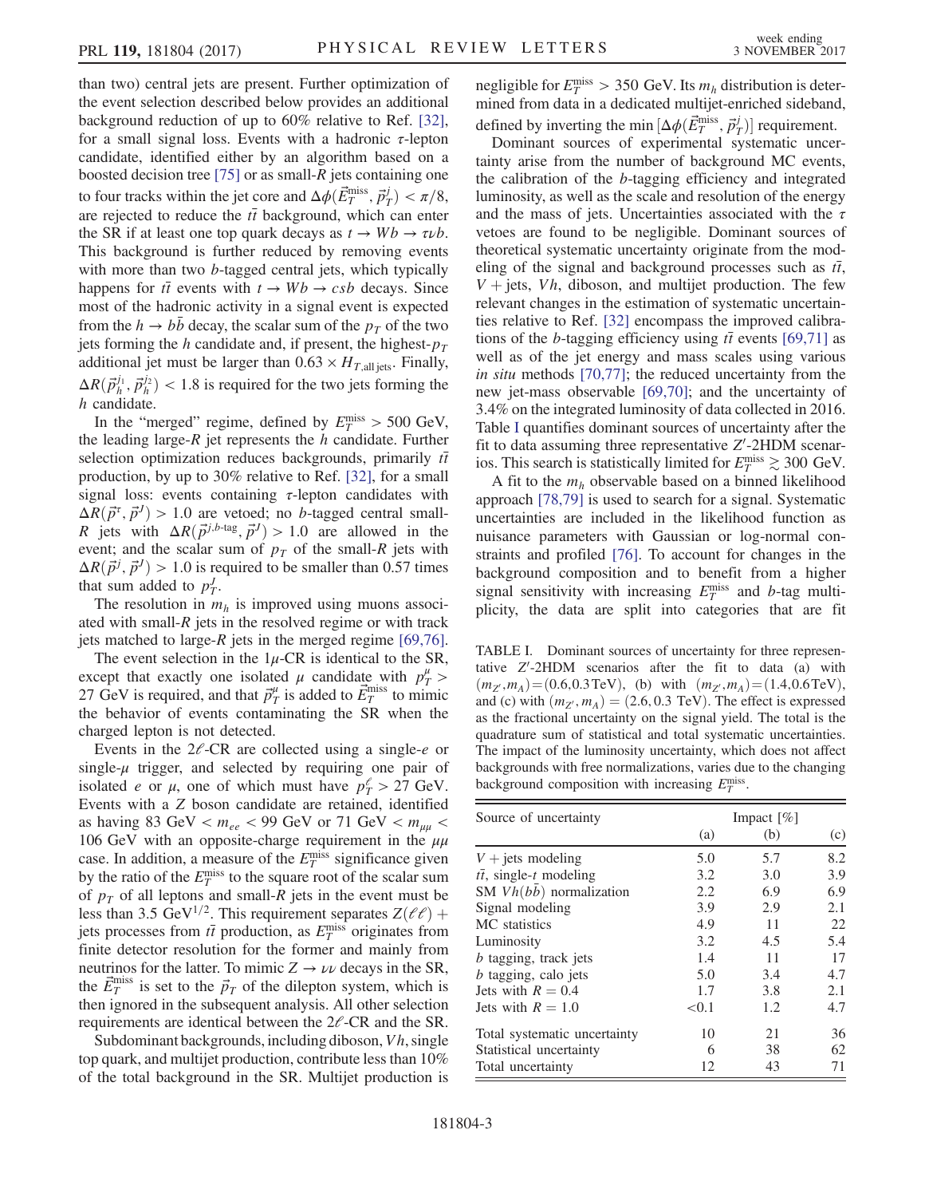than two) central jets are present. Further optimization of the event selection described below provides an additional background reduction of up to 60% relative to Ref. [32], for a small signal loss. Events with a hadronic $\tau$-lepton candidate, identified either by an algorithm based on a boosted decision tree [75] or as small-$R$ jets containing one to four tracks within the jet core and $\Delta\phi(\vec{E}_T^{\mathrm{miss}}, \vec{p}_T^{\,j}) < \pi/8$, are rejected to reduce the $t\bar{t}$ background, which can enter the SR if at least one top quark decays as $t \to Wb \to \tau\nu b$. This background is further reduced by removing events with more than two $b$-tagged central jets, which typically happens for $t\bar{t}$ events with $t \to Wb \to csb$ decays. Since most of the hadronic activity in a signal event is expected from the $h \to b\bar{b}$ decay, the scalar sum of the $p_T$ of the two jets forming the $h$ candidate and, if present, the highest-$p_T$ additional jet must be larger than $0.63 \times H_{T,\mathrm{all\,jets}}$. Finally, $\Delta R(\vec{p}_h^{\,j_1}, \vec{p}_h^{\,j_2}) < 1.8$ is required for the two jets forming the $h$ candidate.

In the "merged" regime, defined by $E_T^{\mathrm{miss}} > 500$ GeV, the leading large-$R$ jet represents the $h$ candidate. Further selection optimization reduces backgrounds, primarily $t\bar{t}$ production, by up to 30% relative to Ref. [32], for a small signal loss: events containing $\tau$-lepton candidates with $\Delta R(\vec{p}^{\,\tau}, \vec{p}^{\,J}) > 1.0$ are vetoed; no $b$-tagged central small-$R$ jets with $\Delta R(\vec{p}^{\,j,b\text{-tag}}, \vec{p}^{\,J}) > 1.0$ are allowed in the event; and the scalar sum of $p_T$ of the small-$R$ jets with $\Delta R(\vec{p}^{\,j}, \vec{p}^{\,J}) > 1.0$ is required to be smaller than 0.57 times that sum added to $p_T^J$.

The resolution in $m_h$ is improved using muons associated with small-$R$ jets in the resolved regime or with track jets matched to large-$R$ jets in the merged regime [69,76].

The event selection in the $1\mu$-CR is identical to the SR, except that exactly one isolated $\mu$ candidate with $p_T^{\mu} > 27$ GeV is required, and that $\vec{p}_T^{\,\mu}$ is added to $\vec{E}_T^{\mathrm{miss}}$ to mimic the behavior of events contaminating the SR when the charged lepton is not detected.

Events in the $2\ell$-CR are collected using a single-$e$ or single-$\mu$ trigger, and selected by requiring one pair of isolated $e$ or $\mu$, one of which must have $p_T^{\ell} > 27$ GeV. Events with a $Z$ boson candidate are retained, identified as having 83 GeV $< m_{ee} <$ 99 GeV or 71 GeV $< m_{\mu\mu} <$ 106 GeV with an opposite-charge requirement in the $\mu\mu$ case. In addition, a measure of the $E_T^{\mathrm{miss}}$ significance given by the ratio of the $E_T^{\mathrm{miss}}$ to the square root of the scalar sum of $p_T$ of all leptons and small-$R$ jets in the event must be less than 3.5 GeV$^{1/2}$. This requirement separates $Z(\ell\ell)$ + jets processes from $t\bar{t}$ production, as $E_T^{\mathrm{miss}}$ originates from finite detector resolution for the former and mainly from neutrinos for the latter. To mimic $Z \to \nu\nu$ decays in the SR, the $\vec{E}_T^{\mathrm{miss}}$ is set to the $\vec{p}_T$ of the dilepton system, which is then ignored in the subsequent analysis. All other selection requirements are identical between the $2\ell$-CR and the SR.

Subdominant backgrounds, including diboson, $Vh$, single top quark, and multijet production, contribute less than 10% of the total background in the SR. Multijet production is negligible for $E_T^{\mathrm{miss}} > 350$ GeV. Its $m_h$ distribution is determined from data in a dedicated multijet-enriched sideband, defined by inverting the $\min[\Delta\phi(\vec{E}_T^{\mathrm{miss}}, \vec{p}_T^{\,j})]$ requirement.

Dominant sources of experimental systematic uncertainty arise from the number of background MC events, the calibration of the $b$-tagging efficiency and integrated luminosity, as well as the scale and resolution of the energy and the mass of jets. Uncertainties associated with the $\tau$ vetoes are found to be negligible. Dominant sources of theoretical systematic uncertainty originate from the modeling of the signal and background processes such as $t\bar{t}$, $V$ + jets, $Vh$, diboson, and multijet production. The few relevant changes in the estimation of systematic uncertainties relative to Ref. [32] encompass the improved calibrations of the $b$-tagging efficiency using $t\bar{t}$ events [69,71] as well as of the jet energy and mass scales using various *in situ* methods [70,77]; the reduced uncertainty from the new jet-mass observable [69,70]; and the uncertainty of 3.4% on the integrated luminosity of data collected in 2016. Table I quantifies dominant sources of uncertainty after the fit to data assuming three representative $Z'$-2HDM scenarios. This search is statistically limited for $E_T^{\mathrm{miss}} \gtrsim 300$ GeV.

A fit to the $m_h$ observable based on a binned likelihood approach [78,79] is used to search for a signal. Systematic uncertainties are included in the likelihood function as nuisance parameters with Gaussian or log-normal constraints and profiled [76]. To account for changes in the background composition and to benefit from a higher signal sensitivity with increasing $E_T^{\mathrm{miss}}$ and $b$-tag multiplicity, the data are split into categories that are fit

TABLE I. Dominant sources of uncertainty for three representative $Z'$-2HDM scenarios after the fit to data (a) with $(m_{Z'}, m_A) = (0.6, 0.3\,\mathrm{TeV})$, (b) with $(m_{Z'}, m_A) = (1.4, 0.6\,\mathrm{TeV})$, and (c) with $(m_{Z'}, m_A) = (2.6, 0.3$ TeV). The effect is expressed as the fractional uncertainty on the signal yield. The total is the quadrature sum of statistical and total systematic uncertainties. The impact of the luminosity uncertainty, which does not affect backgrounds with free normalizations, varies due to the changing background composition with increasing $E_T^{\mathrm{miss}}$.

| Source of uncertainty | Impact [%] | | |
|---|---|---|---|
| | (a) | (b) | (c) |
| $V$ + jets modeling | 5.0 | 5.7 | 8.2 |
| $t\bar{t}$, single-$t$ modeling | 3.2 | 3.0 | 3.9 |
| SM $Vh(b\bar{b})$ normalization | 2.2 | 6.9 | 6.9 |
| Signal modeling | 3.9 | 2.9 | 2.1 |
| MC statistics | 4.9 | 11 | 22 |
| Luminosity | 3.2 | 4.5 | 5.4 |
| $b$ tagging, track jets | 1.4 | 11 | 17 |
| $b$ tagging, calo jets | 5.0 | 3.4 | 4.7 |
| Jets with $R = 0.4$ | 1.7 | 3.8 | 2.1 |
| Jets with $R = 1.0$ | <0.1 | 1.2 | 4.7 |
| Total systematic uncertainty | 10 | 21 | 36 |
| Statistical uncertainty | 6 | 38 | 62 |
| Total uncertainty | 12 | 43 | 71 |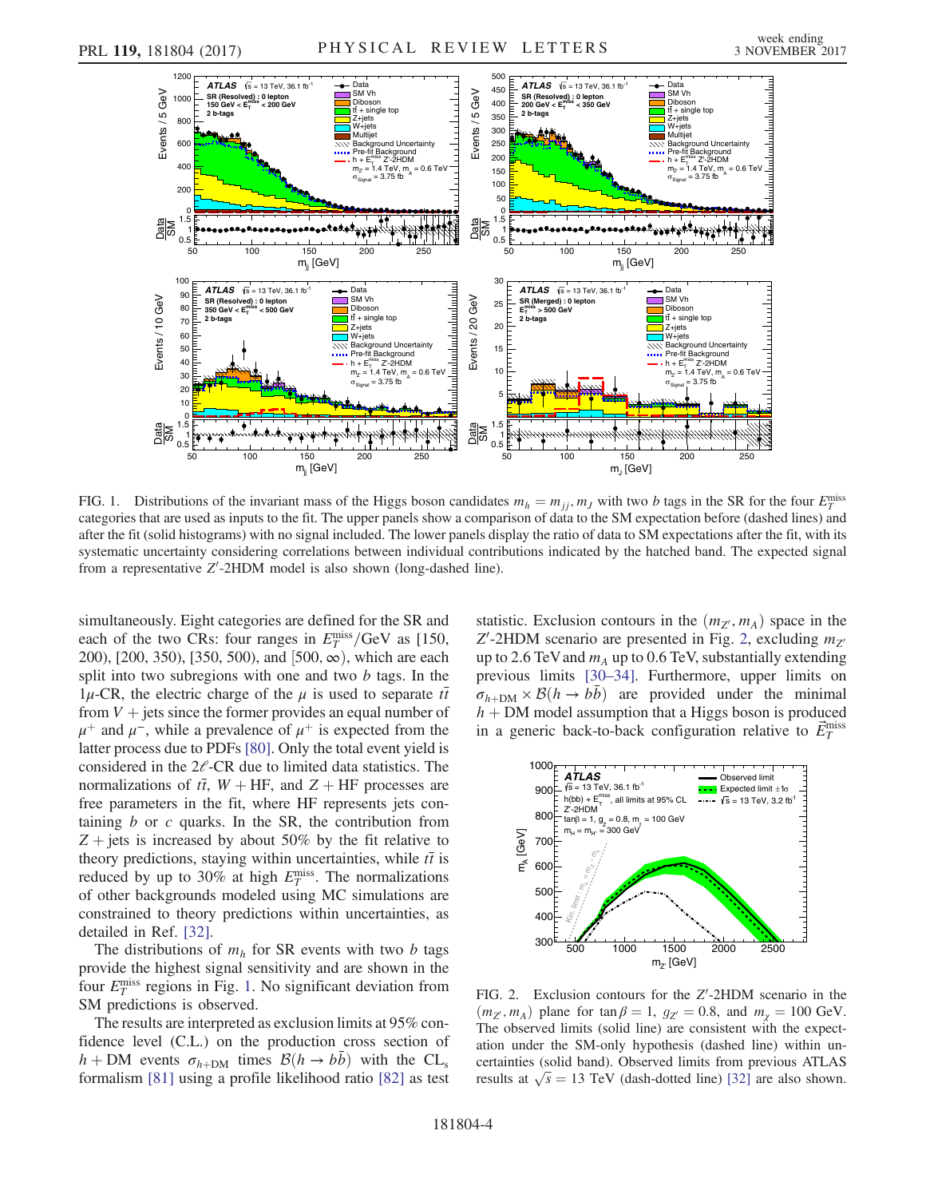FIG. 1. Distributions of the invariant mass of the Higgs boson candidates $m_h = m_{jj}, m_J$ with two $b$ tags in the SR for the four $E_T^{\text{miss}}$ categories that are used as inputs to the fit. The upper panels show a comparison of data to the SM expectation before (dashed lines) and after the fit (solid histograms) with no signal included. The lower panels display the ratio of data to SM expectations after the fit, with its systematic uncertainty considering correlations between individual contributions indicated by the hatched band. The expected signal from a representative $Z'$-2HDM model is also shown (long-dashed line).

simultaneously. Eight categories are defined for the SR and each of the two CRs: four ranges in $E_T^{\text{miss}}/\text{GeV}$ as [150, 200), [200, 350), [350, 500), and $[500, \infty)$, which are each split into two subregions with one and two $b$ tags. In the $1\mu$-CR, the electric charge of the $\mu$ is used to separate $t\bar{t}$ from $V+\text{jets}$ since the former provides an equal number of $\mu^+$ and $\mu^-$, while a prevalence of $\mu^+$ is expected from the latter process due to PDFs [80]. Only the total event yield is considered in the $2\ell$-CR due to limited data statistics. The normalizations of $t\bar{t}$, $W+\text{HF}$, and $Z+\text{HF}$ processes are free parameters in the fit, where HF represents jets containing $b$ or $c$ quarks. In the SR, the contribution from $Z+\text{jets}$ is increased by about 50% by the fit relative to theory predictions, staying within uncertainties, while $t\bar{t}$ is reduced by up to 30% at high $E_T^{\text{miss}}$. The normalizations of other backgrounds modeled using MC simulations are constrained to theory predictions within uncertainties, as detailed in Ref. [32].

The distributions of $m_h$ for SR events with two $b$ tags provide the highest signal sensitivity and are shown in the four $E_T^{\text{miss}}$ regions in Fig. 1. No significant deviation from SM predictions is observed.

The results are interpreted as exclusion limits at 95% confidence level (C.L.) on the production cross section of $h+\text{DM}$ events $\sigma_{h+\text{DM}}$ times $\mathcal{B}(h \to b\bar{b})$ with the $\text{CL}_\text{s}$ formalism [81] using a profile likelihood ratio [82] as test statistic. Exclusion contours in the $(m_{Z'}, m_A)$ space in the $Z'$-2HDM scenario are presented in Fig. 2, excluding $m_{Z'}$ up to 2.6 TeV and $m_A$ up to 0.6 TeV, substantially extending previous limits [30–34]. Furthermore, upper limits on $\sigma_{h+\text{DM}} \times \mathcal{B}(h \to b\bar{b})$ are provided under the minimal $h+\text{DM}$ model assumption that a Higgs boson is produced in a generic back-to-back configuration relative to $\vec{E}_T^{\text{miss}}$

FIG. 2. Exclusion contours for the $Z'$-2HDM scenario in the $(m_{Z'}, m_A)$ plane for $\tan\beta = 1$, $g_{Z'} = 0.8$, and $m_\chi = 100$ GeV. The observed limits (solid line) are consistent with the expectation under the SM-only hypothesis (dashed line) within uncertainties (solid band). Observed limits from previous ATLAS results at $\sqrt{s} = 13$ TeV (dash-dotted line) [32] are also shown.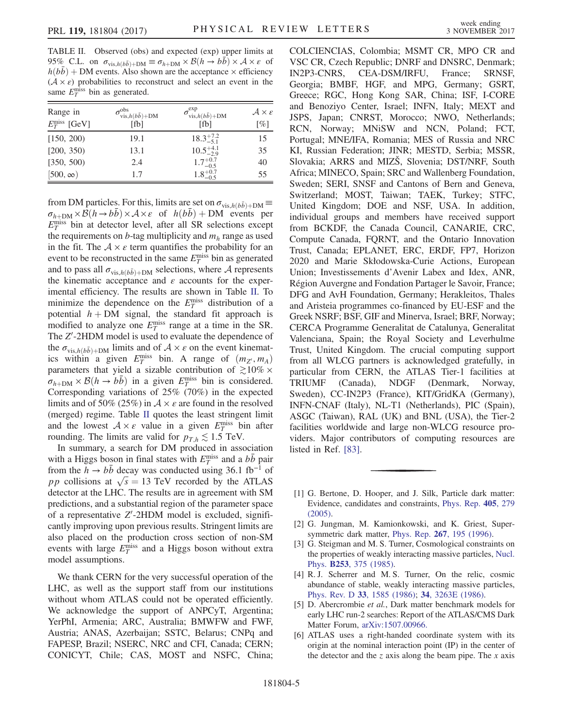TABLE II. Observed (obs) and expected (exp) upper limits at 95% C.L. on $\sigma_{\mathrm{vis},h(b\bar{b})+\mathrm{DM}} \equiv \sigma_{h+\mathrm{DM}} \times \mathcal{B}(h \to b\bar{b}) \times \mathcal{A} \times \varepsilon$ of $h(b\bar{b})$ + DM events. Also shown are the acceptance × efficiency $(\mathcal{A} \times \varepsilon)$ probabilities to reconstruct and select an event in the same $E_T^{\mathrm{miss}}$ bin as generated.

| Range in $E_T^{\mathrm{miss}}$ [GeV] | $\sigma^{\mathrm{obs}}_{\mathrm{vis},h(b\bar{b})+\mathrm{DM}}$ [fb] | $\sigma^{\mathrm{exp}}_{\mathrm{vis},h(b\bar{b})+\mathrm{DM}}$ [fb] | $\mathcal{A} \times \varepsilon$ [%] |
|---|---|---|---|
| [150, 200) | 19.1 | $18.3^{+7.2}_{-5.1}$ | 15 |
| [200, 350) | 13.1 | $10.5^{+4.1}_{-2.9}$ | 35 |
| [350, 500) | 2.4 | $1.7^{+0.7}_{-0.5}$ | 40 |
| $[500, \infty)$ | 1.7 | $1.8^{+0.7}_{-0.5}$ | 55 |

from DM particles. For this, limits are set on $\sigma_{\mathrm{vis},h(b\bar{b})+\mathrm{DM}} \equiv \sigma_{h+\mathrm{DM}} \times \mathcal{B}(h \to b\bar{b}) \times \mathcal{A} \times \varepsilon$ of $h(b\bar{b})$ + DM events per $E_T^{\mathrm{miss}}$ bin at detector level, after all SR selections except the requirements on $b$-tag multiplicity and $m_h$ range as used in the fit. The $\mathcal{A} \times \varepsilon$ term quantifies the probability for an event to be reconstructed in the same $E_T^{\mathrm{miss}}$ bin as generated and to pass all $\sigma_{\mathrm{vis},h(b\bar{b})+\mathrm{DM}}$ selections, where $\mathcal{A}$ represents the kinematic acceptance and $\varepsilon$ accounts for the experimental efficiency. The results are shown in Table II. To minimize the dependence on the $E_T^{\mathrm{miss}}$ distribution of a potential $h$ + DM signal, the standard fit approach is modified to analyze one $E_T^{\mathrm{miss}}$ range at a time in the SR. The $Z'$-2HDM model is used to evaluate the dependence of the $\sigma_{\mathrm{vis},h(b\bar{b})+\mathrm{DM}}$ limits and of $\mathcal{A} \times \varepsilon$ on the event kinematics within a given $E_T^{\mathrm{miss}}$ bin. A range of $(m_{Z'}, m_A)$ parameters that yield a sizable contribution of $\gtrsim 10\% \times \sigma_{h+\mathrm{DM}} \times \mathcal{B}(h \to b\bar{b})$ in a given $E_T^{\mathrm{miss}}$ bin is considered. Corresponding variations of 25% (70%) in the expected limits and of 50% (25%) in $\mathcal{A} \times \varepsilon$ are found in the resolved (merged) regime. Table II quotes the least stringent limit and the lowest $\mathcal{A} \times \varepsilon$ value in a given $E_T^{\mathrm{miss}}$ bin after rounding. The limits are valid for $p_{T,h} \lesssim 1.5$ TeV.

In summary, a search for DM produced in association with a Higgs boson in final states with $E_T^{\mathrm{miss}}$ and a $b\bar{b}$ pair from the $h \to b\bar{b}$ decay was conducted using 36.1 fb$^{-1}$ of $pp$ collisions at $\sqrt{s} = 13$ TeV recorded by the ATLAS detector at the LHC. The results are in agreement with SM predictions, and a substantial region of the parameter space of a representative $Z'$-2HDM model is excluded, significantly improving upon previous results. Stringent limits are also placed on the production cross section of non-SM events with large $E_T^{\mathrm{miss}}$ and a Higgs boson without extra model assumptions.

We thank CERN for the very successful operation of the LHC, as well as the support staff from our institutions without whom ATLAS could not be operated efficiently. We acknowledge the support of ANPCyT, Argentina; YerPhI, Armenia; ARC, Australia; BMWFW and FWF, Austria; ANAS, Azerbaijan; SSTC, Belarus; CNPq and FAPESP, Brazil; NSERC, NRC and CFI, Canada; CERN; CONICYT, Chile; CAS, MOST and NSFC, China; COLCIENCIAS, Colombia; MSMT CR, MPO CR and VSC CR, Czech Republic; DNRF and DNSRC, Denmark; IN2P3-CNRS, CEA-DSM/IRFU, France; SRNSF, Georgia; BMBF, HGF, and MPG, Germany; GSRT, Greece; RGC, Hong Kong SAR, China; ISF, I-CORE and Benoziyo Center, Israel; INFN, Italy; MEXT and JSPS, Japan; CNRST, Morocco; NWO, Netherlands; RCN, Norway; MNiSW and NCN, Poland; FCT, Portugal; MNE/IFA, Romania; MES of Russia and NRC KI, Russian Federation; JINR; MESTD, Serbia; MSSR, Slovakia; ARRS and MIZŠ, Slovenia; DST/NRF, South Africa; MINECO, Spain; SRC and Wallenberg Foundation, Sweden; SERI, SNSF and Cantons of Bern and Geneva, Switzerland; MOST, Taiwan; TAEK, Turkey; STFC, United Kingdom; DOE and NSF, USA. In addition, individual groups and members have received support from BCKDF, the Canada Council, CANARIE, CRC, Compute Canada, FQRNT, and the Ontario Innovation Trust, Canada; EPLANET, ERC, ERDF, FP7, Horizon 2020 and Marie Skłodowska-Curie Actions, European Union; Investissements d'Avenir Labex and Idex, ANR, Région Auvergne and Fondation Partager le Savoir, France; DFG and AvH Foundation, Germany; Herakleitos, Thales and Aristeia programmes co-financed by EU-ESF and the Greek NSRF; BSF, GIF and Minerva, Israel; BRF, Norway; CERCA Programme Generalitat de Catalunya, Generalitat Valenciana, Spain; the Royal Society and Leverhulme Trust, United Kingdom. The crucial computing support from all WLCG partners is acknowledged gratefully, in particular from CERN, the ATLAS Tier-1 facilities at TRIUMF (Canada), NDGF (Denmark, Norway, Sweden), CC-IN2P3 (France), KIT/GridKA (Germany), INFN-CNAF (Italy), NL-T1 (Netherlands), PIC (Spain), ASGC (Taiwan), RAL (UK) and BNL (USA), the Tier-2 facilities worldwide and large non-WLCG resource providers. Major contributors of computing resources are listed in Ref. [83].

---

[1] G. Bertone, D. Hooper, and J. Silk, Particle dark matter: Evidence, candidates and constraints, Phys. Rep. **405**, 279 (2005).

[2] G. Jungman, M. Kamionkowski, and K. Griest, Supersymmetric dark matter, Phys. Rep. **267**, 195 (1996).

[3] G. Steigman and M. S. Turner, Cosmological constraints on the properties of weakly interacting massive particles, Nucl. Phys. **B253**, 375 (1985).

[4] R. J. Scherrer and M. S. Turner, On the relic, cosmic abundance of stable, weakly interacting massive particles, Phys. Rev. D **33**, 1585 (1986); **34**, 3263E (1986).

[5] D. Abercrombie *et al.*, Dark matter benchmark models for early LHC run-2 searches: Report of the ATLAS/CMS Dark Matter Forum, arXiv:1507.00966.

[6] ATLAS uses a right-handed coordinate system with its origin at the nominal interaction point (IP) in the center of the detector and the $z$ axis along the beam pipe. The $x$ axis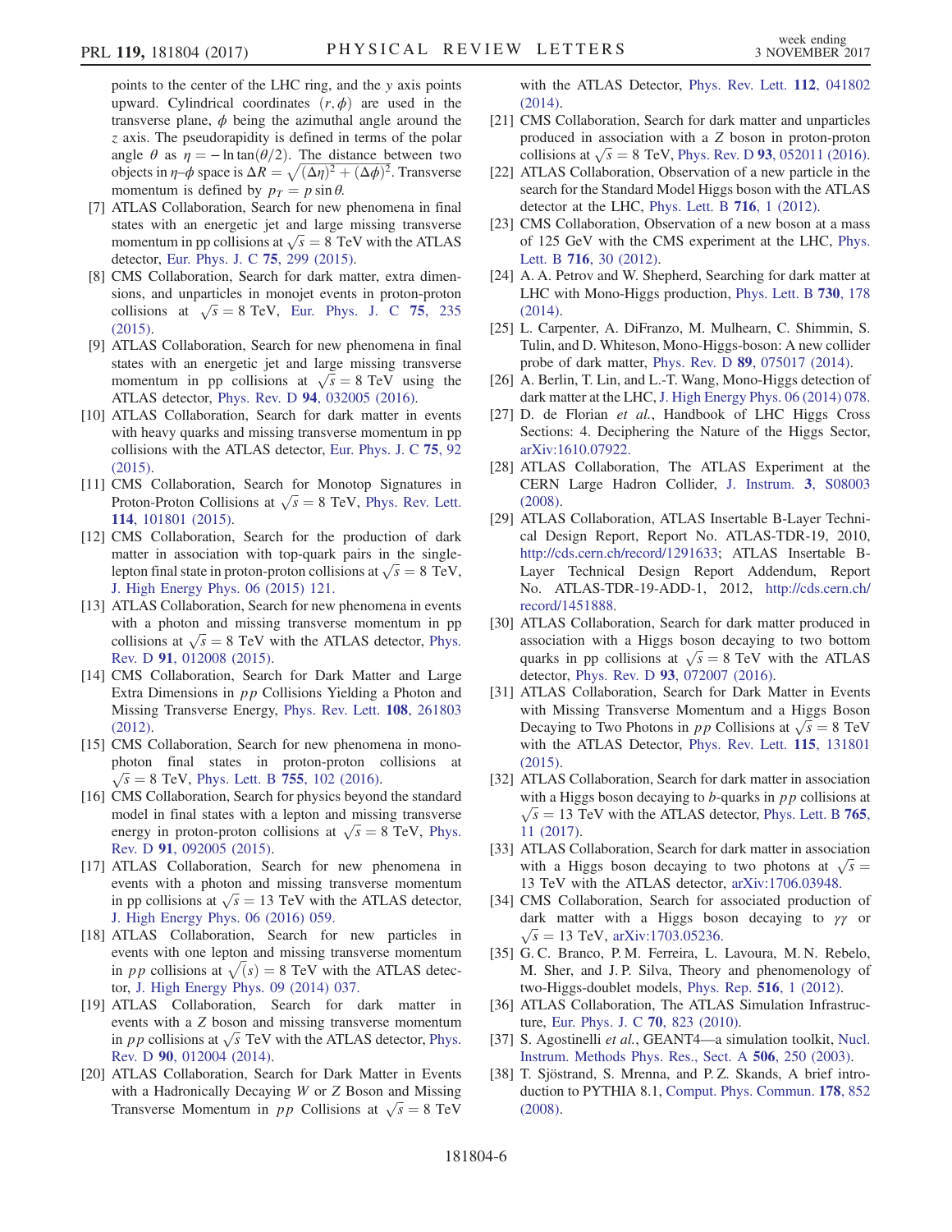points to the center of the LHC ring, and the $y$ axis points upward. Cylindrical coordinates $(r, \phi)$ are used in the transverse plane, $\phi$ being the azimuthal angle around the $z$ axis. The pseudorapidity is defined in terms of the polar angle $\theta$ as $\eta = -\ln \tan(\theta/2)$. The distance between two objects in $\eta$–$\phi$ space is $\Delta R = \sqrt{(\Delta\eta)^2 + (\Delta\phi)^2}$. Transverse momentum is defined by $p_T = p \sin\theta$.

[7] ATLAS Collaboration, Search for new phenomena in final states with an energetic jet and large missing transverse momentum in pp collisions at $\sqrt{s} = 8$ TeV with the ATLAS detector, Eur. Phys. J. C **75**, 299 (2015).

[8] CMS Collaboration, Search for dark matter, extra dimensions, and unparticles in monojet events in proton-proton collisions at $\sqrt{s} = 8$ TeV, Eur. Phys. J. C **75**, 235 (2015).

[9] ATLAS Collaboration, Search for new phenomena in final states with an energetic jet and large missing transverse momentum in pp collisions at $\sqrt{s} = 8$ TeV using the ATLAS detector, Phys. Rev. D **94**, 032005 (2016).

[10] ATLAS Collaboration, Search for dark matter in events with heavy quarks and missing transverse momentum in pp collisions with the ATLAS detector, Eur. Phys. J. C **75**, 92 (2015).

[11] CMS Collaboration, Search for Monotop Signatures in Proton-Proton Collisions at $\sqrt{s} = 8$ TeV, Phys. Rev. Lett. **114**, 101801 (2015).

[12] CMS Collaboration, Search for the production of dark matter in association with top-quark pairs in the single-lepton final state in proton-proton collisions at $\sqrt{s} = 8$ TeV, J. High Energy Phys. 06 (2015) 121.

[13] ATLAS Collaboration, Search for new phenomena in events with a photon and missing transverse momentum in pp collisions at $\sqrt{s} = 8$ TeV with the ATLAS detector, Phys. Rev. D **91**, 012008 (2015).

[14] CMS Collaboration, Search for Dark Matter and Large Extra Dimensions in $pp$ Collisions Yielding a Photon and Missing Transverse Energy, Phys. Rev. Lett. **108**, 261803 (2012).

[15] CMS Collaboration, Search for new phenomena in monophoton final states in proton-proton collisions at $\sqrt{s} = 8$ TeV, Phys. Lett. B **755**, 102 (2016).

[16] CMS Collaboration, Search for physics beyond the standard model in final states with a lepton and missing transverse energy in proton-proton collisions at $\sqrt{s} = 8$ TeV, Phys. Rev. D **91**, 092005 (2015).

[17] ATLAS Collaboration, Search for new phenomena in events with a photon and missing transverse momentum in pp collisions at $\sqrt{s} = 13$ TeV with the ATLAS detector, J. High Energy Phys. 06 (2016) 059.

[18] ATLAS Collaboration, Search for new particles in events with one lepton and missing transverse momentum in $pp$ collisions at $\sqrt{(s)} = 8$ TeV with the ATLAS detector, J. High Energy Phys. 09 (2014) 037.

[19] ATLAS Collaboration, Search for dark matter in events with a $Z$ boson and missing transverse momentum in $pp$ collisions at $\sqrt{s}$ TeV with the ATLAS detector, Phys. Rev. D **90**, 012004 (2014).

[20] ATLAS Collaboration, Search for Dark Matter in Events with a Hadronically Decaying $W$ or $Z$ Boson and Missing Transverse Momentum in $pp$ Collisions at $\sqrt{s} = 8$ TeV with the ATLAS Detector, Phys. Rev. Lett. **112**, 041802 (2014).

[21] CMS Collaboration, Search for dark matter and unparticles produced in association with a $Z$ boson in proton-proton collisions at $\sqrt{s} = 8$ TeV, Phys. Rev. D **93**, 052011 (2016).

[22] ATLAS Collaboration, Observation of a new particle in the search for the Standard Model Higgs boson with the ATLAS detector at the LHC, Phys. Lett. B **716**, 1 (2012).

[23] CMS Collaboration, Observation of a new boson at a mass of 125 GeV with the CMS experiment at the LHC, Phys. Lett. B **716**, 30 (2012).

[24] A. A. Petrov and W. Shepherd, Searching for dark matter at LHC with Mono-Higgs production, Phys. Lett. B **730**, 178 (2014).

[25] L. Carpenter, A. DiFranzo, M. Mulhearn, C. Shimmin, S. Tulin, and D. Whiteson, Mono-Higgs-boson: A new collider probe of dark matter, Phys. Rev. D **89**, 075017 (2014).

[26] A. Berlin, T. Lin, and L.-T. Wang, Mono-Higgs detection of dark matter at the LHC, J. High Energy Phys. 06 (2014) 078.

[27] D. de Florian *et al.*, Handbook of LHC Higgs Cross Sections: 4. Deciphering the Nature of the Higgs Sector, arXiv:1610.07922.

[28] ATLAS Collaboration, The ATLAS Experiment at the CERN Large Hadron Collider, J. Instrum. **3**, S08003 (2008).

[29] ATLAS Collaboration, ATLAS Insertable B-Layer Technical Design Report, Report No. ATLAS-TDR-19, 2010, http://cds.cern.ch/record/1291633; ATLAS Insertable B-Layer Technical Design Report Addendum, Report No. ATLAS-TDR-19-ADD-1, 2012, http://cds.cern.ch/record/1451888.

[30] ATLAS Collaboration, Search for dark matter produced in association with a Higgs boson decaying to two bottom quarks in pp collisions at $\sqrt{s} = 8$ TeV with the ATLAS detector, Phys. Rev. D **93**, 072007 (2016).

[31] ATLAS Collaboration, Search for Dark Matter in Events with Missing Transverse Momentum and a Higgs Boson Decaying to Two Photons in $pp$ Collisions at $\sqrt{s} = 8$ TeV with the ATLAS Detector, Phys. Rev. Lett. **115**, 131801 (2015).

[32] ATLAS Collaboration, Search for dark matter in association with a Higgs boson decaying to $b$-quarks in $pp$ collisions at $\sqrt{s} = 13$ TeV with the ATLAS detector, Phys. Lett. B **765**, 11 (2017).

[33] ATLAS Collaboration, Search for dark matter in association with a Higgs boson decaying to two photons at $\sqrt{s} = 13$ TeV with the ATLAS detector, arXiv:1706.03948.

[34] CMS Collaboration, Search for associated production of dark matter with a Higgs boson decaying to $\gamma\gamma$ or $\sqrt{s} = 13$ TeV, arXiv:1703.05236.

[35] G. C. Branco, P. M. Ferreira, L. Lavoura, M. N. Rebelo, M. Sher, and J. P. Silva, Theory and phenomenology of two-Higgs-doublet models, Phys. Rep. **516**, 1 (2012).

[36] ATLAS Collaboration, The ATLAS Simulation Infrastructure, Eur. Phys. J. C **70**, 823 (2010).

[37] S. Agostinelli *et al.*, GEANT4—a simulation toolkit, Nucl. Instrum. Methods Phys. Res., Sect. A **506**, 250 (2003).

[38] T. Sjöstrand, S. Mrenna, and P. Z. Skands, A brief introduction to PYTHIA 8.1, Comput. Phys. Commun. **178**, 852 (2008).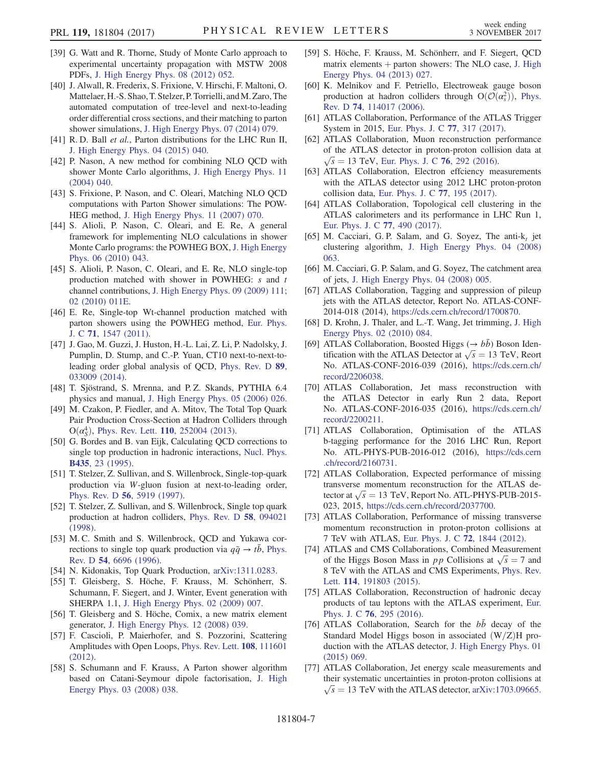[39] G. Watt and R. Thorne, Study of Monte Carlo approach to experimental uncertainty propagation with MSTW 2008 PDFs, J. High Energy Phys. 08 (2012) 052.

[40] J. Alwall, R. Frederix, S. Frixione, V. Hirschi, F. Maltoni, O. Mattelaer, H.-S. Shao, T. Stelzer, P. Torrielli, and M. Zaro, The automated computation of tree-level and next-to-leading order differential cross sections, and their matching to parton shower simulations, J. High Energy Phys. 07 (2014) 079.

[41] R. D. Ball *et al.*, Parton distributions for the LHC Run II, J. High Energy Phys. 04 (2015) 040.

[42] P. Nason, A new method for combining NLO QCD with shower Monte Carlo algorithms, J. High Energy Phys. 11 (2004) 040.

[43] S. Frixione, P. Nason, and C. Oleari, Matching NLO QCD computations with Parton Shower simulations: The POWHEG method, J. High Energy Phys. 11 (2007) 070.

[44] S. Alioli, P. Nason, C. Oleari, and E. Re, A general framework for implementing NLO calculations in shower Monte Carlo programs: the POWHEG BOX, J. High Energy Phys. 06 (2010) 043.

[45] S. Alioli, P. Nason, C. Oleari, and E. Re, NLO single-top production matched with shower in POWHEG: $s$ and $t$ channel contributions, J. High Energy Phys. 09 (2009) 111; 02 (2010) 011E.

[46] E. Re, Single-top Wt-channel production matched with parton showers using the POWHEG method, Eur. Phys. J. C **71**, 1547 (2011).

[47] J. Gao, M. Guzzi, J. Huston, H.-L. Lai, Z. Li, P. Nadolsky, J. Pumplin, D. Stump, and C.-P. Yuan, CT10 next-to-next-to-leading order global analysis of QCD, Phys. Rev. D **89**, 033009 (2014).

[48] T. Sjöstrand, S. Mrenna, and P. Z. Skands, PYTHIA 6.4 physics and manual, J. High Energy Phys. 05 (2006) 026.

[49] M. Czakon, P. Fiedler, and A. Mitov, The Total Top Quark Pair Production Cross-Section at Hadron Colliders through $O(\alpha_S^4)$, Phys. Rev. Lett. **110**, 252004 (2013).

[50] G. Bordes and B. van Eijk, Calculating QCD corrections to single top production in hadronic interactions, Nucl. Phys. **B435**, 23 (1995).

[51] T. Stelzer, Z. Sullivan, and S. Willenbrock, Single-top-quark production via $W$-gluon fusion at next-to-leading order, Phys. Rev. D **56**, 5919 (1997).

[52] T. Stelzer, Z. Sullivan, and S. Willenbrock, Single top quark production at hadron colliders, Phys. Rev. D **58**, 094021 (1998).

[53] M. C. Smith and S. Willenbrock, QCD and Yukawa corrections to single top quark production via $q\bar{q} \to t\bar{b}$, Phys. Rev. D **54**, 6696 (1996).

[54] N. Kidonakis, Top Quark Production, arXiv:1311.0283.

[55] T. Gleisberg, S. Höche, F. Krauss, M. Schönherr, S. Schumann, F. Siegert, and J. Winter, Event generation with SHERPA 1.1, J. High Energy Phys. 02 (2009) 007.

[56] T. Gleisberg and S. Höche, Comix, a new matrix element generator, J. High Energy Phys. 12 (2008) 039.

[57] F. Cascioli, P. Maierhofer, and S. Pozzorini, Scattering Amplitudes with Open Loops, Phys. Rev. Lett. **108**, 111601 (2012).

[58] S. Schumann and F. Krauss, A Parton shower algorithm based on Catani-Seymour dipole factorisation, J. High Energy Phys. 03 (2008) 038.

[59] S. Höche, F. Krauss, M. Schönherr, and F. Siegert, QCD matrix elements + parton showers: The NLO case, J. High Energy Phys. 04 (2013) 027.

[60] K. Melnikov and F. Petriello, Electroweak gauge boson production at hadron colliders through $O(\mathcal{O}(\alpha_s^2))$, Phys. Rev. D **74**, 114017 (2006).

[61] ATLAS Collaboration, Performance of the ATLAS Trigger System in 2015, Eur. Phys. J. C **77**, 317 (2017).

[62] ATLAS Collaboration, Muon reconstruction performance of the ATLAS detector in proton-proton collision data at $\sqrt{s} = 13$ TeV, Eur. Phys. J. C **76**, 292 (2016).

[63] ATLAS Collaboration, Electron effciency measurements with the ATLAS detector using 2012 LHC proton-proton collision data, Eur. Phys. J. C **77**, 195 (2017).

[64] ATLAS Collaboration, Topological cell clustering in the ATLAS calorimeters and its performance in LHC Run 1, Eur. Phys. J. C **77**, 490 (2017).

[65] M. Cacciari, G. P. Salam, and G. Soyez, The anti-$k_t$ jet clustering algorithm, J. High Energy Phys. 04 (2008) 063.

[66] M. Cacciari, G. P. Salam, and G. Soyez, The catchment area of jets, J. High Energy Phys. 04 (2008) 005.

[67] ATLAS Collaboration, Tagging and suppression of pileup jets with the ATLAS detector, Report No. ATLAS-CONF-2014-018 (2014), https://cds.cern.ch/record/1700870.

[68] D. Krohn, J. Thaler, and L.-T. Wang, Jet trimming, J. High Energy Phys. 02 (2010) 084.

[69] ATLAS Collaboration, Boosted Higgs ($\to b\bar{b}$) Boson Identification with the ATLAS Detector at $\sqrt{s} = 13$ TeV, Reort No. ATLAS-CONF-2016-039 (2016), https://cds.cern.ch/record/2206038.

[70] ATLAS Collaboration, Jet mass reconstruction with the ATLAS Detector in early Run 2 data, Report No. ATLAS-CONF-2016-035 (2016), https://cds.cern.ch/record/2200211.

[71] ATLAS Collaboration, Optimisation of the ATLAS b-tagging performance for the 2016 LHC Run, Report No. ATL-PHYS-PUB-2016-012 (2016), https://cds.cern.ch/record/2160731.

[72] ATLAS Collaboration, Expected performance of missing transverse momentum reconstruction for the ATLAS detector at $\sqrt{s} = 13$ TeV, Report No. ATL-PHYS-PUB-2015-023, 2015, https://cds.cern.ch/record/2037700.

[73] ATLAS Collaboration, Performance of missing transverse momentum reconstruction in proton-proton collisions at 7 TeV with ATLAS, Eur. Phys. J. C **72**, 1844 (2012).

[74] ATLAS and CMS Collaborations, Combined Measurement of the Higgs Boson Mass in $pp$ Collisions at $\sqrt{s} = 7$ and 8 TeV with the ATLAS and CMS Experiments, Phys. Rev. Lett. **114**, 191803 (2015).

[75] ATLAS Collaboration, Reconstruction of hadronic decay products of tau leptons with the ATLAS experiment, Eur. Phys. J. C **76**, 295 (2016).

[76] ATLAS Collaboration, Search for the $b\bar{b}$ decay of the Standard Model Higgs boson in associated (W/Z)H production with the ATLAS detector, J. High Energy Phys. 01 (2015) 069.

[77] ATLAS Collaboration, Jet energy scale measurements and their systematic uncertainties in proton-proton collisions at $\sqrt{s} = 13$ TeV with the ATLAS detector, arXiv:1703.09665.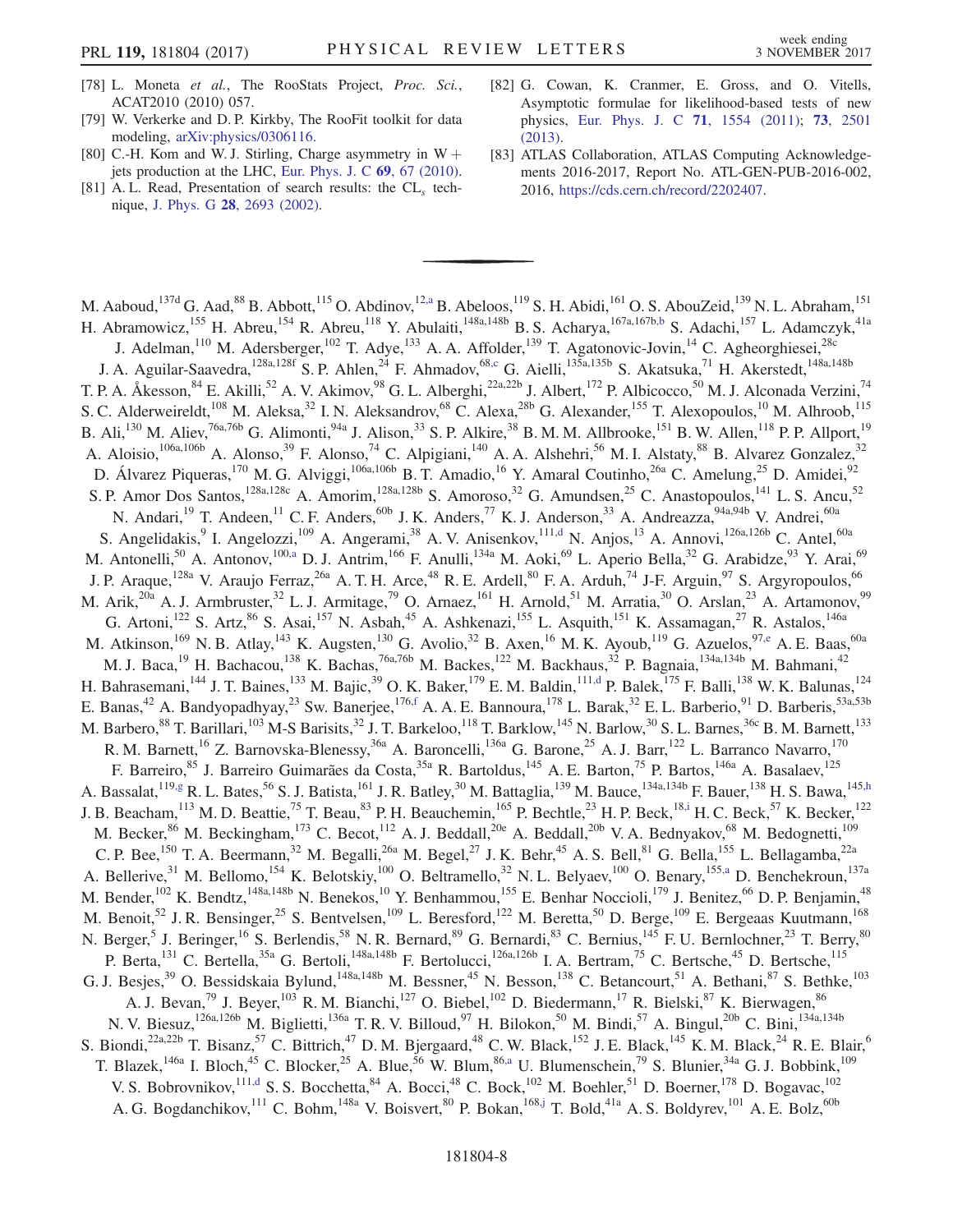[78] L. Moneta *et al.*, The RooStats Project, *Proc. Sci.*, ACAT2010 (2010) 057.

[79] W. Verkerke and D. P. Kirkby, The RooFit toolkit for data modeling, arXiv:physics/0306116.

[80] C.-H. Kom and W. J. Stirling, Charge asymmetry in W + jets production at the LHC, Eur. Phys. J. C **69**, 67 (2010).

[81] A. L. Read, Presentation of search results: the $CL_s$ technique, J. Phys. G **28**, 2693 (2002).

[82] G. Cowan, K. Cranmer, E. Gross, and O. Vitells, Asymptotic formulae for likelihood-based tests of new physics, Eur. Phys. J. C **71**, 1554 (2011); **73**, 2501 (2013).

[83] ATLAS Collaboration, ATLAS Computing Acknowledgements 2016-2017, Report No. ATL-GEN-PUB-2016-002, 2016, https://cds.cern.ch/record/2202407.

---

M. Aaboud,[137d] G. Aad,[88] B. Abbott,[115] O. Abdinov,[12,a] B. Abeloos,[119] S. H. Abidi,[161] O. S. AbouZeid,[139] N. L. Abraham,[151] H. Abramowicz,[155] H. Abreu,[154] R. Abreu,[118] Y. Abulaiti,[148a,148b] B. S. Acharya,[167a,167b,b] S. Adachi,[157] L. Adamczyk,[41a] J. Adelman,[110] M. Adersberger,[102] T. Adye,[133] A. A. Affolder,[139] T. Agatonovic-Jovin,[14] C. Agheorghiesei,[28c] J. A. Aguilar-Saavedra,[128a,128f] S. P. Ahlen,[24] F. Ahmadov,[68,c] G. Aielli,[135a,135b] S. Akatsuka,[71] H. Akerstedt,[148a,148b] T. P. A. Åkesson,[84] E. Akilli,[52] A. V. Akimov,[98] G. L. Alberghi,[22a,22b] J. Albert,[172] P. Albicocco,[50] M. J. Alconada Verzini,[74] S. C. Alderweireldt,[108] M. Aleksa,[32] I. N. Aleksandrov,[68] C. Alexa,[28b] G. Alexander,[155] T. Alexopoulos,[10] M. Alhroob,[115] B. Ali,[130] M. Aliev,[76a,76b] G. Alimonti,[94a] J. Alison,[33] S. P. Alkire,[38] B. M. M. Allbrooke,[151] B. W. Allen,[118] P. P. Allport,[19] A. Aloisio,[106a,106b] A. Alonso,[39] F. Alonso,[74] C. Alpigiani,[140] A. A. Alshehri,[56] M. I. Alstaty,[88] B. Alvarez Gonzalez,[32] D. Álvarez Piqueras,[170] M. G. Alviggi,[106a,106b] B. T. Amadio,[16] Y. Amaral Coutinho,[26a] C. Amelung,[25] D. Amidei,[92] S. P. Amor Dos Santos,[128a,128c] A. Amorim,[128a,128b] S. Amoroso,[32] G. Amundsen,[25] C. Anastopoulos,[141] L. S. Ancu,[52] N. Andari,[19] T. Andeen,[11] C. F. Anders,[60b] J. K. Anders,[77] K. J. Anderson,[33] A. Andreazza,[94a,94b] V. Andrei,[60a] S. Angelidakis,[9] I. Angelozzi,[109] A. Angerami,[38] A. V. Anisenkov,[111,d] N. Anjos,[13] A. Annovi,[126a,126b] C. Antel,[60a] M. Antonelli,[50] A. Antonov,[100,a] D. J. Antrim,[166] F. Anulli,[134a] M. Aoki,[69] L. Aperio Bella,[32] G. Arabidze,[93] Y. Arai,[69] J. P. Araque,[128a] V. Araujo Ferraz,[26a] A. T. H. Arce,[48] R. E. Ardell,[80] F. A. Arduh,[74] J-F. Arguin,[97] S. Argyropoulos,[66] M. Arik,[20a] A. J. Armbruster,[32] L. J. Armitage,[79] O. Arnaez,[161] H. Arnold,[51] M. Arratia,[30] O. Arslan,[23] A. Artamonov,[99] G. Artoni,[122] S. Artz,[86] S. Asai,[157] N. Asbah,[45] A. Ashkenazi,[155] L. Asquith,[151] K. Assamagan,[27] R. Astalos,[146a] M. Atkinson,[169] N. B. Atlay,[143] K. Augsten,[130] G. Avolio,[32] B. Axen,[16] M. K. Ayoub,[119] G. Azuelos,[97,e] A. E. Baas,[60a] M. J. Baca,[19] H. Bachacou,[138] K. Bachas,[76a,76b] M. Backes,[122] M. Backhaus,[32] P. Bagnaia,[134a,134b] M. Bahmani,[42] H. Bahrasemani,[144] J. T. Baines,[133] M. Bajic,[39] O. K. Baker,[179] E. M. Baldin,[111,d] P. Balek,[175] F. Balli,[138] W. K. Balunas,[124] E. Banas,[42] A. Bandyopadhyay,[23] Sw. Banerjee,[176,f] A. A. E. Bannoura,[178] L. Barak,[32] E. L. Barberio,[91] D. Barberis,[53a,53b] M. Barbero,[88] T. Barillari,[103] M-S Barisits,[32] J. T. Barkeloo,[118] T. Barklow,[145] N. Barlow,[30] S. L. Barnes,[36c] B. M. Barnett,[133] R. M. Barnett,[16] Z. Barnovska-Blenessy,[36a] A. Baroncelli,[136a] G. Barone,[25] A. J. Barr,[122] L. Barranco Navarro,[170] F. Barreiro,[85] J. Barreiro Guimarães da Costa,[35a] R. Bartoldus,[145] A. E. Barton,[75] P. Bartos,[146a] A. Basalaev,[125] A. Bassalat,[119,g] R. L. Bates,[56] S. J. Batista,[161] J. R. Batley,[30] M. Battaglia,[139] M. Bauce,[134a,134b] F. Bauer,[138] H. S. Bawa,[145,h] J. B. Beacham,[113] M. D. Beattie,[75] T. Beau,[83] P. H. Beauchemin,[165] P. Bechtle,[23] H. P. Beck,[18,i] H. C. Beck,[57] K. Becker,[122] M. Becker,[86] M. Beckingham,[173] C. Becot,[112] A. J. Beddall,[20e] A. Beddall,[20b] V. A. Bednyakov,[68] M. Bedognetti,[109] C. P. Bee,[150] T. A. Beermann,[32] M. Begalli,[26a] M. Begel,[27] J. K. Behr,[45] A. S. Bell,[81] G. Bella,[155] L. Bellagamba,[22a] A. Bellerive,[31] M. Bellomo,[154] K. Belotskiy,[100] O. Beltramello,[32] N. L. Belyaev,[100] O. Benary,[155,a] D. Benchekroun,[137a] M. Bender,[102] K. Bendtz,[148a,148b] N. Benekos,[10] Y. Benhammou,[155] E. Benhar Noccioli,[179] J. Benitez,[66] D. P. Benjamin,[48] M. Benoit,[52] J. R. Bensinger,[25] S. Bentvelsen,[109] L. Beresford,[122] M. Beretta,[50] D. Berge,[109] E. Bergeaas Kuutmann,[168] N. Berger,[5] J. Beringer,[16] S. Berlendis,[58] N. R. Bernard,[89] G. Bernardi,[83] C. Bernius,[145] F. U. Bernlochner,[23] T. Berry,[80] P. Berta,[131] C. Bertella,[35a] G. Bertoli,[148a,148b] F. Bertolucci,[126a,126b] I. A. Bertram,[75] C. Bertsche,[45] D. Bertsche,[115] G. J. Besjes,[39] O. Bessidskaia Bylund,[148a,148b] M. Bessner,[45] N. Besson,[138] C. Betancourt,[51] A. Bethani,[87] S. Bethke,[103] A. J. Bevan,[79] J. Beyer,[103] R. M. Bianchi,[127] O. Biebel,[102] D. Biedermann,[17] R. Bielski,[87] K. Bierwagen,[86] N. V. Biesuz,[126a,126b] M. Biglietti,[136a] T. R. V. Billoud,[97] H. Bilokon,[50] M. Bindi,[57] A. Bingul,[20b] C. Bini,[134a,134b] S. Biondi,[22a,22b] T. Bisanz,[57] C. Bittrich,[47] D. M. Bjergaard,[48] C. W. Black,[152] J. E. Black,[145] K. M. Black,[24] R. E. Blair,[6] T. Blazek,[146a] I. Bloch,[45] C. Blocker,[25] A. Blue,[56] W. Blum,[86,a] U. Blumenschein,[79] S. Blunier,[34a] G. J. Bobbink,[109] V. S. Bobrovnikov,[111,d] S. S. Bocchetta,[84] A. Bocci,[48] C. Bock,[102] M. Boehler,[51] D. Boerner,[178] D. Bogavac,[102] A. G. Bogdanchikov,[111] C. Bohm,[148a] V. Boisvert,[80] P. Bokan,[168,j] T. Bold,[41a] A. S. Boldyrev,[101] A. E. Bolz,[60b]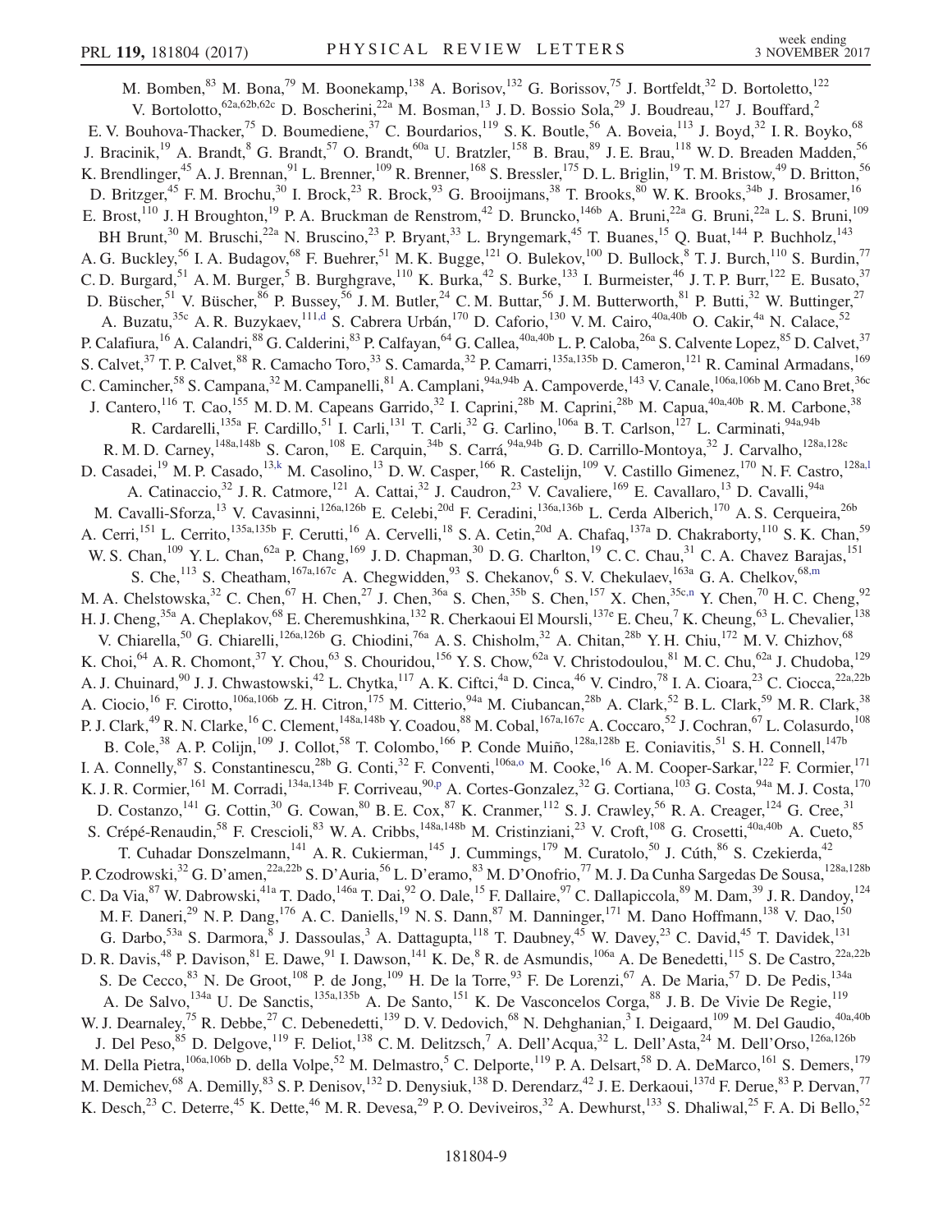M. Bomben,[83] M. Bona,[79] M. Boonekamp,[138] A. Borisov,[132] G. Borissov,[75] J. Bortfeldt,[32] D. Bortoletto,[122] V. Bortolotto,[62a,62b,62c] D. Boscherini,[22a] M. Bosman,[13] J. D. Bossio Sola,[29] J. Boudreau,[127] J. Bouffard,[2] E. V. Bouhova-Thacker,[75] D. Boumediene,[37] C. Bourdarios,[119] S. K. Boutle,[56] A. Boveia,[113] J. Boyd,[32] I. R. Boyko,[68] J. Bracinik,[19] A. Brandt,[8] G. Brandt,[57] O. Brandt,[60a] U. Bratzler,[158] B. Brau,[89] J. E. Brau,[118] W. D. Breaden Madden,[56] K. Brendlinger,[45] A. J. Brennan,[91] L. Brenner,[109] R. Brenner,[168] S. Bressler,[175] D. L. Briglin,[19] T. M. Bristow,[49] D. Britton,[56] D. Britzger,[45] F. M. Brochu,[30] I. Brock,[23] R. Brock,[93] G. Brooijmans,[38] T. Brooks,[80] W. K. Brooks,[34b] J. Brosamer,[16] E. Brost,[110] J. H Broughton,[19] P. A. Bruckman de Renstrom,[42] D. Bruncko,[146b] A. Bruni,[22a] G. Bruni,[22a] L. S. Bruni,[109] BH Brunt,[30] M. Bruschi,[22a] N. Bruscino,[23] P. Bryant,[33] L. Bryngemark,[45] T. Buanes,[15] Q. Buat,[144] P. Buchholz,[143] A. G. Buckley,[56] I. A. Budagov,[68] F. Buehrer,[51] M. K. Bugge,[121] O. Bulekov,[100] D. Bullock,[8] T. J. Burch,[110] S. Burdin,[77] C. D. Burgard,[51] A. M. Burger,[5] B. Burghgrave,[110] K. Burka,[42] S. Burke,[133] I. Burmeister,[46] J. T. P. Burr,[122] E. Busato,[37] D. Büscher,[51] V. Büscher,[86] P. Bussey,[56] J. M. Butler,[24] C. M. Buttar,[56] J. M. Butterworth,[81] P. Butti,[32] W. Buttinger,[27] A. Buzatu,[35c] A. R. Buzykaev,[111,d] S. Cabrera Urbán,[170] D. Caforio,[130] V. M. Cairo,[40a,40b] O. Cakir,[4a] N. Calace,[52] P. Calafiura,[16] A. Calandri,[88] G. Calderini,[83] P. Calfayan,[64] G. Callea,[40a,40b] L. P. Caloba,[26a] S. Calvente Lopez,[85] D. Calvet,[37] S. Calvet,[37] T. P. Calvet,[88] R. Camacho Toro,[33] S. Camarda,[32] P. Camarri,[135a,135b] D. Cameron,[121] R. Caminal Armadans,[169] C. Camincher,[58] S. Campana,[32] M. Campanelli,[81] A. Camplani,[94a,94b] A. Campoverde,[143] V. Canale,[106a,106b] M. Cano Bret,[36c] J. Cantero,[116] T. Cao,[155] M. D. M. Capeans Garrido,[32] I. Caprini,[28b] M. Caprini,[28b] M. Capua,[40a,40b] R. M. Carbone,[38] R. Cardarelli,[135a] F. Cardillo,[51] I. Carli,[131] T. Carli,[32] G. Carlino,[106a] B. T. Carlson,[127] L. Carminati,[94a,94b] R. M. D. Carney,[148a,148b] S. Caron,[108] E. Carquin,[34b] S. Carrá,[94a,94b] G. D. Carrillo-Montoya,[32] J. Carvalho,[128a,128c] D. Casadei,[19] M. P. Casado,[13,k] M. Casolino,[13] D. W. Casper,[166] R. Castelijn,[109] V. Castillo Gimenez,[170] N. F. Castro,[128a,l] A. Catinaccio,[32] J. R. Catmore,[121] A. Cattai,[32] J. Caudron,[23] V. Cavaliere,[169] E. Cavallaro,[13] D. Cavalli,[94a] M. Cavalli-Sforza,[13] V. Cavasinni,[126a,126b] E. Celebi,[20d] F. Ceradini,[136a,136b] L. Cerda Alberich,[170] A. S. Cerqueira,[26b] A. Cerri,[151] L. Cerrito,[135a,135b] F. Cerutti,[16] A. Cervelli,[18] S. A. Cetin,[20d] A. Chafaq,[137a] D. Chakraborty,[110] S. K. Chan,[59] W. S. Chan,[109] Y. L. Chan,[62a] P. Chang,[169] J. D. Chapman,[30] D. G. Charlton,[19] C. C. Chau,[31] C. A. Chavez Barajas,[151] S. Che,[113] S. Cheatham,[167a,167c] A. Chegwidden,[93] S. Chekanov,[6] S. V. Chekulaev,[163a] G. A. Chelkov,[68,m] M. A. Chelstowska,[32] C. Chen,[67] H. Chen,[27] J. Chen,[36a] S. Chen,[35b] S. Chen,[157] X. Chen,[35c,n] Y. Chen,[70] H. C. Cheng,[92] H. J. Cheng,[35a] A. Cheplakov,[68] E. Cheremushkina,[132] R. Cherkaoui El Moursli,[137e] E. Cheu,[7] K. Cheung,[63] L. Chevalier,[138] V. Chiarella,[50] G. Chiarelli,[126a,126b] G. Chiodini,[76a] A. S. Chisholm,[32] A. Chitan,[28b] Y. H. Chiu,[172] M. V. Chizhov,[68] K. Choi,[64] A. R. Chomont,[37] Y. Chou,[63] S. Chouridou,[156] Y. S. Chow,[62a] V. Christodoulou,[81] M. C. Chu,[62a] J. Chudoba,[129] A. J. Chuinard,[90] J. J. Chwastowski,[42] L. Chytka,[117] A. K. Ciftci,[4a] D. Cinca,[46] V. Cindro,[78] I. A. Cioara,[23] C. Ciocca,[22a,22b] A. Ciocio,[16] F. Cirotto,[106a,106b] Z. H. Citron,[175] M. Citterio,[94a] M. Ciubancan,[28b] A. Clark,[52] B. L. Clark,[59] M. R. Clark,[38] P. J. Clark,[49] R. N. Clarke,[16] C. Clement,[148a,148b] Y. Coadou,[88] M. Cobal,[167a,167c] A. Coccaro,[52] J. Cochran,[67] L. Colasurdo,[108] B. Cole,[38] A. P. Colijn,[109] J. Collot,[58] T. Colombo,[166] P. Conde Muiño,[128a,128b] E. Coniavitis,[51] S. H. Connell,[147b] I. A. Connelly,[87] S. Constantinescu,[28b] G. Conti,[32] F. Conventi,[106a,o] M. Cooke,[16] A. M. Cooper-Sarkar,[122] F. Cormier,[171] K. J. R. Cormier,[161] M. Corradi,[134a,134b] F. Corriveau,[90,p] A. Cortes-Gonzalez,[32] G. Cortiana,[103] G. Costa,[94a] M. J. Costa,[170] D. Costanzo,[141] G. Cottin,[30] G. Cowan,[80] B. E. Cox,[87] K. Cranmer,[112] S. J. Crawley,[56] R. A. Creager,[124] G. Cree,[31] S. Crépé-Renaudin,[58] F. Crescioli,[83] W. A. Cribbs,[148a,148b] M. Cristinziani,[23] V. Croft,[108] G. Crosetti,[40a,40b] A. Cueto,[85] T. Cuhadar Donszelmann,[141] A. R. Cukierman,[145] J. Cummings,[179] M. Curatolo,[50] J. Cúth,[86] S. Czekierda,[42] P. Czodrowski,[32] G. D'amen,[22a,22b] S. D'Auria,[56] L. D'eramo,[83] M. D'Onofrio,[77] M. J. Da Cunha Sargedas De Sousa,[128a,128b] C. Da Via,[87] W. Dabrowski,[41a] T. Dado,[146a] T. Dai,[92] O. Dale,[15] F. Dallaire,[97] C. Dallapiccola,[89] M. Dam,[39] J. R. Dandoy,[124] M. F. Daneri,[29] N. P. Dang,[176] A. C. Daniells,[19] N. S. Dann,[87] M. Danninger,[171] M. Dano Hoffmann,[138] V. Dao,[150] G. Darbo,[53a] S. Darmora,[8] J. Dassoulas,[3] A. Dattagupta,[118] T. Daubney,[45] W. Davey,[23] C. David,[45] T. Davidek,[131] D. R. Davis,[48] P. Davison,[81] E. Dawe,[91] I. Dawson,[141] K. De,[8] R. de Asmundis,[106a] A. De Benedetti,[115] S. De Castro,[22a,22b] S. De Cecco,[83] N. De Groot,[108] P. de Jong,[109] H. De la Torre,[93] F. De Lorenzi,[67] A. De Maria,[57] D. De Pedis,[134a] A. De Salvo,[134a] U. De Sanctis,[135a,135b] A. De Santo,[151] K. De Vasconcelos Corga,[88] J. B. De Vivie De Regie,[119] W. J. Dearnaley,[75] R. Debbe,[27] C. Debenedetti,[139] D. V. Dedovich,[68] N. Dehghanian,[3] I. Deigaard,[109] M. Del Gaudio,[40a,40b] J. Del Peso,[85] D. Delgove,[119] F. Deliot,[138] C. M. Delitzsch,[7] A. Dell'Acqua,[32] L. Dell'Asta,[24] M. Dell'Orso,[126a,126b] M. Della Pietra,[106a,106b] D. della Volpe,[52] M. Delmastro,[5] C. Delporte,[119] P. A. Delsart,[58] D. A. DeMarco,[161] S. Demers,[179] M. Demichev,[68] A. Demilly,[83] S. P. Denisov,[132] D. Denysiuk,[138] D. Derendarz,[42] J. E. Derkaoui,[137d] F. Derue,[83] P. Dervan,[77] K. Desch,[23] C. Deterre,[45] K. Dette,[46] M. R. Devesa,[29] P. O. Deviveiros,[32] A. Dewhurst,[133] S. Dhaliwal,[25] F. A. Di Bello,[52]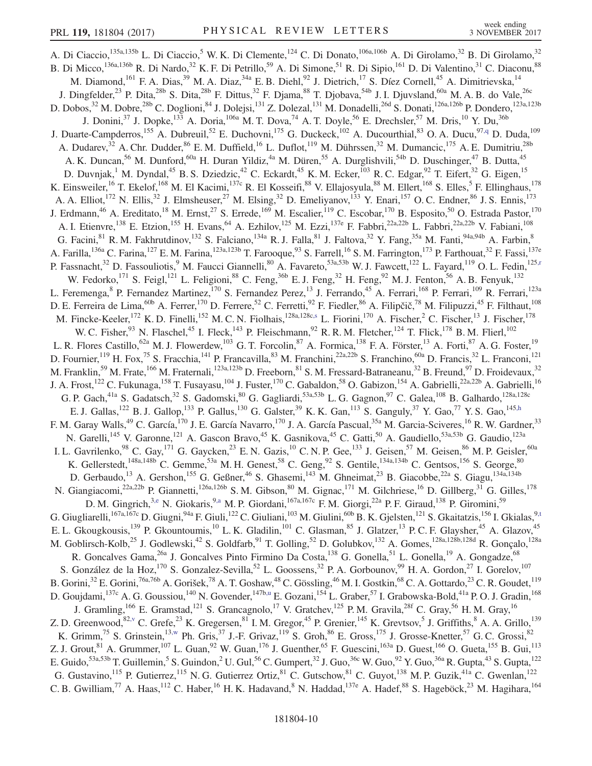A. Di Ciaccio,[135a,135b] L. Di Ciaccio,[5] W. K. Di Clemente,[124] C. Di Donato,[106a,106b] A. Di Girolamo,[32] B. Di Girolamo,[32] B. Di Micco,[136a,136b] R. Di Nardo,[32] K. F. Di Petrillo,[59] A. Di Simone,[51] R. Di Sipio,[161] D. Di Valentino,[31] C. Diaconu,[88] M. Diamond,[161] F. A. Dias,[39] M. A. Diaz,[34a] E. B. Diehl,[92] J. Dietrich,[17] S. Díez Cornell,[45] A. Dimitrievska,[14] J. Dingfelder,[23] P. Dita,[28b] S. Dita,[28b] F. Dittus,[32] F. Djama,[88] T. Djobava,[54b] J. I. Djuvsland,[60a] M. A. B. do Vale,[26c] D. Dobos,[32] M. Dobre,[28b] C. Doglioni,[84] J. Dolejsi,[131] Z. Dolezal,[131] M. Donadelli,[26d] S. Donati,[126a,126b] P. Dondero,[123a,123b] J. Donini,[37] J. Dopke,[133] A. Doria,[106a] M. T. Dova,[74] A. T. Doyle,[56] E. Drechsler,[57] M. Dris,[10] Y. Du,[36b] J. Duarte-Campderros,[155] A. Dubreuil,[52] E. Duchovni,[175] G. Duckeck,[102] A. Ducourthial,[83] O. A. Ducu,[97,q] D. Duda,[109] A. Dudarev,[32] A. Chr. Dudder,[86] E. M. Duffield,[16] L. Duflot,[119] M. Dührssen,[32] M. Dumancic,[175] A. E. Dumitriu,[28b] A. K. Duncan,[56] M. Dunford,[60a] H. Duran Yildiz,[4a] M. Düren,[55] A. Durglishvili,[54b] D. Duschinger,[47] B. Dutta,[45] D. Duvnjak,[1] M. Dyndal,[45] B. S. Dziedzic,[42] C. Eckardt,[45] K. M. Ecker,[103] R. C. Edgar,[92] T. Eifert,[32] G. Eigen,[15] K. Einsweiler,[16] T. Ekelof,[168] M. El Kacimi,[137c] R. El Kosseifi,[88] V. Ellajosyula,[88] M. Ellert,[168] S. Elles,[5] F. Ellinghaus,[178] A. A. Elliot,[172] N. Ellis,[32] J. Elmsheuser,[27] M. Elsing,[32] D. Emeliyanov,[133] Y. Enari,[157] O. C. Endner,[86] J. S. Ennis,[173] J. Erdmann,[46] A. Ereditato,[18] M. Ernst,[27] S. Errede,[169] M. Escalier,[119] C. Escobar,[170] B. Esposito,[50] O. Estrada Pastor,[170] A. I. Etienvre,[138] E. Etzion,[155] H. Evans,[64] A. Ezhilov,[125] M. Ezzi,[137e] F. Fabbri,[22a,22b] L. Fabbri,[22a,22b] V. Fabiani,[108] G. Facini,[81] R. M. Fakhrutdinov,[132] S. Falciano,[134a] R. J. Falla,[81] J. Faltova,[32] Y. Fang,[35a] M. Fanti,[94a,94b] A. Farbin,[8] A. Farilla,[136a] C. Farina,[127] E. M. Farina,[123a,123b] T. Farooque,[93] S. Farrell,[16] S. M. Farrington,[173] P. Farthouat,[32] F. Fassi,[137e] P. Fassnacht,[32] D. Fassouliotis,[9] M. Faucci Giannelli,[80] A. Favareto,[53a,53b] W. J. Fawcett,[122] L. Fayard,[119] O. L. Fedin,[125,r] W. Fedorko,[171] S. Feigl,[121] L. Feligioni,[88] C. Feng,[36b] E. J. Feng,[32] H. Feng,[92] M. J. Fenton,[56] A. B. Fenyuk,[132] L. Feremenga,[8] P. Fernandez Martinez,[170] S. Fernandez Perez,[13] J. Ferrando,[45] A. Ferrari,[168] P. Ferrari,[109] R. Ferrari,[123a] D. E. Ferreira de Lima,[60b] A. Ferrer,[170] D. Ferrere,[52] C. Ferretti,[92] F. Fiedler,[86] A. Filipčič,[78] M. Filipuzzi,[45] F. Filthaut,[108] M. Fincke-Keeler,[172] K. D. Finelli,[152] M. C. N. Fiolhais,[128a,128c,s] L. Fiorini,[170] A. Fischer,[2] C. Fischer,[13] J. Fischer,[178] W. C. Fisher,[93] N. Flaschel,[45] I. Fleck,[143] P. Fleischmann,[92] R. R. M. Fletcher,[124] T. Flick,[178] B. M. Flierl,[102] L. R. Flores Castillo,[62a] M. J. Flowerdew,[103] G. T. Forcolin,[87] A. Formica,[138] F. A. Förster,[13] A. Forti,[87] A. G. Foster,[19] D. Fournier,[119] H. Fox,[75] S. Fracchia,[141] P. Francavilla,[83] M. Franchini,[22a,22b] S. Franchino,[60a] D. Francis,[32] L. Franconi,[121] M. Franklin,[59] M. Frate,[166] M. Fraternali,[123a,123b] D. Freeborn,[81] S. M. Fressard-Batraneanu,[32] B. Freund,[97] D. Froidevaux,[32] J. A. Frost,[122] C. Fukunaga,[158] T. Fusayasu,[104] J. Fuster,[170] C. Gabaldon,[58] O. Gabizon,[154] A. Gabrielli,[22a,22b] A. Gabrielli,[16] G. P. Gach,[41a] S. Gadatsch,[32] S. Gadomski,[80] G. Gagliardi,[53a,53b] L. G. Gagnon,[97] C. Galea,[108] B. Galhardo,[128a,128c] E. J. Gallas,[122] B. J. Gallop,[133] P. Gallus,[130] G. Galster,[39] K. K. Gan,[113] S. Ganguly,[37] Y. Gao,[77] Y. S. Gao,[145,h] F. M. Garay Walls,[49] C. García,[170] J. E. García Navarro,[170] J. A. García Pascual,[35a] M. Garcia-Sciveres,[16] R. W. Gardner,[33] N. Garelli,[145] V. Garonne,[121] A. Gascon Bravo,[45] K. Gasnikova,[45] C. Gatti,[50] A. Gaudiello,[53a,53b] G. Gaudio,[123a] I. L. Gavrilenko,[98] C. Gay,[171] G. Gaycken,[23] E. N. Gazis,[10] C. N. P. Gee,[133] J. Geisen,[57] M. Geisen,[86] M. P. Geisler,[60a] K. Gellerstedt,[148a,148b] C. Gemme,[53a] M. H. Genest,[58] C. Geng,[92] S. Gentile,[134a,134b] C. Gentsos,[156] S. George,[80] D. Gerbaudo,[13] A. Gershon,[155] G. Geßner,[46] S. Ghasemi,[143] M. Ghneimat,[23] B. Giacobbe,[22a] S. Giagu,[134a,134b] N. Giangiacomi,[22a,22b] P. Giannetti,[126a,126b] S. M. Gibson,[80] M. Gignac,[171] M. Gilchriese,[16] D. Gillberg,[31] G. Gilles,[178] D. M. Gingrich,[3,e] N. Giokaris,[9,a] M. P. Giordani,[167a,167c] F. M. Giorgi,[22a] P. F. Giraud,[138] P. Giromini,[59] G. Giugliarelli,[167a,167c] D. Giugni,[94a] F. Giuli,[122] C. Giuliani,[103] M. Giulini,[60b] B. K. Gjelsten,[121] S. Gkaitatzis,[156] I. Gkialas,[9,t] E. L. Gkougkousis,[139] P. Gkountoumis,[10] L. K. Gladilin,[101] C. Glasman,[85] J. Glatzer,[13] P. C. F. Glaysher,[45] A. Glazov,[45] M. Goblirsch-Kolb,[25] J. Godlewski,[42] S. Goldfarb,[91] T. Golling,[52] D. Golubkov,[132] A. Gomes,[128a,128b,128d] R. Gonçalo,[128a] R. Goncalves Gama,[26a] J. Goncalves Pinto Firmino Da Costa,[138] G. Gonella,[51] L. Gonella,[19] A. Gongadze,[68] S. González de la Hoz,[170] S. Gonzalez-Sevilla,[52] L. Goossens,[32] P. A. Gorbounov,[99] H. A. Gordon,[27] I. Gorelov,[107] B. Gorini,[32] E. Gorini,[76a,76b] A. Gorišek,[78] A. T. Goshaw,[48] C. Gössling,[46] M. I. Gostkin,[68] C. A. Gottardo,[23] C. R. Goudet,[119] D. Goujdami,[137c] A. G. Goussiou,[140] N. Govender,[147b,u] E. Gozani,[154] L. Graber,[57] I. Grabowska-Bold,[41a] P. O. J. Gradin,[168] J. Gramling,[166] E. Gramstad,[121] S. Grancagnolo,[17] V. Gratchev,[125] P. M. Gravila,[28f] C. Gray,[56] H. M. Gray,[16] Z. D. Greenwood,[82,v] C. Grefe,[23] K. Gregersen,[81] I. M. Gregor,[45] P. Grenier,[145] K. Grevtsov,[5] J. Griffiths,[8] A. A. Grillo,[139] K. Grimm,[75] S. Grinstein,[13,w] Ph. Gris,[37] J.-F. Grivaz,[119] S. Groh,[86] E. Gross,[175] J. Grosse-Knetter,[57] G. C. Grossi,[82] Z. J. Grout,[81] A. Grummer,[107] L. Guan,[92] W. Guan,[176] J. Guenther,[65] F. Guescini,[163a] D. Guest,[166] O. Gueta,[155] B. Gui,[113] E. Guido,[53a,53b] T. Guillemin,[5] S. Guindon,[2] U. Gul,[56] C. Gumpert,[32] J. Guo,[36c] W. Guo,[92] Y. Guo,[36a] R. Gupta,[43] S. Gupta,[122] G. Gustavino,[115] P. Gutierrez,[115] N. G. Gutierrez Ortiz,[81] C. Gutschow,[81] C. Guyot,[138] M. P. Guzik,[41a] C. Gwenlan,[122] C. B. Gwilliam,[77] A. Haas,[112] C. Haber,[16] H. K. Hadavand,[8] N. Haddad,[137e] A. Hadef,[88] S. Hageböck,[23] M. Hagihara,[164]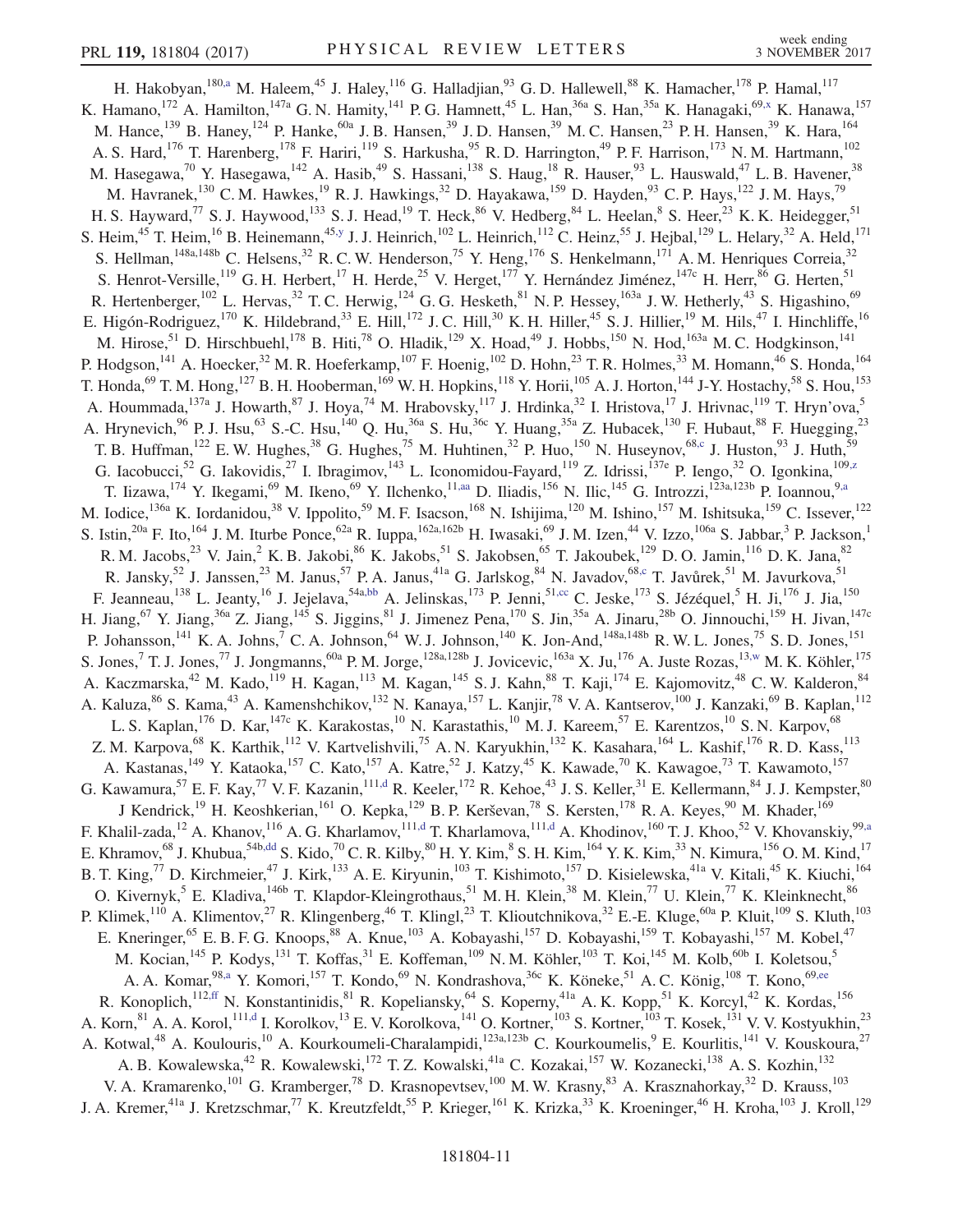H. Hakobyan,[180,a] M. Haleem,[45] J. Haley,[116] G. Halladjian,[93] G. D. Hallewell,[88] K. Hamacher,[178] P. Hamal,[117] K. Hamano,[172] A. Hamilton,[147a] G. N. Hamity,[141] P. G. Hamnett,[45] L. Han,[36a] S. Han,[35a] K. Hanagaki,[69,x] K. Hanawa,[157] M. Hance,[139] B. Haney,[124] P. Hanke,[60a] J. B. Hansen,[39] J. D. Hansen,[39] M. C. Hansen,[23] P. H. Hansen,[39] K. Hara,[164] A. S. Hard,[176] T. Harenberg,[178] F. Hariri,[119] S. Harkusha,[95] R. D. Harrington,[49] P. F. Harrison,[173] N. M. Hartmann,[102] M. Hasegawa,[70] Y. Hasegawa,[142] A. Hasib,[49] S. Hassani,[138] S. Haug,[18] R. Hauser,[93] L. Hauswald,[47] L. B. Havener,[38] M. Havranek,[130] C. M. Hawkes,[19] R. J. Hawkings,[32] D. Hayakawa,[159] D. Hayden,[93] C. P. Hays,[122] J. M. Hays,[79] H. S. Hayward,[77] S. J. Haywood,[133] S. J. Head,[19] T. Heck,[86] V. Hedberg,[84] L. Heelan,[8] S. Heer,[23] K. K. Heidegger,[51] S. Heim,[45] T. Heim,[16] B. Heinemann,[45,y] J. J. Heinrich,[102] L. Heinrich,[112] C. Heinz,[55] J. Hejbal,[129] L. Helary,[32] A. Held,[171] S. Hellman,[148a,148b] C. Helsens,[32] R. C. W. Henderson,[75] Y. Heng,[176] S. Henkelmann,[171] A. M. Henriques Correia,[32] S. Henrot-Versille,[119] G. H. Herbert,[17] H. Herde,[25] V. Herget,[177] Y. Hernández Jiménez,[147c] H. Herr,[86] G. Herten,[51] R. Hertenberger,[102] L. Hervas,[32] T. C. Herwig,[124] G. G. Hesketh,[81] N. P. Hessey,[163a] J. W. Hetherly,[43] S. Higashino,[69] E. Higón-Rodriguez,[170] K. Hildebrand,[33] E. Hill,[172] J. C. Hill,[30] K. H. Hiller,[45] S. J. Hillier,[19] M. Hils,[47] I. Hinchliffe,[16] M. Hirose,[51] D. Hirschbuehl,[178] B. Hiti,[78] O. Hladik,[129] X. Hoad,[49] J. Hobbs,[150] N. Hod,[163a] M. C. Hodgkinson,[141] P. Hodgson,[141] A. Hoecker,[32] M. R. Hoeferkamp,[107] F. Hoenig,[102] D. Hohn,[23] T. R. Holmes,[33] M. Homann,[46] S. Honda,[164] T. Honda,[69] T. M. Hong,[127] B. H. Hooberman,[169] W. H. Hopkins,[118] Y. Horii,[105] A. J. Horton,[144] J-Y. Hostachy,[58] S. Hou,[153] A. Hoummada,[137a] J. Howarth,[87] J. Hoya,[74] M. Hrabovsky,[117] J. Hrdinka,[32] I. Hristova,[17] J. Hrivnac,[119] T. Hryn'ova,[5] A. Hrynevich,[96] P. J. Hsu,[63] S.-C. Hsu,[140] Q. Hu,[36a] S. Hu,[36c] Y. Huang,[35a] Z. Hubacek,[130] F. Hubaut,[88] F. Huegging,[23] T. B. Huffman,[122] E. W. Hughes,[38] G. Hughes,[75] M. Huhtinen,[32] P. Huo,[150] N. Huseynov,[68,c] J. Huston,[93] J. Huth,[59] G. Iacobucci,[52] G. Iakovidis,[27] I. Ibragimov,[143] L. Iconomidou-Fayard,[119] Z. Idrissi,[137e] P. Iengo,[32] O. Igonkina,[109,z] T. Iizawa,[174] Y. Ikegami,[69] M. Ikeno,[69] Y. Ilchenko,[11,aa] D. Iliadis,[156] N. Ilic,[145] G. Introzzi,[123a,123b] P. Ioannou,[9,a] M. Iodice,[136a] K. Iordanidou,[38] V. Ippolito,[59] M. F. Isacson,[168] N. Ishijima,[120] M. Ishino,[157] M. Ishitsuka,[159] C. Issever,[122] S. Istin,[20a] F. Ito,[164] J. M. Iturbe Ponce,[62a] R. Iuppa,[162a,162b] H. Iwasaki,[69] J. M. Izen,[44] V. Izzo,[106a] S. Jabbar,[3] P. Jackson,[1] R. M. Jacobs,[23] V. Jain,[2] K. B. Jakobi,[86] K. Jakobs,[51] S. Jakobsen,[65] T. Jakoubek,[129] D. O. Jamin,[116] D. K. Jana,[82] R. Jansky,[52] J. Janssen,[23] M. Janus,[57] P. A. Janus,[41a] G. Jarlskog,[84] N. Javadov,[68,c] T. Javůrek,[51] M. Javurkova,[51] F. Jeanneau,[138] L. Jeanty,[16] J. Jejelava,[54a,bb] A. Jelinskas,[173] P. Jenni,[51,cc] C. Jeske,[173] S. Jézéquel,[5] H. Ji,[176] J. Jia,[150] H. Jiang,[67] Y. Jiang,[36a] Z. Jiang,[145] S. Jiggins,[81] J. Jimenez Pena,[170] S. Jin,[35a] A. Jinaru,[28b] O. Jinnouchi,[159] H. Jivan,[147c] P. Johansson,[141] K. A. Johns,[7] C. A. Johnson,[64] W. J. Johnson,[140] K. Jon-And,[148a,148b] R. W. L. Jones,[75] S. D. Jones,[151] S. Jones,[7] T. J. Jones,[77] J. Jongmanns,[60a] P. M. Jorge,[128a,128b] J. Jovicevic,[163a] X. Ju,[176] A. Juste Rozas,[13,w] M. K. Köhler,[175] A. Kaczmarska,[42] M. Kado,[119] H. Kagan,[113] M. Kagan,[145] S. J. Kahn,[88] T. Kaji,[174] E. Kajomovitz,[48] C. W. Kalderon,[84] A. Kaluza,[86] S. Kama,[43] A. Kamenshchikov,[132] N. Kanaya,[157] L. Kanjir,[78] V. A. Kantserov,[100] J. Kanzaki,[69] B. Kaplan,[112] L. S. Kaplan,[176] D. Kar,[147c] K. Karakostas,[10] N. Karastathis,[10] M. J. Kareem,[57] E. Karentzos,[10] S. N. Karpov,[68] Z. M. Karpova,[68] K. Karthik,[112] V. Kartvelishvili,[75] A. N. Karyukhin,[132] K. Kasahara,[164] L. Kashif,[176] R. D. Kass,[113] A. Kastanas,[149] Y. Kataoka,[157] C. Kato,[157] A. Katre,[52] J. Katzy,[45] K. Kawade,[70] K. Kawagoe,[73] T. Kawamoto,[157] G. Kawamura,[57] E. F. Kay,[77] V. F. Kazanin,[111,d] R. Keeler,[172] R. Kehoe,[43] J. S. Keller,[31] E. Kellermann,[84] J. J. Kempster,[80] J Kendrick,[19] H. Keoshkerian,[161] O. Kepka,[129] B. P. Kerševan,[78] S. Kersten,[178] R. A. Keyes,[90] M. Khader,[169] F. Khalil-zada,[12] A. Khanov,[116] A. G. Kharlamov,[111,d] T. Kharlamova,[111,d] A. Khodinov,[160] T. J. Khoo,[52] V. Khovanskiy,[99,a] E. Khramov,[68] J. Khubua,[54b,dd] S. Kido,[70] C. R. Kilby,[80] H. Y. Kim,[8] S. H. Kim,[164] Y. K. Kim,[33] N. Kimura,[156] O. M. Kind,[17] B. T. King,[77] D. Kirchmeier,[47] J. Kirk,[133] A. E. Kiryunin,[103] T. Kishimoto,[157] D. Kisielewska,[41a] V. Kitali,[45] K. Kiuchi,[164] O. Kivernyk,[5] E. Kladiva,[146b] T. Klapdor-Kleingrothaus,[51] M. H. Klein,[38] M. Klein,[77] U. Klein,[77] K. Kleinknecht,[86] P. Klimek,[110] A. Klimentov,[27] R. Klingenberg,[46] T. Klingl,[23] T. Klioutchnikova,[32] E.-E. Kluge,[60a] P. Kluit,[109] S. Kluth,[103] E. Kneringer,[65] E. B. F. G. Knoops,[88] A. Knue,[103] A. Kobayashi,[157] D. Kobayashi,[159] T. Kobayashi,[157] M. Kobel,[47] M. Kocian,[145] P. Kodys,[131] T. Koffas,[31] E. Koffeman,[109] N. M. Köhler,[103] T. Koi,[145] M. Kolb,[60b] I. Koletsou,[5] A. A. Komar,[98,a] Y. Komori,[157] T. Kondo,[69] N. Kondrashova,[36c] K. Köneke,[51] A. C. König,[108] T. Kono,[69,ee] R. Konoplich,[112,ff] N. Konstantinidis,[81] R. Kopeliansky,[64] S. Koperny,[41a] A. K. Kopp,[51] K. Korcyl,[42] K. Kordas,[156] A. Korn,[81] A. A. Korol,[111,d] I. Korolkov,[13] E. V. Korolkova,[141] O. Kortner,[103] S. Kortner,[103] T. Kosek,[131] V. V. Kostyukhin,[23] A. Kotwal,[48] A. Koulouris,[10] A. Kourkoumeli-Charalampidi,[123a,123b] C. Kourkoumelis,[9] E. Kourlitis,[141] V. Kouskoura,[27] A. B. Kowalewska,[42] R. Kowalewski,[172] T. Z. Kowalski,[41a] C. Kozakai,[157] W. Kozanecki,[138] A. S. Kozhin,[132] V. A. Kramarenko,[101] G. Kramberger,[78] D. Krasnopevtsev,[100] M. W. Krasny,[83] A. Krasznahorkay,[32] D. Krauss,[103] J. A. Kremer,[41a] J. Kretzschmar,[77] K. Kreutzfeldt,[55] P. Krieger,[161] K. Krizka,[33] K. Kroeninger,[46] H. Kroha,[103] J. Kroll,[129]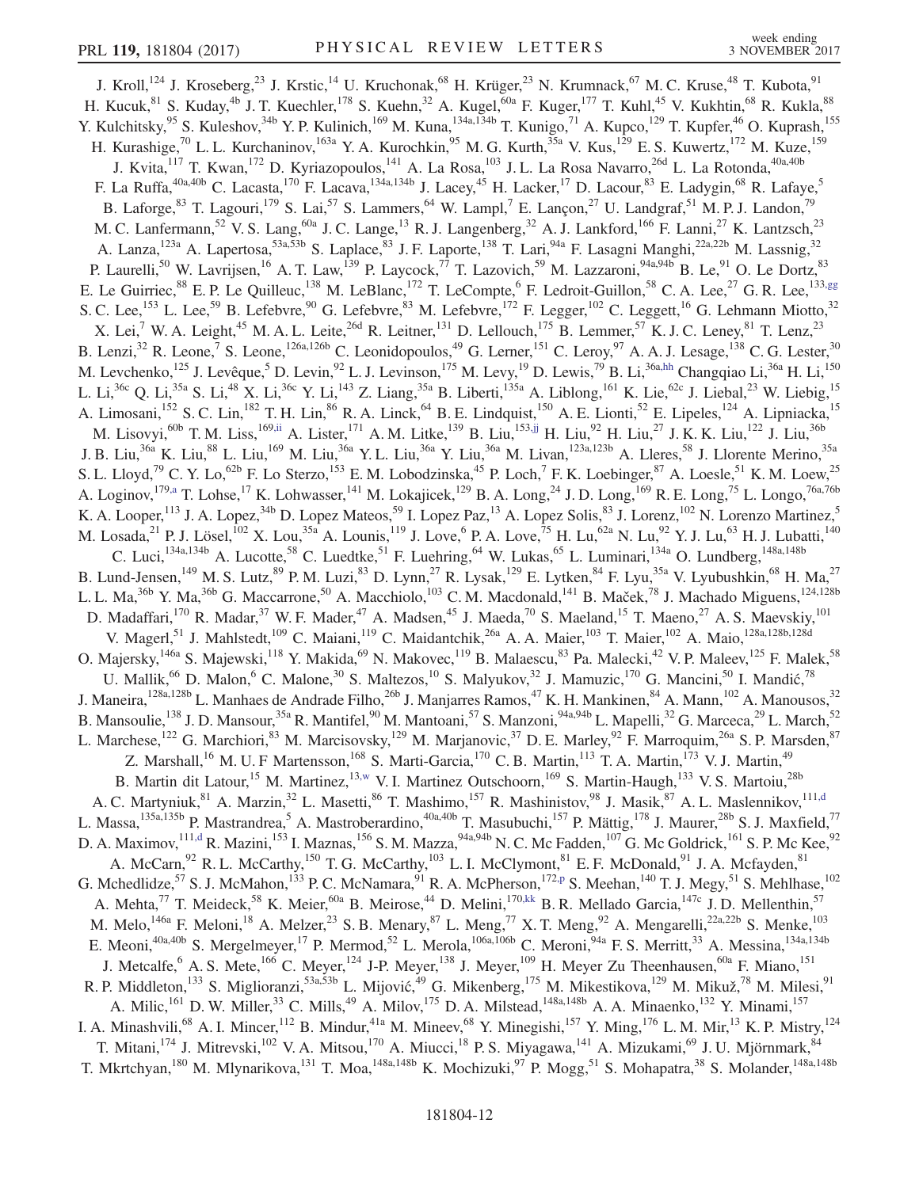J. Kroll,[124] J. Kroseberg,[23] J. Krstic,[14] U. Kruchonak,[68] H. Krüger,[23] N. Krumnack,[67] M. C. Kruse,[48] T. Kubota,[91] H. Kucuk,[81] S. Kuday,[4b] J. T. Kuechler,[178] S. Kuehn,[32] A. Kugel,[60a] F. Kuger,[177] T. Kuhl,[45] V. Kukhtin,[68] R. Kukla,[88] Y. Kulchitsky,[95] S. Kuleshov,[34b] Y. P. Kulinich,[169] M. Kuna,[134a,134b] T. Kunigo,[71] A. Kupco,[129] T. Kupfer,[46] O. Kuprash,[155] H. Kurashige,[70] L. L. Kurchaninov,[163a] Y. A. Kurochkin,[95] M. G. Kurth,[35a] V. Kus,[129] E. S. Kuwertz,[172] M. Kuze,[159] J. Kvita,[117] T. Kwan,[172] D. Kyriazopoulos,[141] A. La Rosa,[103] J. L. La Rosa Navarro,[26d] L. La Rotonda,[40a,40b] F. La Ruffa,[40a,40b] C. Lacasta,[170] F. Lacava,[134a,134b] J. Lacey,[45] H. Lacker,[17] D. Lacour,[83] E. Ladygin,[68] R. Lafaye,[5] B. Laforge,[83] T. Lagouri,[179] S. Lai,[57] S. Lammers,[64] W. Lampl,[7] E. Lançon,[27] U. Landgraf,[51] M. P. J. Landon,[79] M. C. Lanfermann,[52] V. S. Lang,[60a] J. C. Lange,[13] R. J. Langenberg,[32] A. J. Lankford,[166] F. Lanni,[27] K. Lantzsch,[23] A. Lanza,[123a] A. Lapertosa,[53a,53b] S. Laplace,[83] J. F. Laporte,[138] T. Lari,[94a] F. Lasagni Manghi,[22a,22b] M. Lassnig,[32] P. Laurelli,[50] W. Lavrijsen,[16] A. T. Law,[139] P. Laycock,[77] T. Lazovich,[59] M. Lazzaroni,[94a,94b] B. Le,[91] O. Le Dortz,[83] E. Le Guirriec,[88] E. P. Le Quilleuc,[138] M. LeBlanc,[172] T. LeCompte,[6] F. Ledroit-Guillon,[58] C. A. Lee,[27] G. R. Lee,[133,gg] S. C. Lee,[153] L. Lee,[59] B. Lefebvre,[90] G. Lefebvre,[83] M. Lefebvre,[172] F. Legger,[102] C. Leggett,[16] G. Lehmann Miotto,[32] X. Lei,[7] W. A. Leight,[45] M. A. L. Leite,[26d] R. Leitner,[131] D. Lellouch,[175] B. Lemmer,[57] K. J. C. Leney,[81] T. Lenz,[23] B. Lenzi,[32] R. Leone,[7] S. Leone,[126a,126b] C. Leonidopoulos,[49] G. Lerner,[151] C. Leroy,[97] A. A. J. Lesage,[138] C. G. Lester,[30] M. Levchenko,[125] J. Levêque,[5] D. Levin,[92] L. J. Levinson,[175] M. Levy,[19] D. Lewis,[79] B. Li,[36a,hh] Changqiao Li,[36a] H. Li,[150] L. Li,[36c] Q. Li,[35a] S. Li,[48] X. Li,[36c] Y. Li,[143] Z. Liang,[35a] B. Liberti,[135a] A. Liblong,[161] K. Lie,[62c] J. Liebal,[23] W. Liebig,[15] A. Limosani,[152] S. C. Lin,[182] T. H. Lin,[86] R. A. Linck,[64] B. E. Lindquist,[150] A. E. Lionti,[52] E. Lipeles,[124] A. Lipniacka,[15] M. Lisovyi,[60b] T. M. Liss,[169,ii] A. Lister,[171] A. M. Litke,[139] B. Liu,[153,jj] H. Liu,[92] H. Liu,[27] J. K. K. Liu,[122] J. Liu,[36b] J. B. Liu,[36a] K. Liu,[88] L. Liu,[169] M. Liu,[36a] Y. L. Liu,[36a] Y. Liu,[36a] M. Livan,[123a,123b] A. Lleres,[58] J. Llorente Merino,[35a] S. L. Lloyd,[79] C. Y. Lo,[62b] F. Lo Sterzo,[153] E. M. Lobodzinska,[45] P. Loch,[7] F. K. Loebinger,[87] A. Loesle,[51] K. M. Loew,[25] A. Loginov,[179,a] T. Lohse,[17] K. Lohwasser,[141] M. Lokajicek,[129] B. A. Long,[24] J. D. Long,[169] R. E. Long,[75] L. Longo,[76a,76b] K. A. Looper,[113] J. A. Lopez,[34b] D. Lopez Mateos,[59] I. Lopez Paz,[13] A. Lopez Solis,[83] J. Lorenz,[102] N. Lorenzo Martinez,[5] M. Losada,[21] P. J. Lösel,[102] X. Lou,[35a] A. Lounis,[119] J. Love,[6] P. A. Love,[75] H. Lu,[62a] N. Lu,[92] Y. J. Lu,[63] H. J. Lubatti,[140] C. Luci,[134a,134b] A. Lucotte,[58] C. Luedtke,[51] F. Luehring,[64] W. Lukas,[65] L. Luminari,[134a] O. Lundberg,[148a,148b] B. Lund-Jensen,[149] M. S. Lutz,[89] P. M. Luzi,[83] D. Lynn,[27] R. Lysak,[129] E. Lytken,[84] F. Lyu,[35a] V. Lyubushkin,[68] H. Ma,[27] L. L. Ma,[36b] Y. Ma,[36b] G. Maccarrone,[50] A. Macchiolo,[103] C. M. Macdonald,[141] B. Maček,[78] J. Machado Miguens,[124,128b] D. Madaffari,[170] R. Madar,[37] W. F. Mader,[47] A. Madsen,[45] J. Maeda,[70] S. Maeland,[15] T. Maeno,[27] A. S. Maevskiy,[101] V. Magerl,[51] J. Mahlstedt,[109] C. Maiani,[119] C. Maidantchik,[26a] A. A. Maier,[103] T. Maier,[102] A. Maio,[128a,128b,128d] O. Majersky,[146a] S. Majewski,[118] Y. Makida,[69] N. Makovec,[119] B. Malaescu,[83] Pa. Malecki,[42] V. P. Maleev,[125] F. Malek,[58] U. Mallik,[66] D. Malon,[6] C. Malone,[30] S. Maltezos,[10] S. Malyukov,[32] J. Mamuzic,[170] G. Mancini,[50] I. Mandić,[78] J. Maneira,[128a,128b] L. Manhaes de Andrade Filho,[26b] J. Manjarres Ramos,[47] K. H. Mankinen,[84] A. Mann,[102] A. Manousos,[32] B. Mansoulie,[138] J. D. Mansour,[35a] R. Mantifel,[90] M. Mantoani,[57] S. Manzoni,[94a,94b] L. Mapelli,[32] G. Marceca,[29] L. March,[52] L. Marchese,[122] G. Marchiori,[83] M. Marcisovsky,[129] M. Marjanovic,[37] D. E. Marley,[92] F. Marroquim,[26a] S. P. Marsden,[87] Z. Marshall,[16] M. U. F Martensson,[168] S. Marti-Garcia,[170] C. B. Martin,[113] T. A. Martin,[173] V. J. Martin,[49] B. Martin dit Latour,[15] M. Martinez,[13,w] V. I. Martinez Outschoorn,[169] S. Martin-Haugh,[133] V. S. Martoiu,[28b] A. C. Martyniuk,[81] A. Marzin,[32] L. Masetti,[86] T. Mashimo,[157] R. Mashinistov,[98] J. Masik,[87] A. L. Maslennikov,[111,d] L. Massa,[135a,135b] P. Mastrandrea,[5] A. Mastroberardino,[40a,40b] T. Masubuchi,[157] P. Mättig,[178] J. Maurer,[28b] S. J. Maxfield,[77] D. A. Maximov,[111,d] R. Mazini,[153] I. Maznas,[156] S. M. Mazza,[94a,94b] N. C. Mc Fadden,[107] G. Mc Goldrick,[161] S. P. Mc Kee,[92] A. McCarn,[92] R. L. McCarthy,[150] T. G. McCarthy,[103] L. I. McClymont,[81] E. F. McDonald,[91] J. A. Mcfayden,[81] G. Mchedlidze,[57] S. J. McMahon,[133] P. C. McNamara,[91] R. A. McPherson,[172,p] S. Meehan,[140] T. J. Megy,[51] S. Mehlhase,[102] A. Mehta,[77] T. Meideck,[58] K. Meier,[60a] B. Meirose,[44] D. Melini,[170,kk] B. R. Mellado Garcia,[147c] J. D. Mellenthin,[57] M. Melo,[146a] F. Meloni,[18] A. Melzer,[23] S. B. Menary,[87] L. Meng,[77] X. T. Meng,[92] A. Mengarelli,[22a,22b] S. Menke,[103] E. Meoni,[40a,40b] S. Mergelmeyer,[17] P. Mermod,[52] L. Merola,[106a,106b] C. Meroni,[94a] F. S. Merritt,[33] A. Messina,[134a,134b] J. Metcalfe,[6] A. S. Mete,[166] C. Meyer,[124] J-P. Meyer,[138] J. Meyer,[109] H. Meyer Zu Theenhausen,[60a] F. Miano,[151] R. P. Middleton,[133] S. Miglioranzi,[53a,53b] L. Mijović,[49] G. Mikenberg,[175] M. Mikestikova,[129] M. Mikuž,[78] M. Milesi,[91] A. Milic,[161] D. W. Miller,[33] C. Mills,[49] A. Milov,[175] D. A. Milstead,[148a,148b] A. A. Minaenko,[132] Y. Minami,[157] I. A. Minashvili,[68] A. I. Mincer,[112] B. Mindur,[41a] M. Mineev,[68] Y. Minegishi,[157] Y. Ming,[176] L. M. Mir,[13] K. P. Mistry,[124] T. Mitani,[174] J. Mitrevski,[102] V. A. Mitsou,[170] A. Miucci,[18] P. S. Miyagawa,[141] A. Mizukami,[69] J. U. Mjörnmark,[84] T. Mkrtchyan,[180] M. Mlynarikova,[131] T. Moa,[148a,148b] K. Mochizuki,[97] P. Mogg,[51] S. Mohapatra,[38] S. Molander,[148a,148b]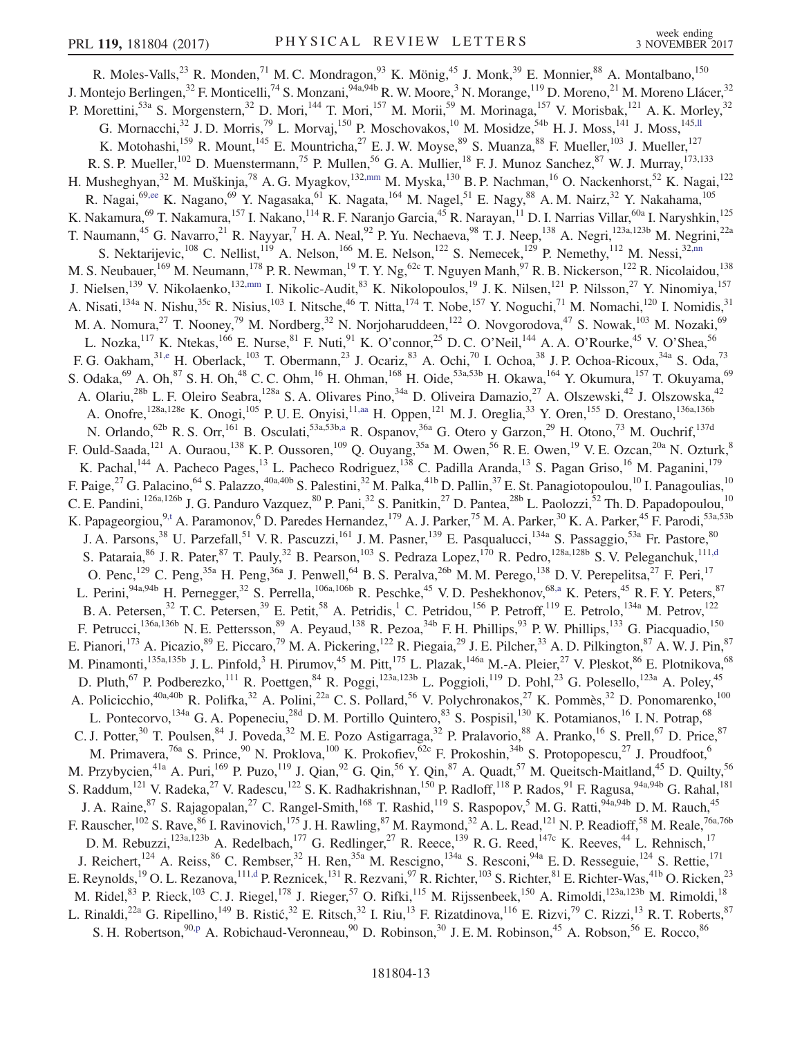R. Moles-Valls,[23] R. Monden,[71] M. C. Mondragon,[93] K. Mönig,[45] J. Monk,[39] E. Monnier,[88] A. Montalbano,[150] J. Montejo Berlingen,[32] F. Monticelli,[74] S. Monzani,[94a,94b] R. W. Moore,[3] N. Morange,[119] D. Moreno,[21] M. Moreno Llácer,[32] P. Morettini,[53a] S. Morgenstern,[32] D. Mori,[144] T. Mori,[157] M. Morii,[59] M. Morinaga,[157] V. Morisbak,[121] A. K. Morley,[32] G. Mornacchi,[32] J. D. Morris,[79] L. Morvaj,[150] P. Moschovakos,[10] M. Mosidze,[54b] H. J. Moss,[141] J. Moss,[145,ll] K. Motohashi,[159] R. Mount,[145] E. Mountricha,[27] E. J. W. Moyse,[89] S. Muanza,[88] F. Mueller,[103] J. Mueller,[127] R. S. P. Mueller,[102] D. Muenstermann,[75] P. Mullen,[56] G. A. Mullier,[18] F. J. Munoz Sanchez,[87] W. J. Murray,[173,133] H. Musheghyan,[32] M. Muškinja,[78] A. G. Myagkov,[132,mm] M. Myska,[130] B. P. Nachman,[16] O. Nackenhorst,[52] K. Nagai,[122] R. Nagai,[69,ee] K. Nagano,[69] Y. Nagasaka,[61] K. Nagata,[164] M. Nagel,[51] E. Nagy,[88] A. M. Nairz,[32] Y. Nakahama,[105] K. Nakamura,[69] T. Nakamura,[157] I. Nakano,[114] R. F. Naranjo Garcia,[45] R. Narayan,[11] D. I. Narrias Villar,[60a] I. Naryshkin,[125] T. Naumann,[45] G. Navarro,[21] R. Nayyar,[7] H. A. Neal,[92] P. Yu. Nechaeva,[98] T. J. Neep,[138] A. Negri,[123a,123b] M. Negrini,[22a] S. Nektarijevic,[108] C. Nellist,[119] A. Nelson,[166] M. E. Nelson,[122] S. Nemecek,[129] P. Nemethy,[112] M. Nessi,[32,nn] M. S. Neubauer,[169] M. Neumann,[178] P. R. Newman,[19] T. Y. Ng,[62c] T. Nguyen Manh,[97] R. B. Nickerson,[122] R. Nicolaidou,[138] J. Nielsen,[139] V. Nikolaenko,[132,mm] I. Nikolic-Audit,[83] K. Nikolopoulos,[19] J. K. Nilsen,[121] P. Nilsson,[27] Y. Ninomiya,[157] A. Nisati,[134a] N. Nishu,[35c] R. Nisius,[103] I. Nitsche,[46] T. Nitta,[174] T. Nobe,[157] Y. Noguchi,[71] M. Nomachi,[120] I. Nomidis,[31] M. A. Nomura,[27] T. Nooney,[79] M. Nordberg,[32] N. Norjoharuddeen,[122] O. Novgorodova,[47] S. Nowak,[103] M. Nozaki,[69] L. Nozka,[117] K. Ntekas,[166] E. Nurse,[81] F. Nuti,[91] K. O'connor,[25] D. C. O'Neil,[144] A. A. O'Rourke,[45] V. O'Shea,[56] F. G. Oakham,[31,e] H. Oberlack,[103] T. Obermann,[23] J. Ocariz,[83] A. Ochi,[70] I. Ochoa,[38] J. P. Ochoa-Ricoux,[34a] S. Oda,[73] S. Odaka,[69] A. Oh,[87] S. H. Oh,[48] C. C. Ohm,[16] H. Ohman,[168] H. Oide,[53a,53b] H. Okawa,[164] Y. Okumura,[157] T. Okuyama,[69] A. Olariu,[28b] L. F. Oleiro Seabra,[128a] S. A. Olivares Pino,[34a] D. Oliveira Damazio,[27] A. Olszewski,[42] J. Olszowska,[42] A. Onofre,[128a,128e] K. Onogi,[105] P. U. E. Onyisi,[11,aa] H. Oppen,[121] M. J. Oreglia,[33] Y. Oren,[155] D. Orestano,[136a,136b] N. Orlando,[62b] R. S. Orr,[161] B. Osculati,[53a,53b,a] R. Ospanov,[36a] G. Otero y Garzon,[29] H. Otono,[73] M. Ouchrif,[137d] F. Ould-Saada,[121] A. Ouraou,[138] K. P. Oussoren,[109] Q. Ouyang,[35a] M. Owen,[56] R. E. Owen,[19] V. E. Ozcan,[20a] N. Ozturk,[8] K. Pachal,[144] A. Pacheco Pages,[13] L. Pacheco Rodriguez,[138] C. Padilla Aranda,[13] S. Pagan Griso,[16] M. Paganini,[179] F. Paige,[27] G. Palacino,[64] S. Palazzo,[40a,40b] S. Palestini,[32] M. Palka,[41b] D. Pallin,[37] E. St. Panagiotopoulou,[10] I. Panagoulias,[10] C. E. Pandini,[126a,126b] J. G. Panduro Vazquez,[80] P. Pani,[32] S. Panitkin,[27] D. Pantea,[28b] L. Paolozzi,[52] Th. D. Papadopoulou,[10] K. Papageorgiou,[9,t] A. Paramonov,[6] D. Paredes Hernandez,[179] A. J. Parker,[75] M. A. Parker,[30] K. A. Parker,[45] F. Parodi,[53a,53b] J. A. Parsons,[38] U. Parzefall,[51] V. R. Pascuzzi,[161] J. M. Pasner,[139] E. Pasqualucci,[134a] S. Passaggio,[53a] Fr. Pastore,[80] S. Pataraia,[86] J. R. Pater,[87] T. Pauly,[32] B. Pearson,[103] S. Pedraza Lopez,[170] R. Pedro,[128a,128b] S. V. Peleganchuk,[111,d] O. Penc,[129] C. Peng,[35a] H. Peng,[36a] J. Penwell,[64] B. S. Peralva,[26b] M. M. Perego,[138] D. V. Perepelitsa,[27] F. Peri,[17] L. Perini,[94a,94b] H. Pernegger,[32] S. Perrella,[106a,106b] R. Peschke,[45] V. D. Peshekhonov,[68,a] K. Peters,[45] R. F. Y. Peters,[87] B. A. Petersen,[32] T. C. Petersen,[39] E. Petit,[58] A. Petridis,[1] C. Petridou,[156] P. Petroff,[119] E. Petrolo,[134a] M. Petrov,[122] F. Petrucci,[136a,136b] N. E. Pettersson,[89] A. Peyaud,[138] R. Pezoa,[34b] F. H. Phillips,[93] P. W. Phillips,[133] G. Piacquadio,[150] E. Pianori,[173] A. Picazio,[89] E. Piccaro,[79] M. A. Pickering,[122] R. Piegaia,[29] J. E. Pilcher,[33] A. D. Pilkington,[87] A. W. J. Pin,[87] M. Pinamonti,[135a,135b] J. L. Pinfold,[3] H. Pirumov,[45] M. Pitt,[175] L. Plazak,[146a] M.-A. Pleier,[27] V. Pleskot,[86] E. Plotnikova,[68] D. Pluth,[67] P. Podberezko,[111] R. Poettgen,[84] R. Poggi,[123a,123b] L. Poggioli,[119] D. Pohl,[23] G. Polesello,[123a] A. Poley,[45] A. Policicchio,[40a,40b] R. Polifka,[32] A. Polini,[22a] C. S. Pollard,[56] V. Polychronakos,[27] K. Pommès,[32] D. Ponomarenko,[100] L. Pontecorvo,[134a] G. A. Popeneciu,[28d] D. M. Portillo Quintero,[83] S. Pospisil,[130] K. Potamianos,[16] I. N. Potrap,[68] C. J. Potter,[30] T. Poulsen,[84] J. Poveda,[32] M. E. Pozo Astigarraga,[32] P. Pralavorio,[88] A. Pranko,[16] S. Prell,[67] D. Price,[87] M. Primavera,[76a] S. Prince,[90] N. Proklova,[100] K. Prokofiev,[62c] F. Prokoshin,[34b] S. Protopopescu,[27] J. Proudfoot,[6] M. Przybycien,[41a] A. Puri,[169] P. Puzo,[119] J. Qian,[92] G. Qin,[56] Y. Qin,[87] A. Quadt,[57] M. Queitsch-Maitland,[45] D. Quilty,[56] S. Raddum,[121] V. Radeka,[27] V. Radescu,[122] S. K. Radhakrishnan,[150] P. Radloff,[118] P. Rados,[91] F. Ragusa,[94a,94b] G. Rahal,[181] J. A. Raine,[87] S. Rajagopalan,[27] C. Rangel-Smith,[168] T. Rashid,[119] S. Raspopov,[5] M. G. Ratti,[94a,94b] D. M. Rauch,[45] F. Rauscher,[102] S. Rave,[86] I. Ravinovich,[175] J. H. Rawling,[87] M. Raymond,[32] A. L. Read,[121] N. P. Readioff,[58] M. Reale,[76a,76b] D. M. Rebuzzi,[123a,123b] A. Redelbach,[177] G. Redlinger,[27] R. Reece,[139] R. G. Reed,[147c] K. Reeves,[44] L. Rehnisch,[17] J. Reichert,[124] A. Reiss,[86] C. Rembser,[32] H. Ren,[35a] M. Rescigno,[134a] S. Resconi,[94a] E. D. Resseguie,[124] S. Rettie,[171] E. Reynolds,[19] O. L. Rezanova,[111,d] P. Reznicek,[131] R. Rezvani,[97] R. Richter,[103] S. Richter,[81] E. Richter-Was,[41b] O. Ricken,[23] M. Ridel,[83] P. Rieck,[103] C. J. Riegel,[178] J. Rieger,[57] O. Rifki,[115] M. Rijssenbeek,[150] A. Rimoldi,[123a,123b] M. Rimoldi,[18] L. Rinaldi,[22a] G. Ripellino,[149] B. Ristić,[32] E. Ritsch,[32] I. Riu,[13] F. Rizatdinova,[116] E. Rizvi,[79] C. Rizzi,[13] R. T. Roberts,[87] S. H. Robertson,[90,p] A. Robichaud-Veronneau,[90] D. Robinson,[30] J. E. M. Robinson,[45] A. Robson,[56] E. Rocco,[86]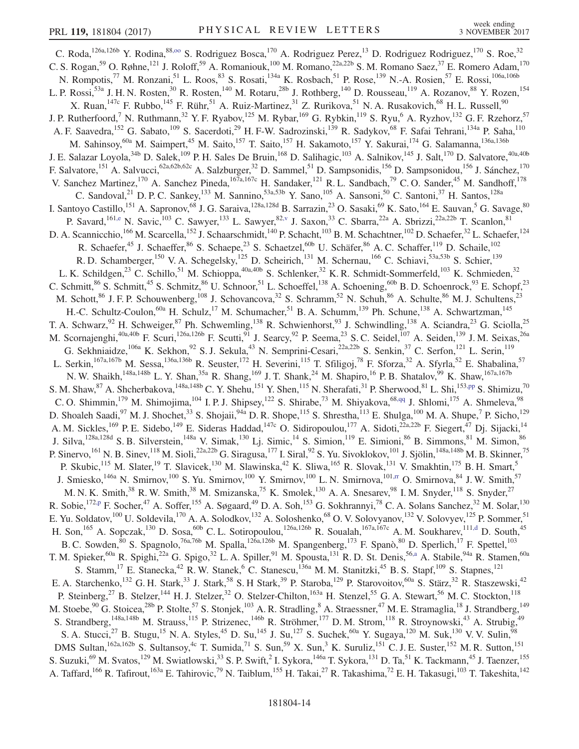C. Roda,[126a,126b] Y. Rodina,[88,oo] S. Rodriguez Bosca,[170] A. Rodriguez Perez,[13] D. Rodriguez Rodriguez,[170] S. Roe,[32] C. S. Rogan,[59] O. Røhne,[121] J. Roloff,[59] A. Romaniouk,[100] M. Romano,[22a,22b] S. M. Romano Saez,[37] E. Romero Adam,[170] N. Rompotis,[77] M. Ronzani,[51] L. Roos,[83] S. Rosati,[134a] K. Rosbach,[51] P. Rose,[139] N.-A. Rosien,[57] E. Rossi,[106a,106b] L. P. Rossi,[53a] J. H. N. Rosten,[30] R. Rosten,[140] M. Rotaru,[28b] J. Rothberg,[140] D. Rousseau,[119] A. Rozanov,[88] Y. Rozen,[154] X. Ruan,[147c] F. Rubbo,[145] F. Rühr,[51] A. Ruiz-Martinez,[31] Z. Rurikova,[51] N. A. Rusakovich,[68] H. L. Russell,[90] J. P. Rutherfoord,[7] N. Ruthmann,[32] Y. F. Ryabov,[125] M. Rybar,[169] G. Rybkin,[119] S. Ryu,[6] A. Ryzhov,[132] G. F. Rzehorz,[57] A. F. Saavedra,[152] G. Sabato,[109] S. Sacerdoti,[29] H. F-W. Sadrozinski,[139] R. Sadykov,[68] F. Safai Tehrani,[134a] P. Saha,[110] M. Sahinsoy,[60a] M. Saimpert,[45] M. Saito,[157] T. Saito,[157] H. Sakamoto,[157] Y. Sakurai,[174] G. Salamanna,[136a,136b] J. E. Salazar Loyola,[34b] D. Salek,[109] P. H. Sales De Bruin,[168] D. Salihagic,[103] A. Salnikov,[145] J. Salt,[170] D. Salvatore,[40a,40b] F. Salvatore,[151] A. Salvucci,[62a,62b,62c] A. Salzburger,[32] D. Sammel,[51] D. Sampsonidis,[156] D. Sampsonidou,[156] J. Sánchez,[170] V. Sanchez Martinez,[170] A. Sanchez Pineda,[167a,167c] H. Sandaker,[121] R. L. Sandbach,[79] C. O. Sander,[45] M. Sandhoff,[178] C. Sandoval,[21] D. P. C. Sankey,[133] M. Sannino,[53a,53b] Y. Sano,[105] A. Sansoni,[50] C. Santoni,[37] H. Santos,[128a] I. Santoyo Castillo,[151] A. Sapronov,[68] J. G. Saraiva,[128a,128d] B. Sarrazin,[23] O. Sasaki,[69] K. Sato,[164] E. Sauvan,[5] G. Savage,[80] P. Savard,[161,e] N. Savic,[103] C. Sawyer,[133] L. Sawyer,[82,v] J. Saxon,[33] C. Sbarra,[22a] A. Sbrizzi,[22a,22b] T. Scanlon,[81] D. A. Scannicchio,[166] M. Scarcella,[152] J. Schaarschmidt,[140] P. Schacht,[103] B. M. Schachtner,[102] D. Schaefer,[32] L. Schaefer,[124] R. Schaefer,[45] J. Schaeffer,[86] S. Schaepe,[23] S. Schaetzel,[60b] U. Schäfer,[86] A. C. Schaffer,[119] D. Schaile,[102] R. D. Schamberger,[150] V. A. Schegelsky,[125] D. Scheirich,[131] M. Schernau,[166] C. Schiavi,[53a,53b] S. Schier,[139] L. K. Schildgen,[23] C. Schillo,[51] M. Schioppa,[40a,40b] S. Schlenker,[32] K. R. Schmidt-Sommerfeld,[103] K. Schmieden,[32] C. Schmitt,[86] S. Schmitt,[45] S. Schmitz,[86] U. Schnoor,[51] L. Schoeffel,[138] A. Schoening,[60b] B. D. Schoenrock,[93] E. Schopf,[23] M. Schott,[86] J. F. P. Schouwenberg,[108] J. Schovancova,[32] S. Schramm,[52] N. Schuh,[86] A. Schulte,[86] M. J. Schultens,[23] H.-C. Schultz-Coulon,[60a] H. Schulz,[17] M. Schumacher,[51] B. A. Schumm,[139] Ph. Schune,[138] A. Schwartzman,[145] T. A. Schwarz,[92] H. Schweiger,[87] Ph. Schwemling,[138] R. Schwienhorst,[93] J. Schwindling,[138] A. Sciandra,[23] G. Sciolla,[25] M. Scornajenghi,[40a,40b] F. Scuri,[126a,126b] F. Scutti,[91] J. Searcy,[92] P. Seema,[23] S. C. Seidel,[107] A. Seiden,[139] J. M. Seixas,[26a] G. Sekhniaidze,[106a] K. Sekhon,[92] S. J. Sekula,[43] N. Semprini-Cesari,[22a,22b] S. Senkin,[37] C. Serfon,[121] L. Serin,[119] L. Serkin,[167a,167b] M. Sessa,[136a,136b] R. Seuster,[172] H. Severini,[115] T. Sfiligoj,[78] F. Sforza,[32] A. Sfyrla,[52] E. Shabalina,[57] N. W. Shaikh,[148a,148b] L. Y. Shan,[35a] R. Shang,[169] J. T. Shank,[24] M. Shapiro,[16] P. B. Shatalov,[99] K. Shaw,[167a,167b] S. M. Shaw,[87] A. Shcherbakova,[148a,148b] C. Y. Shehu,[151] Y. Shen,[115] N. Sherafati,[31] P. Sherwood,[81] L. Shi,[153,pp] S. Shimizu,[70] C. O. Shimmin,[179] M. Shimojima,[104] I. P. J. Shipsey,[122] S. Shirabe,[73] M. Shiyakova,[68,qq] J. Shlomi,[175] A. Shmeleva,[98] D. Shoaleh Saadi,[97] M. J. Shochet,[33] S. Shojaii,[94a] D. R. Shope,[115] S. Shrestha,[113] E. Shulga,[100] M. A. Shupe,[7] P. Sicho,[129] A. M. Sickles,[169] P. E. Sidebo,[149] E. Sideras Haddad,[147c] O. Sidiropoulou,[177] A. Sidoti,[22a,22b] F. Siegert,[47] Dj. Sijacki,[14] J. Silva,[128a,128d] S. B. Silverstein,[148a] V. Simak,[130] Lj. Simic,[14] S. Simion,[119] E. Simioni,[86] B. Simmons,[81] M. Simon,[86] P. Sinervo,[161] N. B. Sinev,[118] M. Sioli,[22a,22b] G. Siragusa,[177] I. Siral,[92] S. Yu. Sivoklokov,[101] J. Sjölin,[148a,148b] M. B. Skinner,[75] P. Skubic,[115] M. Slater,[19] T. Slavicek,[130] M. Slawinska,[42] K. Sliwa,[165] R. Slovak,[131] V. Smakhtin,[175] B. H. Smart,[5] J. Smiesko,[146a] N. Smirnov,[100] S. Yu. Smirnov,[100] Y. Smirnov,[100] L. N. Smirnova,[101,rr] O. Smirnova,[84] J. W. Smith,[57] M. N. K. Smith,[38] R. W. Smith,[38] M. Smizanska,[75] K. Smolek,[130] A. A. Snesarev,[98] I. M. Snyder,[118] S. Snyder,[27] R. Sobie,[172,p] F. Socher,[47] A. Soffer,[155] A. Søgaard,[49] D. A. Soh,[153] G. Sokhrannyi,[78] C. A. Solans Sanchez,[32] M. Solar,[130] E. Yu. Soldatov,[100] U. Soldevila,[170] A. A. Solodkov,[132] A. Soloshenko,[68] O. V. Solovyanov,[132] V. Solovyev,[125] P. Sommer,[51] H. Son,[165] A. Sopczak,[130] D. Sosa,[60b] C. L. Sotiropoulou,[126a,126b] R. Soualah,[167a,167c] A. M. Soukharev,[111,d] D. South,[45] B. C. Sowden,[80] S. Spagnolo,[76a,76b] M. Spalla,[126a,126b] M. Spangenberg,[173] F. Spanò,[80] D. Sperlich,[17] F. Spettel,[103] T. M. Spieker,[60a] R. Spighi,[22a] G. Spigo,[32] L. A. Spiller,[91] M. Spousta,[131] R. D. St. Denis,[56,a] A. Stabile,[94a] R. Stamen,[60a] S. Stamm,[17] E. Stanecka,[42] R. W. Stanek,[6] C. Stanescu,[136a] M. M. Stanitzki,[45] B. S. Stapf,[109] S. Stapnes,[121] E. A. Starchenko,[132] G. H. Stark,[33] J. Stark,[58] S. H Stark,[39] P. Staroba,[129] P. Starovoitov,[60a] S. Stärz,[32] R. Staszewski,[42] P. Steinberg,[27] B. Stelzer,[144] H. J. Stelzer,[32] O. Stelzer-Chilton,[163a] H. Stenzel,[55] G. A. Stewart,[56] M. C. Stockton,[118] M. Stoebe,[90] G. Stoicea,[28b] P. Stolte,[57] S. Stonjek,[103] A. R. Stradling,[8] A. Straessner,[47] M. E. Stramaglia,[18] J. Strandberg,[149] S. Strandberg,[148a,148b] M. Strauss,[115] P. Strizenec,[146b] R. Ströhmer,[177] D. M. Strom,[118] R. Stroynowski,[43] A. Strubig,[49] S. A. Stucci,[27] B. Stugu,[15] N. A. Styles,[45] D. Su,[145] J. Su,[127] S. Suchek,[60a] Y. Sugaya,[120] M. Suk,[130] V. V. Sulin,[98] DMS Sultan,[162a,162b] S. Sultansoy,[4c] T. Sumida,[71] S. Sun,[59] X. Sun,[3] K. Suruliz,[151] C. J. E. Suster,[152] M. R. Sutton,[151] S. Suzuki,[69] M. Svatos,[129] M. Swiatlowski,[33] S. P. Swift,[2] I. Sykora,[146a] T. Sykora,[131] D. Ta,[51] K. Tackmann,[45] J. Taenzer,[155] A. Taffard,[166] R. Tafirout,[163a] E. Tahirovic,[79] N. Taiblum,[155] H. Takai,[27] R. Takashima,[72] E. H. Takasugi,[103] T. Takeshita,[142]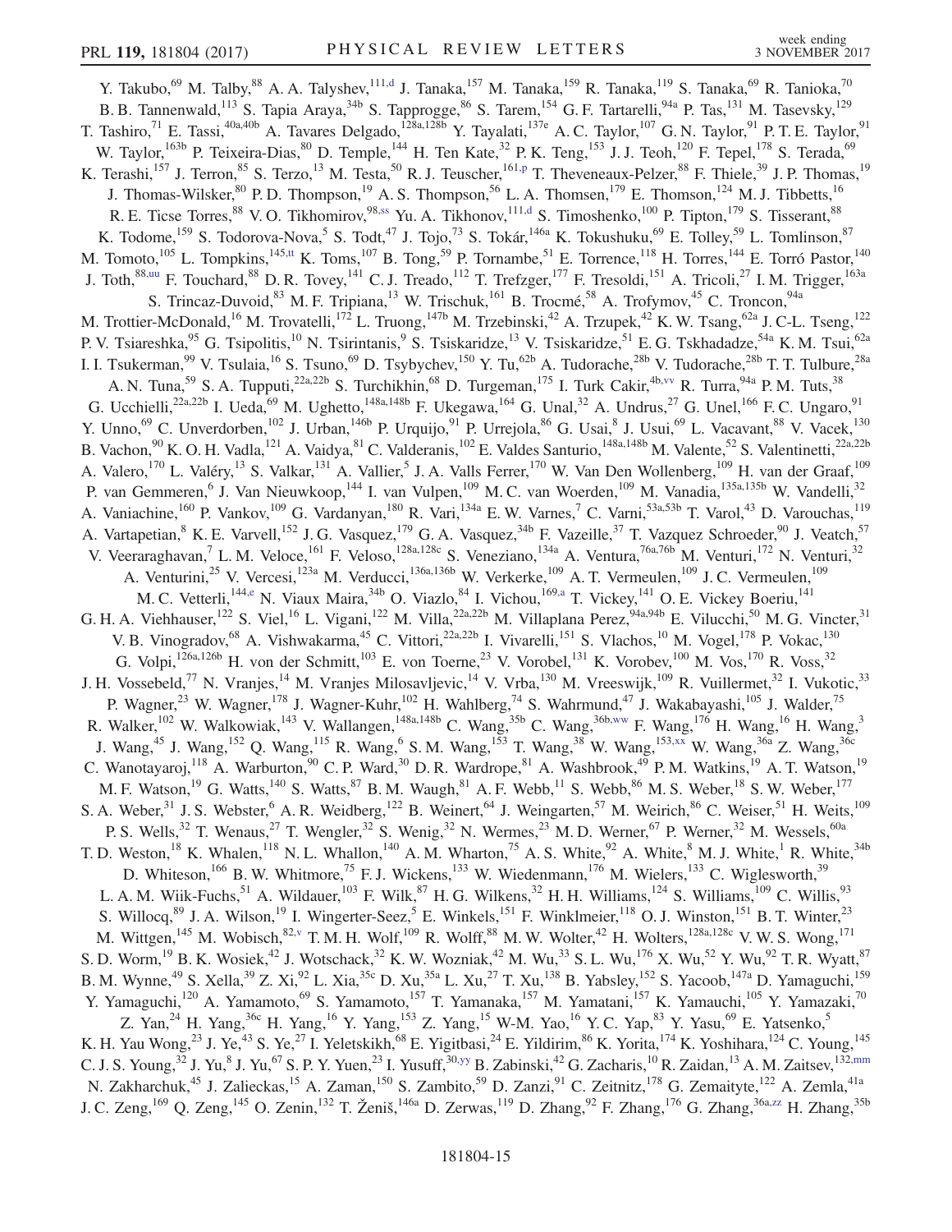Y. Takubo,[69] M. Talby,[88] A. A. Talyshev,[111,d] J. Tanaka,[157] M. Tanaka,[159] R. Tanaka,[119] S. Tanaka,[69] R. Tanioka,[70] B. B. Tannenwald,[113] S. Tapia Araya,[34b] S. Tapprogge,[86] S. Tarem,[154] G. F. Tartarelli,[94a] P. Tas,[131] M. Tasevsky,[129] T. Tashiro,[71] E. Tassi,[40a,40b] A. Tavares Delgado,[128a,128b] Y. Tayalati,[137e] A. C. Taylor,[107] G. N. Taylor,[91] P. T. E. Taylor,[91] W. Taylor,[163b] P. Teixeira-Dias,[80] D. Temple,[144] H. Ten Kate,[32] P. K. Teng,[153] J. J. Teoh,[120] F. Tepel,[178] S. Terada,[69] K. Terashi,[157] J. Terron,[85] S. Terzo,[13] M. Testa,[50] R. J. Teuscher,[161,p] T. Theveneaux-Pelzer,[88] F. Thiele,[39] J. P. Thomas,[19] J. Thomas-Wilsker,[80] P. D. Thompson,[19] A. S. Thompson,[56] L. A. Thomsen,[179] E. Thomson,[124] M. J. Tibbetts,[16] R. E. Ticse Torres,[88] V. O. Tikhomirov,[98,ss] Yu. A. Tikhonov,[111,d] S. Timoshenko,[100] P. Tipton,[179] S. Tisserant,[88] K. Todome,[159] S. Todorova-Nova,[5] S. Todt,[47] J. Tojo,[73] S. Tokár,[146a] K. Tokushuku,[69] E. Tolley,[59] L. Tomlinson,[87] M. Tomoto,[105] L. Tompkins,[145,tt] K. Toms,[107] B. Tong,[59] P. Tornambe,[51] E. Torrence,[118] H. Torres,[144] E. Torró Pastor,[140] J. Toth,[88,uu] F. Touchard,[88] D. R. Tovey,[141] C. J. Treado,[112] T. Trefzger,[177] F. Tresoldi,[151] A. Tricoli,[27] I. M. Trigger,[163a] S. Trincaz-Duvoid,[83] M. F. Tripiana,[13] W. Trischuk,[161] B. Trocmé,[58] A. Trofymov,[45] C. Troncon,[94a] M. Trottier-McDonald,[16] M. Trovatelli,[172] L. Truong,[147b] M. Trzebinski,[42] A. Trzupek,[42] K. W. Tsang,[62a] J. C-L. Tseng,[122] P. V. Tsiareshka,[95] G. Tsipolitis,[10] N. Tsirintanis,[9] S. Tsiskaridze,[13] V. Tsiskaridze,[51] E. G. Tskhadadze,[54a] K. M. Tsui,[62a] I. I. Tsukerman,[99] V. Tsulaia,[16] S. Tsuno,[69] D. Tsybychev,[150] Y. Tu,[62b] A. Tudorache,[28b] V. Tudorache,[28b] T. T. Tulbure,[28a] A. N. Tuna,[59] S. A. Tupputi,[22a,22b] S. Turchikhin,[68] D. Turgeman,[175] I. Turk Cakir,[4b,vv] R. Turra,[94a] P. M. Tuts,[38] G. Ucchielli,[22a,22b] I. Ueda,[69] M. Ughetto,[148a,148b] F. Ukegawa,[164] G. Unal,[32] A. Undrus,[27] G. Unel,[166] F. C. Ungaro,[91] Y. Unno,[69] C. Unverdorben,[102] J. Urban,[146b] P. Urquijo,[91] P. Urrejola,[86] G. Usai,[8] J. Usui,[69] L. Vacavant,[88] V. Vacek,[130] B. Vachon,[90] K. O. H. Vadla,[121] A. Vaidya,[81] C. Valderanis,[102] E. Valdes Santurio,[148a,148b] M. Valente,[52] S. Valentinetti,[22a,22b] A. Valero,[170] L. Valéry,[13] S. Valkar,[131] A. Vallier,[5] J. A. Valls Ferrer,[170] W. Van Den Wollenberg,[109] H. van der Graaf,[109] P. van Gemmeren,[6] J. Van Nieuwkoop,[144] I. van Vulpen,[109] M. C. van Woerden,[109] M. Vanadia,[135a,135b] W. Vandelli,[32] A. Vaniachine,[160] P. Vankov,[109] G. Vardanyan,[180] R. Vari,[134a] E. W. Varnes,[7] C. Varni,[53a,53b] T. Varol,[43] D. Varouchas,[119] A. Vartapetian,[8] K. E. Varvell,[152] J. G. Vasquez,[179] G. A. Vasquez,[34b] F. Vazeille,[37] T. Vazquez Schroeder,[90] J. Veatch,[57] V. Veeraraghavan,[7] L. M. Veloce,[161] F. Veloso,[128a,128c] S. Veneziano,[134a] A. Ventura,[76a,76b] M. Venturi,[172] N. Venturi,[32] A. Venturini,[25] V. Vercesi,[123a] M. Verducci,[136a,136b] W. Verkerke,[109] A. T. Vermeulen,[109] J. C. Vermeulen,[109] M. C. Vetterli,[144,e] N. Viaux Maira,[34b] O. Viazlo,[84] I. Vichou,[169,a] T. Vickey,[141] O. E. Vickey Boeriu,[141] G. H. A. Viehhauser,[122] S. Viel,[16] L. Vigani,[122] M. Villa,[22a,22b] M. Villaplana Perez,[94a,94b] E. Vilucchi,[50] M. G. Vincter,[31] V. B. Vinogradov,[68] A. Vishwakarma,[45] C. Vittori,[22a,22b] I. Vivarelli,[151] S. Vlachos,[10] M. Vogel,[178] P. Vokac,[130] G. Volpi,[126a,126b] H. von der Schmitt,[103] E. von Toerne,[23] V. Vorobel,[131] K. Vorobev,[100] M. Vos,[170] R. Voss,[32] J. H. Vossebeld,[77] N. Vranjes,[14] M. Vranjes Milosavljevic,[14] V. Vrba,[130] M. Vreeswijk,[109] R. Vuillermet,[32] I. Vukotic,[33] P. Wagner,[23] W. Wagner,[178] J. Wagner-Kuhr,[102] H. Wahlberg,[74] S. Wahrmund,[47] J. Wakabayashi,[105] J. Walder,[75] R. Walker,[102] W. Walkowiak,[143] V. Wallangen,[148a,148b] C. Wang,[35b] C. Wang,[36b,ww] F. Wang,[176] H. Wang,[16] H. Wang,[3] J. Wang,[45] J. Wang,[152] Q. Wang,[115] R. Wang,[6] S. M. Wang,[153] T. Wang,[38] W. Wang,[153,xx] W. Wang,[36a] Z. Wang,[36c] C. Wanotayaroj,[118] A. Warburton,[90] C. P. Ward,[30] D. R. Wardrope,[81] A. Washbrook,[49] P. M. Watkins,[19] A. T. Watson,[19] M. F. Watson,[19] G. Watts,[140] S. Watts,[87] B. M. Waugh,[81] A. F. Webb,[11] S. Webb,[86] M. S. Weber,[18] S. W. Weber,[177] S. A. Weber,[31] J. S. Webster,[6] A. R. Weidberg,[122] B. Weinert,[64] J. Weingarten,[57] M. Weirich,[86] C. Weiser,[51] H. Weits,[109] P. S. Wells,[32] T. Wenaus,[27] T. Wengler,[32] S. Wenig,[32] N. Wermes,[23] M. D. Werner,[67] P. Werner,[32] M. Wessels,[60a] T. D. Weston,[18] K. Whalen,[118] N. L. Whallon,[140] A. M. Wharton,[75] A. S. White,[92] A. White,[8] M. J. White,[1] R. White,[34b] D. Whiteson,[166] B. W. Whitmore,[75] F. J. Wickens,[133] W. Wiedenmann,[176] M. Wielers,[133] C. Wiglesworth,[39] L. A. M. Wiik-Fuchs,[51] A. Wildauer,[103] F. Wilk,[87] H. G. Wilkens,[32] H. H. Williams,[124] S. Williams,[109] C. Willis,[93] S. Willocq,[89] J. A. Wilson,[19] I. Wingerter-Seez,[5] E. Winkels,[151] F. Winklmeier,[118] O. J. Winston,[151] B. T. Winter,[23] M. Wittgen,[145] M. Wobisch,[82,v] T. M. H. Wolf,[109] R. Wolff,[88] M. W. Wolter,[42] H. Wolters,[128a,128c] V. W. S. Wong,[171] S. D. Worm,[19] B. K. Wosiek,[42] J. Wotschack,[32] K. W. Wozniak,[42] M. Wu,[33] S. L. Wu,[176] X. Wu,[52] Y. Wu,[92] T. R. Wyatt,[87] B. M. Wynne,[49] S. Xella,[39] Z. Xi,[92] L. Xia,[35c] D. Xu,[35a] L. Xu,[27] T. Xu,[138] B. Yabsley,[152] S. Yacoob,[147a] D. Yamaguchi,[159] Y. Yamaguchi,[120] A. Yamamoto,[69] S. Yamamoto,[157] T. Yamanaka,[157] M. Yamatani,[157] K. Yamauchi,[105] Y. Yamazaki,[70] Z. Yan,[24] H. Yang,[36c] H. Yang,[16] Y. Yang,[153] Z. Yang,[15] W-M. Yao,[16] Y. C. Yap,[83] Y. Yasu,[69] E. Yatsenko,[5] K. H. Yau Wong,[23] J. Ye,[43] S. Ye,[27] I. Yeletskikh,[68] E. Yigitbasi,[24] E. Yildirim,[86] K. Yorita,[174] K. Yoshihara,[124] C. Young,[145] C. J. S. Young,[32] J. Yu,[8] J. Yu,[67] S. P. Y. Yuen,[23] I. Yusuff,[30,yy] B. Zabinski,[42] G. Zacharis,[10] R. Zaidan,[13] A. M. Zaitsev,[132,mm] N. Zakharchuk,[45] J. Zalieckas,[15] A. Zaman,[150] S. Zambito,[59] D. Zanzi,[91] C. Zeitnitz,[178] G. Zemaityte,[122] A. Zemla,[41a] J. C. Zeng,[169] Q. Zeng,[145] O. Zenin,[132] T. Ženiš,[146a] D. Zerwas,[119] D. Zhang,[92] F. Zhang,[176] G. Zhang,[36a,zz] H. Zhang,[35b]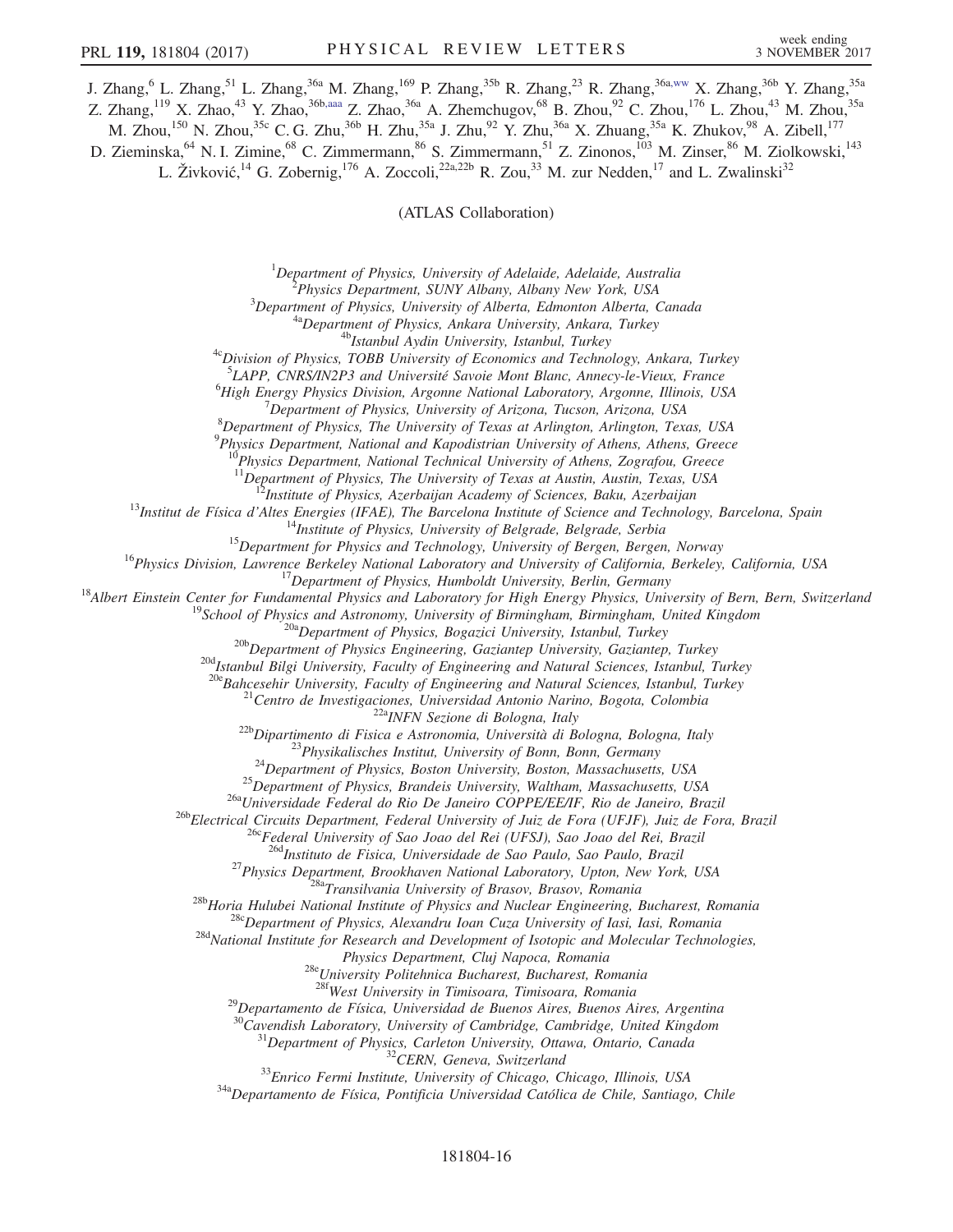J. Zhang,[6] L. Zhang,[51] L. Zhang,[36a] M. Zhang,[169] P. Zhang,[35b] R. Zhang,[23] R. Zhang,[36a,ww] X. Zhang,[36b] Y. Zhang,[35a] Z. Zhang,[119] X. Zhao,[43] Y. Zhao,[36b,aaa] Z. Zhao,[36a] A. Zhemchugov,[68] B. Zhou,[92] C. Zhou,[176] L. Zhou,[43] M. Zhou,[35a] M. Zhou,[150] N. Zhou,[35c] C. G. Zhu,[36b] H. Zhu,[35a] J. Zhu,[92] Y. Zhu,[36a] X. Zhuang,[35a] K. Zhukov,[98] A. Zibell,[177] D. Zieminska,[64] N. I. Zimine,[68] C. Zimmermann,[86] S. Zimmermann,[51] Z. Zinonos,[103] M. Zinser,[86] M. Ziolkowski,[143] L. Živković,[14] G. Zobernig,[176] A. Zoccoli,[22a,22b] R. Zou,[33] M. zur Nedden,[17] and L. Zwalinski[32]

(ATLAS Collaboration)

[1]*Department of Physics, University of Adelaide, Adelaide, Australia*
[2]*Physics Department, SUNY Albany, Albany New York, USA*
[3]*Department of Physics, University of Alberta, Edmonton Alberta, Canada*
[4a]*Department of Physics, Ankara University, Ankara, Turkey*
[4b]*Istanbul Aydin University, Istanbul, Turkey*
[4c]*Division of Physics, TOBB University of Economics and Technology, Ankara, Turkey*
[5]*LAPP, CNRS/IN2P3 and Université Savoie Mont Blanc, Annecy-le-Vieux, France*
[6]*High Energy Physics Division, Argonne National Laboratory, Argonne, Illinois, USA*
[7]*Department of Physics, University of Arizona, Tucson, Arizona, USA*
[8]*Department of Physics, The University of Texas at Arlington, Arlington, Texas, USA*
[9]*Physics Department, National and Kapodistrian University of Athens, Athens, Greece*
[10]*Physics Department, National Technical University of Athens, Zografou, Greece*
[11]*Department of Physics, The University of Texas at Austin, Austin, Texas, USA*
[12]*Institute of Physics, Azerbaijan Academy of Sciences, Baku, Azerbaijan*
[13]*Institut de Física d'Altes Energies (IFAE), The Barcelona Institute of Science and Technology, Barcelona, Spain*
[14]*Institute of Physics, University of Belgrade, Belgrade, Serbia*
[15]*Department for Physics and Technology, University of Bergen, Bergen, Norway*
[16]*Physics Division, Lawrence Berkeley National Laboratory and University of California, Berkeley, California, USA*
[17]*Department of Physics, Humboldt University, Berlin, Germany*
[18]*Albert Einstein Center for Fundamental Physics and Laboratory for High Energy Physics, University of Bern, Bern, Switzerland*
[19]*School of Physics and Astronomy, University of Birmingham, Birmingham, United Kingdom*
[20a]*Department of Physics, Bogazici University, Istanbul, Turkey*
[20b]*Department of Physics Engineering, Gaziantep University, Gaziantep, Turkey*
[20d]*Istanbul Bilgi University, Faculty of Engineering and Natural Sciences, Istanbul, Turkey*
[20e]*Bahcesehir University, Faculty of Engineering and Natural Sciences, Istanbul, Turkey*
[21]*Centro de Investigaciones, Universidad Antonio Narino, Bogota, Colombia*
[22a]*INFN Sezione di Bologna, Italy*
[22b]*Dipartimento di Fisica e Astronomia, Università di Bologna, Bologna, Italy*
[23]*Physikalisches Institut, University of Bonn, Bonn, Germany*
[24]*Department of Physics, Boston University, Boston, Massachusetts, USA*
[25]*Department of Physics, Brandeis University, Waltham, Massachusetts, USA*
[26a]*Universidade Federal do Rio De Janeiro COPPE/EE/IF, Rio de Janeiro, Brazil*
[26b]*Electrical Circuits Department, Federal University of Juiz de Fora (UFJF), Juiz de Fora, Brazil*
[26c]*Federal University of Sao Joao del Rei (UFSJ), Sao Joao del Rei, Brazil*
[26d]*Instituto de Fisica, Universidade de Sao Paulo, Sao Paulo, Brazil*
[27]*Physics Department, Brookhaven National Laboratory, Upton, New York, USA*
[28a]*Transilvania University of Brasov, Brasov, Romania*
[28b]*Horia Hulubei National Institute of Physics and Nuclear Engineering, Bucharest, Romania*
[28c]*Department of Physics, Alexandru Ioan Cuza University of Iasi, Iasi, Romania*
[28d]*National Institute for Research and Development of Isotopic and Molecular Technologies, Physics Department, Cluj Napoca, Romania*
[28e]*University Politehnica Bucharest, Bucharest, Romania*
[28f]*West University in Timisoara, Timisoara, Romania*
[29]*Departamento de Física, Universidad de Buenos Aires, Buenos Aires, Argentina*
[30]*Cavendish Laboratory, University of Cambridge, Cambridge, United Kingdom*
[31]*Department of Physics, Carleton University, Ottawa, Ontario, Canada*
[32]*CERN, Geneva, Switzerland*
[33]*Enrico Fermi Institute, University of Chicago, Chicago, Illinois, USA*
[34a]*Departamento de Física, Pontificia Universidad Católica de Chile, Santiago, Chile*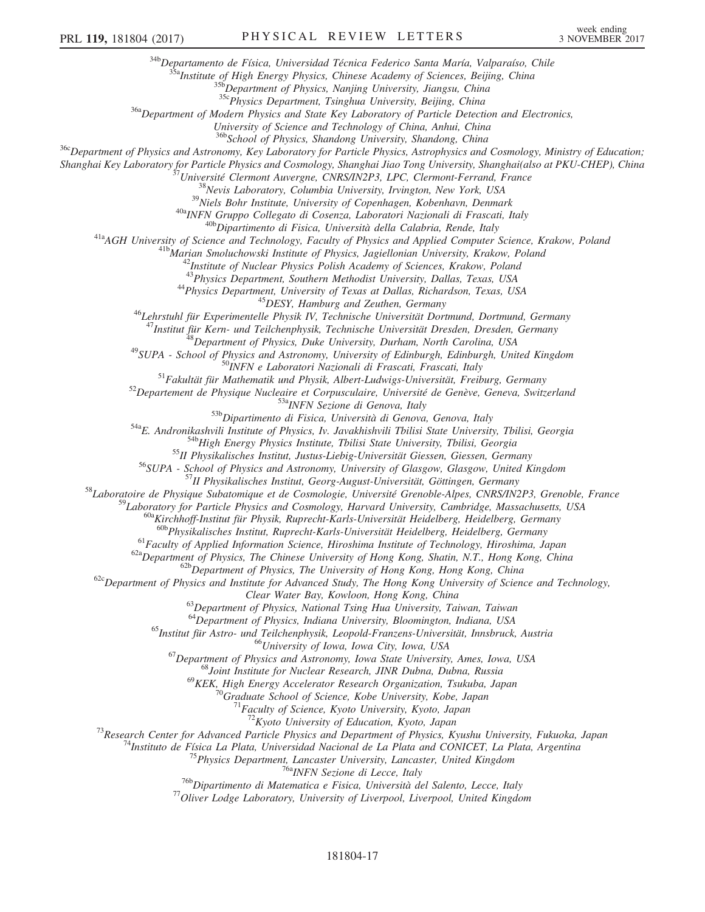[34b]Departamento de Física, Universidad Técnica Federico Santa María, Valparaíso, Chile
[35a]Institute of High Energy Physics, Chinese Academy of Sciences, Beijing, China
[35b]Department of Physics, Nanjing University, Jiangsu, China
[35c]Physics Department, Tsinghua University, Beijing, China
[36a]Department of Modern Physics and State Key Laboratory of Particle Detection and Electronics, University of Science and Technology of China, Anhui, China
[36b]School of Physics, Shandong University, Shandong, China
[36c]Department of Physics and Astronomy, Key Laboratory for Particle Physics, Astrophysics and Cosmology, Ministry of Education; Shanghai Key Laboratory for Particle Physics and Cosmology, Shanghai Jiao Tong University, Shanghai(also at PKU-CHEP), China
[37]Université Clermont Auvergne, CNRS/IN2P3, LPC, Clermont-Ferrand, France
[38]Nevis Laboratory, Columbia University, Irvington, New York, USA
[39]Niels Bohr Institute, University of Copenhagen, Kobenhavn, Denmark
[40a]INFN Gruppo Collegato di Cosenza, Laboratori Nazionali di Frascati, Italy
[40b]Dipartimento di Fisica, Università della Calabria, Rende, Italy
[41a]AGH University of Science and Technology, Faculty of Physics and Applied Computer Science, Krakow, Poland
[41b]Marian Smoluchowski Institute of Physics, Jagiellonian University, Krakow, Poland
[42]Institute of Nuclear Physics Polish Academy of Sciences, Krakow, Poland
[43]Physics Department, Southern Methodist University, Dallas, Texas, USA
[44]Physics Department, University of Texas at Dallas, Richardson, Texas, USA
[45]DESY, Hamburg and Zeuthen, Germany
[46]Lehrstuhl für Experimentelle Physik IV, Technische Universität Dortmund, Dortmund, Germany
[47]Institut für Kern- und Teilchenphysik, Technische Universität Dresden, Dresden, Germany
[48]Department of Physics, Duke University, Durham, North Carolina, USA
[49]SUPA - School of Physics and Astronomy, University of Edinburgh, Edinburgh, United Kingdom
[50]INFN e Laboratori Nazionali di Frascati, Frascati, Italy
[51]Fakultät für Mathematik und Physik, Albert-Ludwigs-Universität, Freiburg, Germany
[52]Departement de Physique Nucleaire et Corpusculaire, Université de Genève, Geneva, Switzerland
[53a]INFN Sezione di Genova, Italy
[53b]Dipartimento di Fisica, Università di Genova, Genova, Italy
[54a]E. Andronikashvili Institute of Physics, Iv. Javakhishvili Tbilisi State University, Tbilisi, Georgia
[54b]High Energy Physics Institute, Tbilisi State University, Tbilisi, Georgia
[55]II Physikalisches Institut, Justus-Liebig-Universität Giessen, Giessen, Germany
[56]SUPA - School of Physics and Astronomy, University of Glasgow, Glasgow, United Kingdom
[57]II Physikalisches Institut, Georg-August-Universität, Göttingen, Germany
[58]Laboratoire de Physique Subatomique et de Cosmologie, Université Grenoble-Alpes, CNRS/IN2P3, Grenoble, France
[59]Laboratory for Particle Physics and Cosmology, Harvard University, Cambridge, Massachusetts, USA
[60a]Kirchhoff-Institut für Physik, Ruprecht-Karls-Universität Heidelberg, Heidelberg, Germany
[60b]Physikalisches Institut, Ruprecht-Karls-Universität Heidelberg, Heidelberg, Germany
[61]Faculty of Applied Information Science, Hiroshima Institute of Technology, Hiroshima, Japan
[62a]Department of Physics, The Chinese University of Hong Kong, Shatin, N.T., Hong Kong, China
[62b]Department of Physics, The University of Hong Kong, Hong Kong, China
[62c]Department of Physics and Institute for Advanced Study, The Hong Kong University of Science and Technology, Clear Water Bay, Kowloon, Hong Kong, China
[63]Department of Physics, National Tsing Hua University, Taiwan, Taiwan
[64]Department of Physics, Indiana University, Bloomington, Indiana, USA
[65]Institut für Astro- und Teilchenphysik, Leopold-Franzens-Universität, Innsbruck, Austria
[66]University of Iowa, Iowa City, Iowa, USA
[67]Department of Physics and Astronomy, Iowa State University, Ames, Iowa, USA
[68]Joint Institute for Nuclear Research, JINR Dubna, Dubna, Russia
[69]KEK, High Energy Accelerator Research Organization, Tsukuba, Japan
[70]Graduate School of Science, Kobe University, Kobe, Japan
[71]Faculty of Science, Kyoto University, Kyoto, Japan
[72]Kyoto University of Education, Kyoto, Japan
[73]Research Center for Advanced Particle Physics and Department of Physics, Kyushu University, Fukuoka, Japan
[74]Instituto de Física La Plata, Universidad Nacional de La Plata and CONICET, La Plata, Argentina
[75]Physics Department, Lancaster University, Lancaster, United Kingdom
[76a]INFN Sezione di Lecce, Italy
[76b]Dipartimento di Matematica e Fisica, Università del Salento, Lecce, Italy
[77]Oliver Lodge Laboratory, University of Liverpool, Liverpool, United Kingdom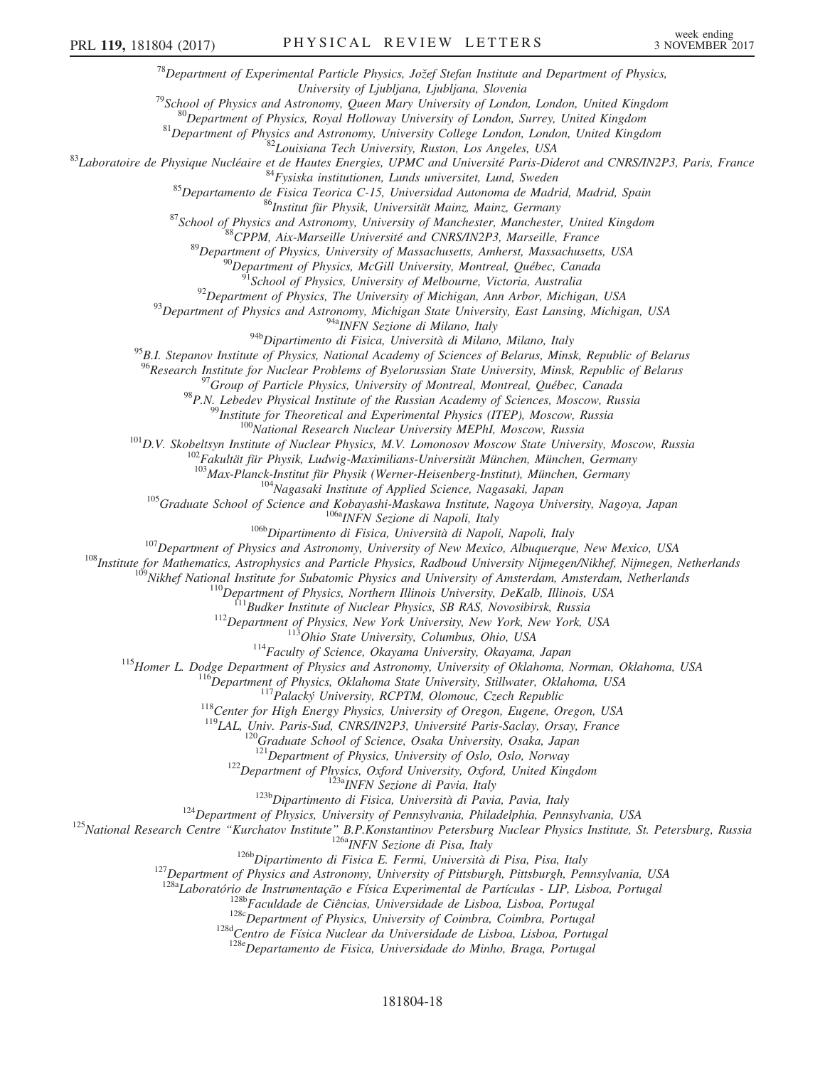[78]Department of Experimental Particle Physics, Jožef Stefan Institute and Department of Physics, University of Ljubljana, Ljubljana, Slovenia

[79]School of Physics and Astronomy, Queen Mary University of London, London, United Kingdom

[80]Department of Physics, Royal Holloway University of London, Surrey, United Kingdom

[81]Department of Physics and Astronomy, University College London, London, United Kingdom

[82]Louisiana Tech University, Ruston, Los Angeles, USA

[83]Laboratoire de Physique Nucléaire et de Hautes Energies, UPMC and Université Paris-Diderot and CNRS/IN2P3, Paris, France

[84]Fysiska institutionen, Lunds universitet, Lund, Sweden

[85]Departamento de Fisica Teorica C-15, Universidad Autonoma de Madrid, Madrid, Spain

[86]Institut für Physik, Universität Mainz, Mainz, Germany

[87]School of Physics and Astronomy, University of Manchester, Manchester, United Kingdom

[88]CPPM, Aix-Marseille Université and CNRS/IN2P3, Marseille, France

[89]Department of Physics, University of Massachusetts, Amherst, Massachusetts, USA

[90]Department of Physics, McGill University, Montreal, Québec, Canada

[91]School of Physics, University of Melbourne, Victoria, Australia

[92]Department of Physics, The University of Michigan, Ann Arbor, Michigan, USA

[93]Department of Physics and Astronomy, Michigan State University, East Lansing, Michigan, USA

[94a]INFN Sezione di Milano, Italy

[94b]Dipartimento di Fisica, Università di Milano, Milano, Italy

[95]B.I. Stepanov Institute of Physics, National Academy of Sciences of Belarus, Minsk, Republic of Belarus

[96]Research Institute for Nuclear Problems of Byelorussian State University, Minsk, Republic of Belarus

[97]Group of Particle Physics, University of Montreal, Montreal, Québec, Canada

[98]P.N. Lebedev Physical Institute of the Russian Academy of Sciences, Moscow, Russia

[99]Institute for Theoretical and Experimental Physics (ITEP), Moscow, Russia

[100]National Research Nuclear University MEPhI, Moscow, Russia

[101]D.V. Skobeltsyn Institute of Nuclear Physics, M.V. Lomonosov Moscow State University, Moscow, Russia

[102]Fakultät für Physik, Ludwig-Maximilians-Universität München, München, Germany

[103]Max-Planck-Institut für Physik (Werner-Heisenberg-Institut), München, Germany

[104]Nagasaki Institute of Applied Science, Nagasaki, Japan

[105]Graduate School of Science and Kobayashi-Maskawa Institute, Nagoya University, Nagoya, Japan

[106a]INFN Sezione di Napoli, Italy

[106b]Dipartimento di Fisica, Università di Napoli, Napoli, Italy

[107]Department of Physics and Astronomy, University of New Mexico, Albuquerque, New Mexico, USA

[108]Institute for Mathematics, Astrophysics and Particle Physics, Radboud University Nijmegen/Nikhef, Nijmegen, Netherlands

[109]Nikhef National Institute for Subatomic Physics and University of Amsterdam, Amsterdam, Netherlands

[110]Department of Physics, Northern Illinois University, DeKalb, Illinois, USA

[111]Budker Institute of Nuclear Physics, SB RAS, Novosibirsk, Russia

[112]Department of Physics, New York University, New York, New York, USA

[113]Ohio State University, Columbus, Ohio, USA

[114]Faculty of Science, Okayama University, Okayama, Japan

[115]Homer L. Dodge Department of Physics and Astronomy, University of Oklahoma, Norman, Oklahoma, USA

[116]Department of Physics, Oklahoma State University, Stillwater, Oklahoma, USA

[117]Palacký University, RCPTM, Olomouc, Czech Republic

[118]Center for High Energy Physics, University of Oregon, Eugene, Oregon, USA

[119]LAL, Univ. Paris-Sud, CNRS/IN2P3, Université Paris-Saclay, Orsay, France

[120]Graduate School of Science, Osaka University, Osaka, Japan

[121]Department of Physics, University of Oslo, Oslo, Norway

[122]Department of Physics, Oxford University, Oxford, United Kingdom

[123a]INFN Sezione di Pavia, Italy

[123b]Dipartimento di Fisica, Università di Pavia, Pavia, Italy

[124]Department of Physics, University of Pennsylvania, Philadelphia, Pennsylvania, USA

[125]National Research Centre "Kurchatov Institute" B.P.Konstantinov Petersburg Nuclear Physics Institute, St. Petersburg, Russia

[126a]INFN Sezione di Pisa, Italy

[126b]Dipartimento di Fisica E. Fermi, Università di Pisa, Pisa, Italy

[127]Department of Physics and Astronomy, University of Pittsburgh, Pittsburgh, Pennsylvania, USA

[128a]Laboratório de Instrumentação e Física Experimental de Partículas - LIP, Lisboa, Portugal

[128b]Faculdade de Ciências, Universidade de Lisboa, Lisboa, Portugal

[128c]Department of Physics, University of Coimbra, Coimbra, Portugal

[128d]Centro de Física Nuclear da Universidade de Lisboa, Lisboa, Portugal

[128e]Departamento de Fisica, Universidade do Minho, Braga, Portugal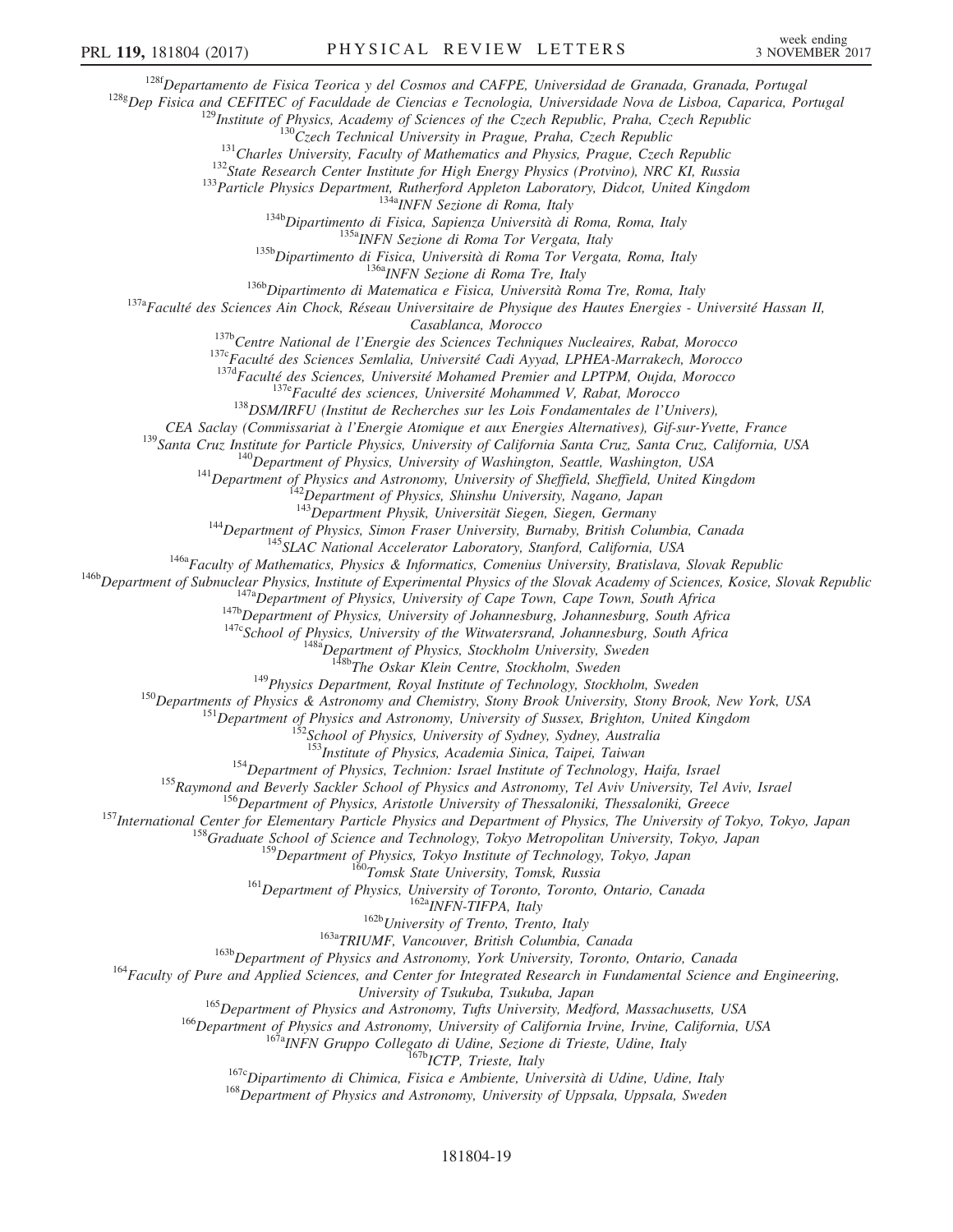[128f]Departamento de Fisica Teorica y del Cosmos and CAFPE, Universidad de Granada, Granada, Portugal
[128g]Dep Fisica and CEFITEC of Faculdade de Ciencias e Tecnologia, Universidade Nova de Lisboa, Caparica, Portugal
[129]Institute of Physics, Academy of Sciences of the Czech Republic, Praha, Czech Republic
[130]Czech Technical University in Prague, Praha, Czech Republic
[131]Charles University, Faculty of Mathematics and Physics, Prague, Czech Republic
[132]State Research Center Institute for High Energy Physics (Protvino), NRC KI, Russia
[133]Particle Physics Department, Rutherford Appleton Laboratory, Didcot, United Kingdom
[134a]INFN Sezione di Roma, Italy
[134b]Dipartimento di Fisica, Sapienza Università di Roma, Roma, Italy
[135a]INFN Sezione di Roma Tor Vergata, Italy
[135b]Dipartimento di Fisica, Università di Roma Tor Vergata, Roma, Italy
[136a]INFN Sezione di Roma Tre, Italy
[136b]Dipartimento di Matematica e Fisica, Università Roma Tre, Roma, Italy
[137a]Faculté des Sciences Ain Chock, Réseau Universitaire de Physique des Hautes Energies - Université Hassan II, Casablanca, Morocco
[137b]Centre National de l'Energie des Sciences Techniques Nucleaires, Rabat, Morocco
[137c]Faculté des Sciences Semlalia, Université Cadi Ayyad, LPHEA-Marrakech, Morocco
[137d]Faculté des Sciences, Université Mohamed Premier and LPTPM, Oujda, Morocco
[137e]Faculté des sciences, Université Mohammed V, Rabat, Morocco
[138]DSM/IRFU (Institut de Recherches sur les Lois Fondamentales de l'Univers), CEA Saclay (Commissariat à l'Energie Atomique et aux Energies Alternatives), Gif-sur-Yvette, France
[139]Santa Cruz Institute for Particle Physics, University of California Santa Cruz, Santa Cruz, California, USA
[140]Department of Physics, University of Washington, Seattle, Washington, USA
[141]Department of Physics and Astronomy, University of Sheffield, Sheffield, United Kingdom
[142]Department of Physics, Shinshu University, Nagano, Japan
[143]Department Physik, Universität Siegen, Siegen, Germany
[144]Department of Physics, Simon Fraser University, Burnaby, British Columbia, Canada
[145]SLAC National Accelerator Laboratory, Stanford, California, USA
[146a]Faculty of Mathematics, Physics & Informatics, Comenius University, Bratislava, Slovak Republic
[146b]Department of Subnuclear Physics, Institute of Experimental Physics of the Slovak Academy of Sciences, Kosice, Slovak Republic
[147a]Department of Physics, University of Cape Town, Cape Town, South Africa
[147b]Department of Physics, University of Johannesburg, Johannesburg, South Africa
[147c]School of Physics, University of the Witwatersrand, Johannesburg, South Africa
[148a]Department of Physics, Stockholm University, Sweden
[148b]The Oskar Klein Centre, Stockholm, Sweden
[149]Physics Department, Royal Institute of Technology, Stockholm, Sweden
[150]Departments of Physics & Astronomy and Chemistry, Stony Brook University, Stony Brook, New York, USA
[151]Department of Physics and Astronomy, University of Sussex, Brighton, United Kingdom
[152]School of Physics, University of Sydney, Sydney, Australia
[153]Institute of Physics, Academia Sinica, Taipei, Taiwan
[154]Department of Physics, Technion: Israel Institute of Technology, Haifa, Israel
[155]Raymond and Beverly Sackler School of Physics and Astronomy, Tel Aviv University, Tel Aviv, Israel
[156]Department of Physics, Aristotle University of Thessaloniki, Thessaloniki, Greece
[157]International Center for Elementary Particle Physics and Department of Physics, The University of Tokyo, Tokyo, Japan
[158]Graduate School of Science and Technology, Tokyo Metropolitan University, Tokyo, Japan
[159]Department of Physics, Tokyo Institute of Technology, Tokyo, Japan
[160]Tomsk State University, Tomsk, Russia
[161]Department of Physics, University of Toronto, Toronto, Ontario, Canada
[162a]INFN-TIFPA, Italy
[162b]University of Trento, Trento, Italy
[163a]TRIUMF, Vancouver, British Columbia, Canada
[163b]Department of Physics and Astronomy, York University, Toronto, Ontario, Canada
[164]Faculty of Pure and Applied Sciences, and Center for Integrated Research in Fundamental Science and Engineering, University of Tsukuba, Tsukuba, Japan
[165]Department of Physics and Astronomy, Tufts University, Medford, Massachusetts, USA
[166]Department of Physics and Astronomy, University of California Irvine, Irvine, California, USA
[167a]INFN Gruppo Collegato di Udine, Sezione di Trieste, Udine, Italy
[167b]ICTP, Trieste, Italy
[167c]Dipartimento di Chimica, Fisica e Ambiente, Università di Udine, Udine, Italy
[168]Department of Physics and Astronomy, University of Uppsala, Uppsala, Sweden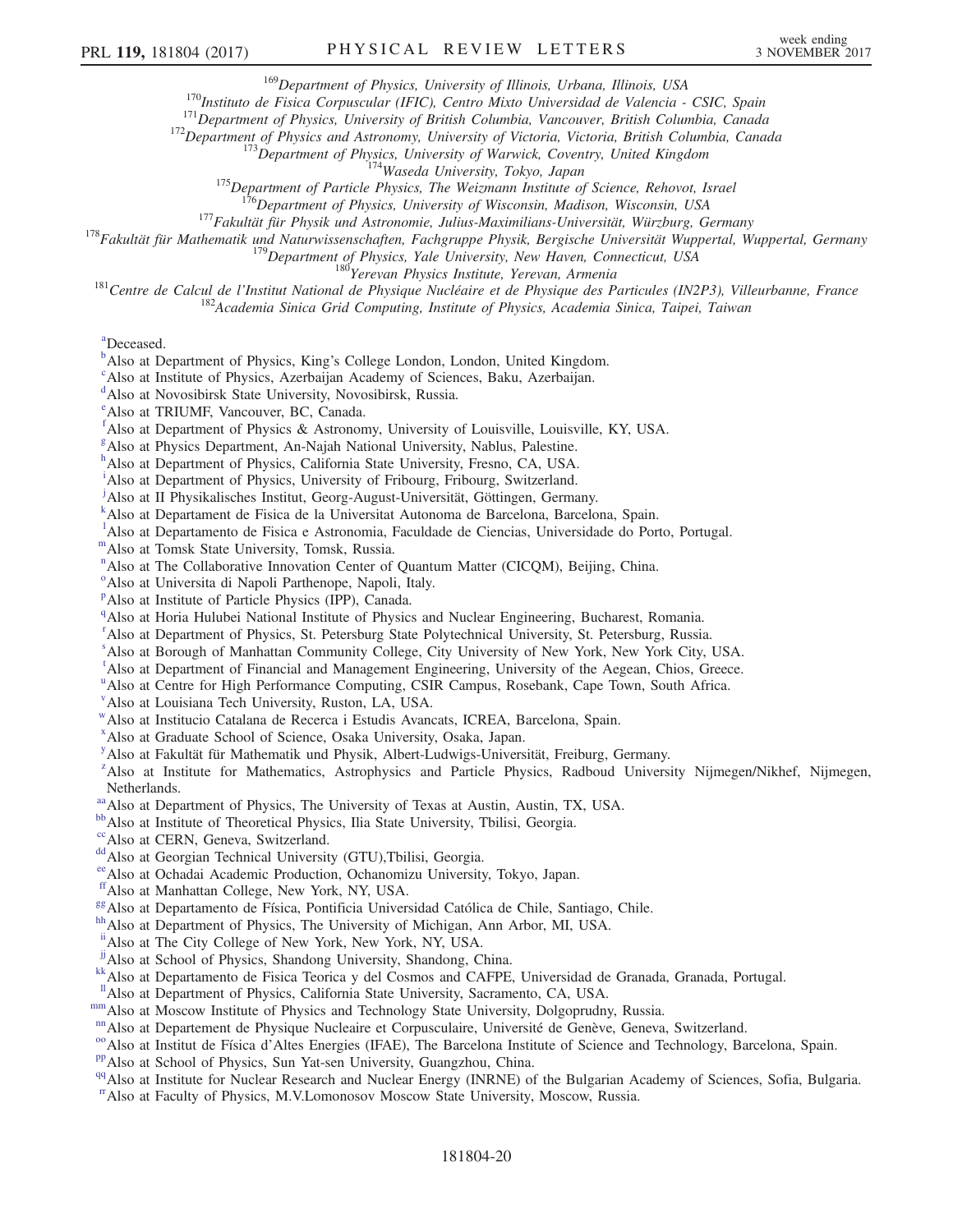[169]Department of Physics, University of Illinois, Urbana, Illinois, USA
[170]Instituto de Fisica Corpuscular (IFIC), Centro Mixto Universidad de Valencia - CSIC, Spain
[171]Department of Physics, University of British Columbia, Vancouver, British Columbia, Canada
[172]Department of Physics and Astronomy, University of Victoria, Victoria, British Columbia, Canada
[173]Department of Physics, University of Warwick, Coventry, United Kingdom
[174]Waseda University, Tokyo, Japan
[175]Department of Particle Physics, The Weizmann Institute of Science, Rehovot, Israel
[176]Department of Physics, University of Wisconsin, Madison, Wisconsin, USA
[177]Fakultät für Physik und Astronomie, Julius-Maximilians-Universität, Würzburg, Germany
[178]Fakultät für Mathematik und Naturwissenschaften, Fachgruppe Physik, Bergische Universität Wuppertal, Wuppertal, Germany
[179]Department of Physics, Yale University, New Haven, Connecticut, USA
[180]Yerevan Physics Institute, Yerevan, Armenia
[181]Centre de Calcul de l'Institut National de Physique Nucléaire et de Physique des Particules (IN2P3), Villeurbanne, France
[182]Academia Sinica Grid Computing, Institute of Physics, Academia Sinica, Taipei, Taiwan

[a]Deceased.
[b]Also at Department of Physics, King's College London, London, United Kingdom.
[c]Also at Institute of Physics, Azerbaijan Academy of Sciences, Baku, Azerbaijan.
[d]Also at Novosibirsk State University, Novosibirsk, Russia.
[e]Also at TRIUMF, Vancouver, BC, Canada.
[f]Also at Department of Physics & Astronomy, University of Louisville, Louisville, KY, USA.
[g]Also at Physics Department, An-Najah National University, Nablus, Palestine.
[h]Also at Department of Physics, California State University, Fresno, CA, USA.
[i]Also at Department of Physics, University of Fribourg, Fribourg, Switzerland.
[j]Also at II Physikalisches Institut, Georg-August-Universität, Göttingen, Germany.
[k]Also at Departament de Fisica de la Universitat Autonoma de Barcelona, Barcelona, Spain.
[l]Also at Departamento de Fisica e Astronomia, Faculdade de Ciencias, Universidade do Porto, Portugal.
[m]Also at Tomsk State University, Tomsk, Russia.
[n]Also at The Collaborative Innovation Center of Quantum Matter (CICQM), Beijing, China.
[o]Also at Universita di Napoli Parthenope, Napoli, Italy.
[p]Also at Institute of Particle Physics (IPP), Canada.
[q]Also at Horia Hulubei National Institute of Physics and Nuclear Engineering, Bucharest, Romania.
[r]Also at Department of Physics, St. Petersburg State Polytechnical University, St. Petersburg, Russia.
[s]Also at Borough of Manhattan Community College, City University of New York, New York City, USA.
[t]Also at Department of Financial and Management Engineering, University of the Aegean, Chios, Greece.
[u]Also at Centre for High Performance Computing, CSIR Campus, Rosebank, Cape Town, South Africa.
[v]Also at Louisiana Tech University, Ruston, LA, USA.
[w]Also at Institucio Catalana de Recerca i Estudis Avancats, ICREA, Barcelona, Spain.
[x]Also at Graduate School of Science, Osaka University, Osaka, Japan.
[y]Also at Fakultät für Mathematik und Physik, Albert-Ludwigs-Universität, Freiburg, Germany.
[z]Also at Institute for Mathematics, Astrophysics and Particle Physics, Radboud University Nijmegen/Nikhef, Nijmegen, Netherlands.
[aa]Also at Department of Physics, The University of Texas at Austin, Austin, TX, USA.
[bb]Also at Institute of Theoretical Physics, Ilia State University, Tbilisi, Georgia.
[cc]Also at CERN, Geneva, Switzerland.
[dd]Also at Georgian Technical University (GTU),Tbilisi, Georgia.
[ee]Also at Ochadai Academic Production, Ochanomizu University, Tokyo, Japan.
[ff]Also at Manhattan College, New York, NY, USA.
[gg]Also at Departamento de Física, Pontificia Universidad Católica de Chile, Santiago, Chile.
[hh]Also at Department of Physics, The University of Michigan, Ann Arbor, MI, USA.
[ii]Also at The City College of New York, New York, NY, USA.
[jj]Also at School of Physics, Shandong University, Shandong, China.
[kk]Also at Departamento de Fisica Teorica y del Cosmos and CAFPE, Universidad de Granada, Granada, Portugal.
[ll]Also at Department of Physics, California State University, Sacramento, CA, USA.
[mm]Also at Moscow Institute of Physics and Technology State University, Dolgoprudny, Russia.
[nn]Also at Departement de Physique Nucleaire et Corpusculaire, Université de Genève, Geneva, Switzerland.
[oo]Also at Institut de Física d'Altes Energies (IFAE), The Barcelona Institute of Science and Technology, Barcelona, Spain.
[pp]Also at School of Physics, Sun Yat-sen University, Guangzhou, China.
[qq]Also at Institute for Nuclear Research and Nuclear Energy (INRNE) of the Bulgarian Academy of Sciences, Sofia, Bulgaria.
[rr]Also at Faculty of Physics, M.V.Lomonosov Moscow State University, Moscow, Russia.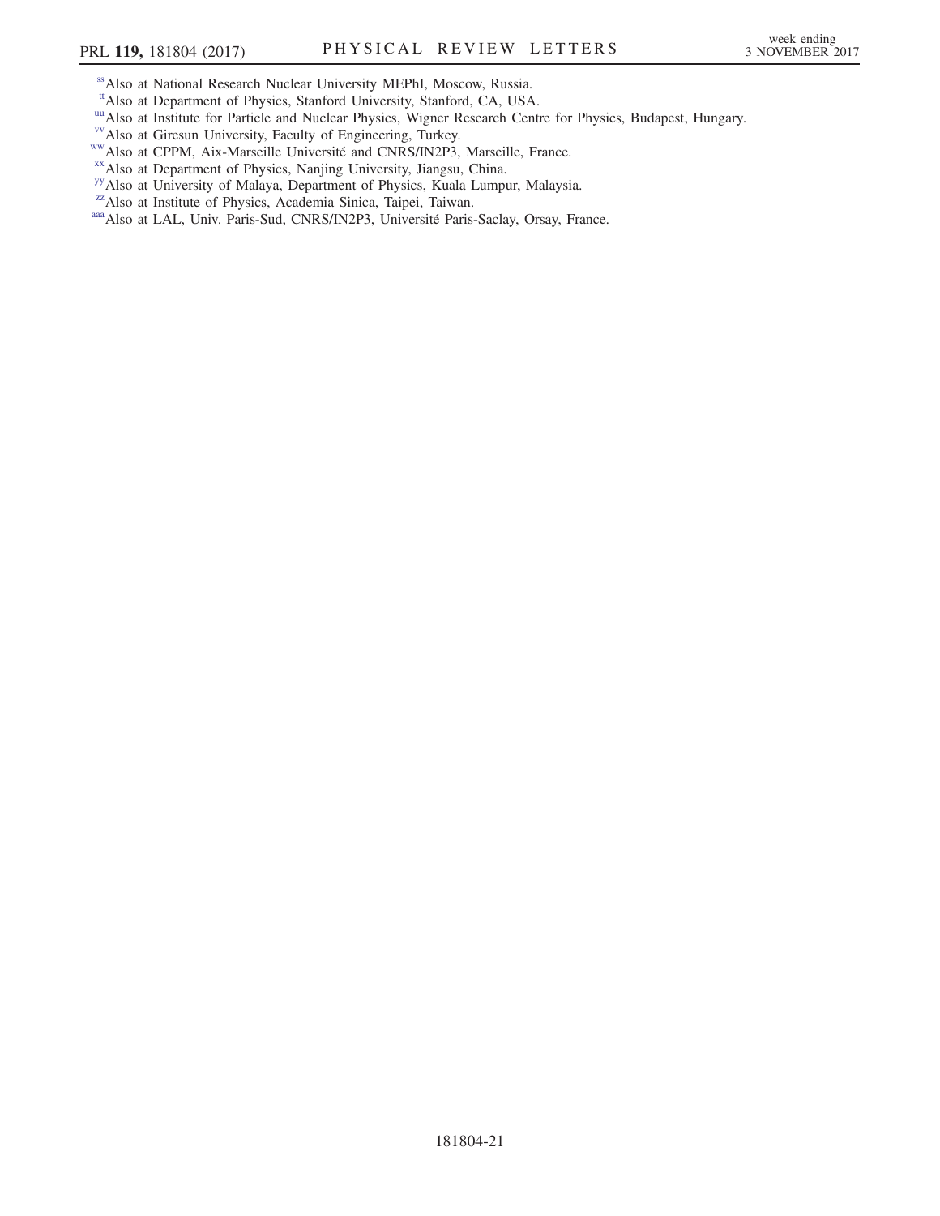[ss]Also at National Research Nuclear University MEPhI, Moscow, Russia.

[tt]Also at Department of Physics, Stanford University, Stanford, CA, USA.

[uu]Also at Institute for Particle and Nuclear Physics, Wigner Research Centre for Physics, Budapest, Hungary.

[vv]Also at Giresun University, Faculty of Engineering, Turkey.

[ww]Also at CPPM, Aix-Marseille Université and CNRS/IN2P3, Marseille, France.

[xx]Also at Department of Physics, Nanjing University, Jiangsu, China.

[yy]Also at University of Malaya, Department of Physics, Kuala Lumpur, Malaysia.

[zz]Also at Institute of Physics, Academia Sinica, Taipei, Taiwan.

[aaa]Also at LAL, Univ. Paris-Sud, CNRS/IN2P3, Université Paris-Saclay, Orsay, France.